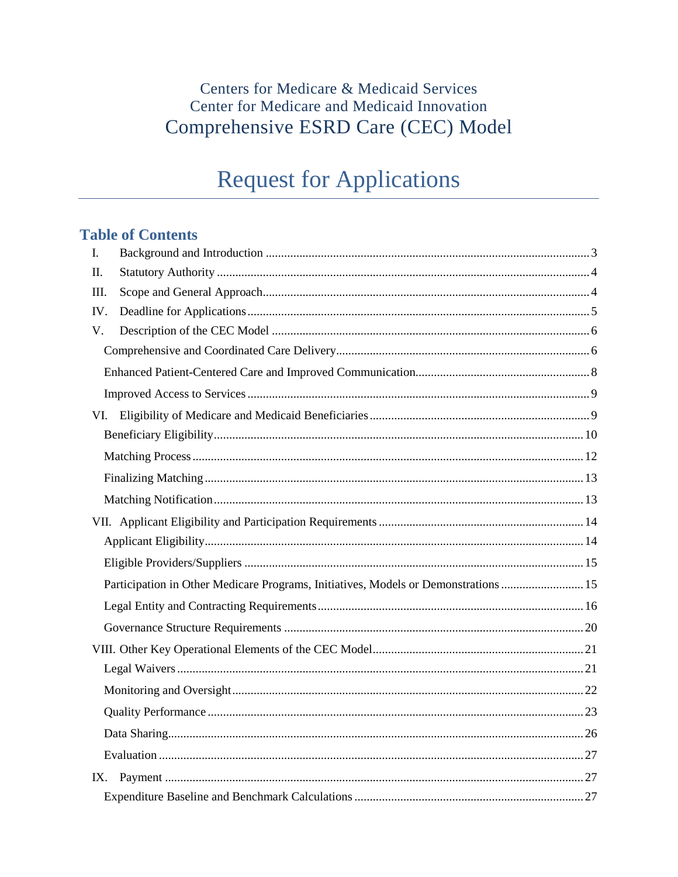Centers for Medicare & Medicaid Services
Center for Medicare and Medicaid Innovation

# Comprehensive ESRD Care (CEC) Model

# Request for Applications

## Table of Contents

- I. Background and Introduction ... 3
- II. Statutory Authority ... 4
- III. Scope and General Approach ... 4
- IV. Deadline for Applications ... 5
- V. Description of the CEC Model ... 6
  - Comprehensive and Coordinated Care Delivery ... 6
  - Enhanced Patient-Centered Care and Improved Communication ... 8
  - Improved Access to Services ... 9
- VI. Eligibility of Medicare and Medicaid Beneficiaries ... 9
  - Beneficiary Eligibility ... 10
  - Matching Process ... 12
  - Finalizing Matching ... 13
  - Matching Notification ... 13
- VII. Applicant Eligibility and Participation Requirements ... 14
  - Applicant Eligibility ... 14
  - Eligible Providers/Suppliers ... 15
  - Participation in Other Medicare Programs, Initiatives, Models or Demonstrations ... 15
  - Legal Entity and Contracting Requirements ... 16
  - Governance Structure Requirements ... 20
- VIII. Other Key Operational Elements of the CEC Model ... 21
  - Legal Waivers ... 21
  - Monitoring and Oversight ... 22
  - Quality Performance ... 23
  - Data Sharing ... 26
  - Evaluation ... 27
- IX. Payment ... 27
  - Expenditure Baseline and Benchmark Calculations ... 27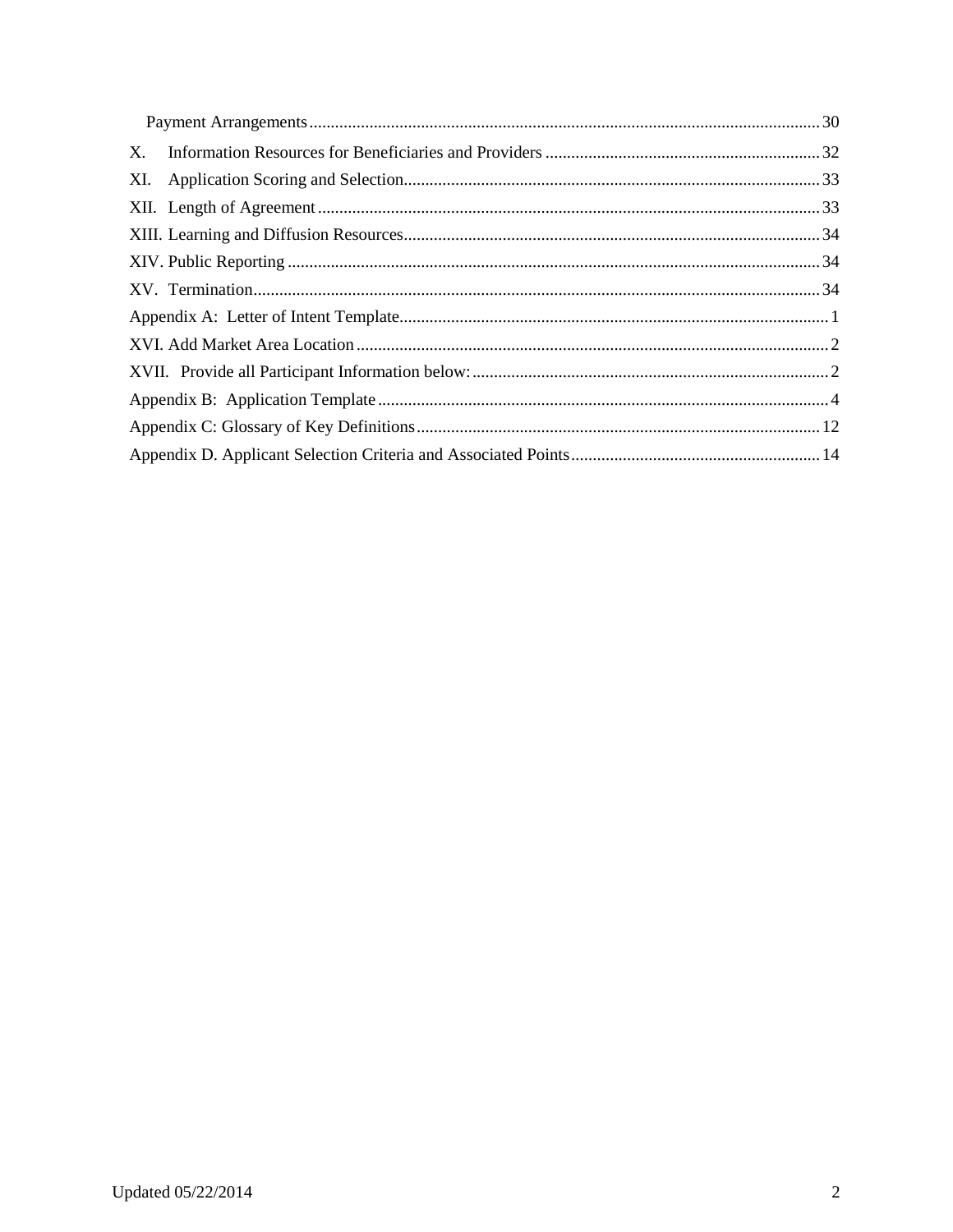Payment Arrangements ........ 30

X. Information Resources for Beneficiaries and Providers ........ 32

XI. Application Scoring and Selection ........ 33

XII. Length of Agreement ........ 33

XIII. Learning and Diffusion Resources ........ 34

XIV. Public Reporting ........ 34

XV. Termination ........ 34

Appendix A: Letter of Intent Template ........ 1

XVI. Add Market Area Location ........ 2

XVII. Provide all Participant Information below: ........ 2

Appendix B: Application Template ........ 4

Appendix C: Glossary of Key Definitions ........ 12

Appendix D. Applicant Selection Criteria and Associated Points ........ 14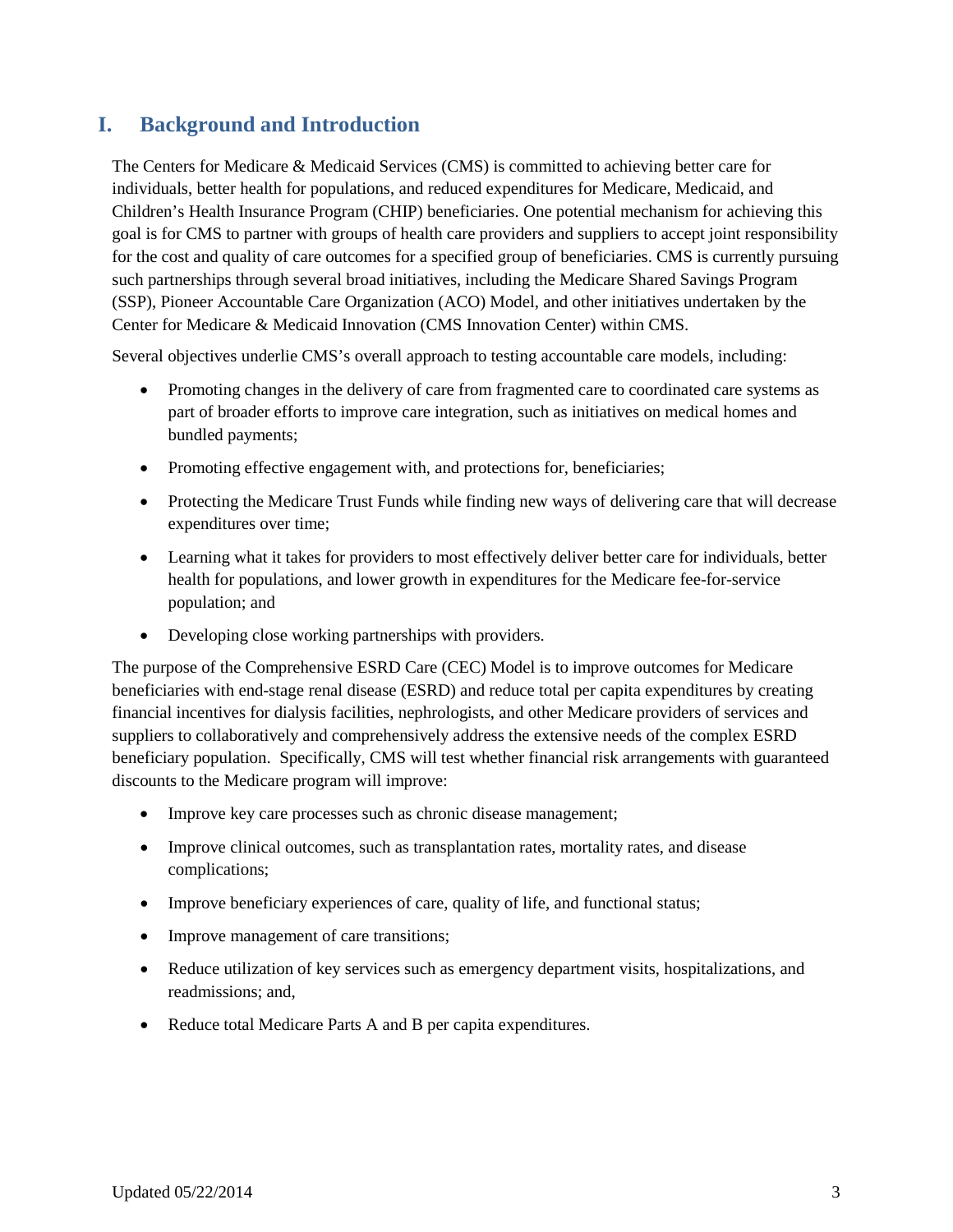## I. Background and Introduction

The Centers for Medicare & Medicaid Services (CMS) is committed to achieving better care for individuals, better health for populations, and reduced expenditures for Medicare, Medicaid, and Children's Health Insurance Program (CHIP) beneficiaries. One potential mechanism for achieving this goal is for CMS to partner with groups of health care providers and suppliers to accept joint responsibility for the cost and quality of care outcomes for a specified group of beneficiaries. CMS is currently pursuing such partnerships through several broad initiatives, including the Medicare Shared Savings Program (SSP), Pioneer Accountable Care Organization (ACO) Model, and other initiatives undertaken by the Center for Medicare & Medicaid Innovation (CMS Innovation Center) within CMS.

Several objectives underlie CMS's overall approach to testing accountable care models, including:

- Promoting changes in the delivery of care from fragmented care to coordinated care systems as part of broader efforts to improve care integration, such as initiatives on medical homes and bundled payments;
- Promoting effective engagement with, and protections for, beneficiaries;
- Protecting the Medicare Trust Funds while finding new ways of delivering care that will decrease expenditures over time;
- Learning what it takes for providers to most effectively deliver better care for individuals, better health for populations, and lower growth in expenditures for the Medicare fee-for-service population; and
- Developing close working partnerships with providers.

The purpose of the Comprehensive ESRD Care (CEC) Model is to improve outcomes for Medicare beneficiaries with end-stage renal disease (ESRD) and reduce total per capita expenditures by creating financial incentives for dialysis facilities, nephrologists, and other Medicare providers of services and suppliers to collaboratively and comprehensively address the extensive needs of the complex ESRD beneficiary population. Specifically, CMS will test whether financial risk arrangements with guaranteed discounts to the Medicare program will improve:

- Improve key care processes such as chronic disease management;
- Improve clinical outcomes, such as transplantation rates, mortality rates, and disease complications;
- Improve beneficiary experiences of care, quality of life, and functional status;
- Improve management of care transitions;
- Reduce utilization of key services such as emergency department visits, hospitalizations, and readmissions; and,
- Reduce total Medicare Parts A and B per capita expenditures.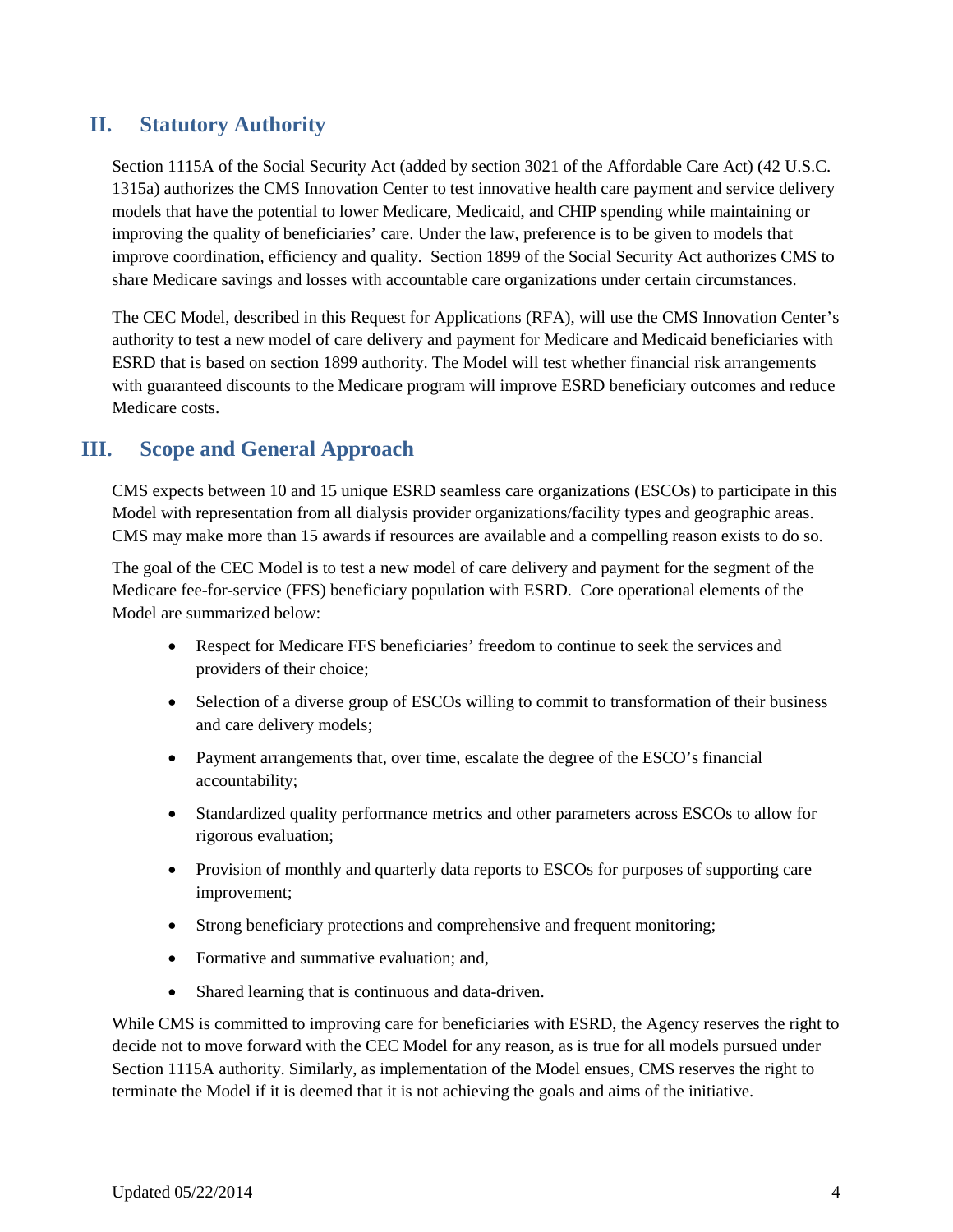## II. Statutory Authority

Section 1115A of the Social Security Act (added by section 3021 of the Affordable Care Act) (42 U.S.C. 1315a) authorizes the CMS Innovation Center to test innovative health care payment and service delivery models that have the potential to lower Medicare, Medicaid, and CHIP spending while maintaining or improving the quality of beneficiaries' care. Under the law, preference is to be given to models that improve coordination, efficiency and quality. Section 1899 of the Social Security Act authorizes CMS to share Medicare savings and losses with accountable care organizations under certain circumstances.

The CEC Model, described in this Request for Applications (RFA), will use the CMS Innovation Center's authority to test a new model of care delivery and payment for Medicare and Medicaid beneficiaries with ESRD that is based on section 1899 authority. The Model will test whether financial risk arrangements with guaranteed discounts to the Medicare program will improve ESRD beneficiary outcomes and reduce Medicare costs.

## III. Scope and General Approach

CMS expects between 10 and 15 unique ESRD seamless care organizations (ESCOs) to participate in this Model with representation from all dialysis provider organizations/facility types and geographic areas. CMS may make more than 15 awards if resources are available and a compelling reason exists to do so.

The goal of the CEC Model is to test a new model of care delivery and payment for the segment of the Medicare fee-for-service (FFS) beneficiary population with ESRD. Core operational elements of the Model are summarized below:

- Respect for Medicare FFS beneficiaries' freedom to continue to seek the services and providers of their choice;
- Selection of a diverse group of ESCOs willing to commit to transformation of their business and care delivery models;
- Payment arrangements that, over time, escalate the degree of the ESCO's financial accountability;
- Standardized quality performance metrics and other parameters across ESCOs to allow for rigorous evaluation;
- Provision of monthly and quarterly data reports to ESCOs for purposes of supporting care improvement;
- Strong beneficiary protections and comprehensive and frequent monitoring;
- Formative and summative evaluation; and,
- Shared learning that is continuous and data-driven.

While CMS is committed to improving care for beneficiaries with ESRD, the Agency reserves the right to decide not to move forward with the CEC Model for any reason, as is true for all models pursued under Section 1115A authority. Similarly, as implementation of the Model ensues, CMS reserves the right to terminate the Model if it is deemed that it is not achieving the goals and aims of the initiative.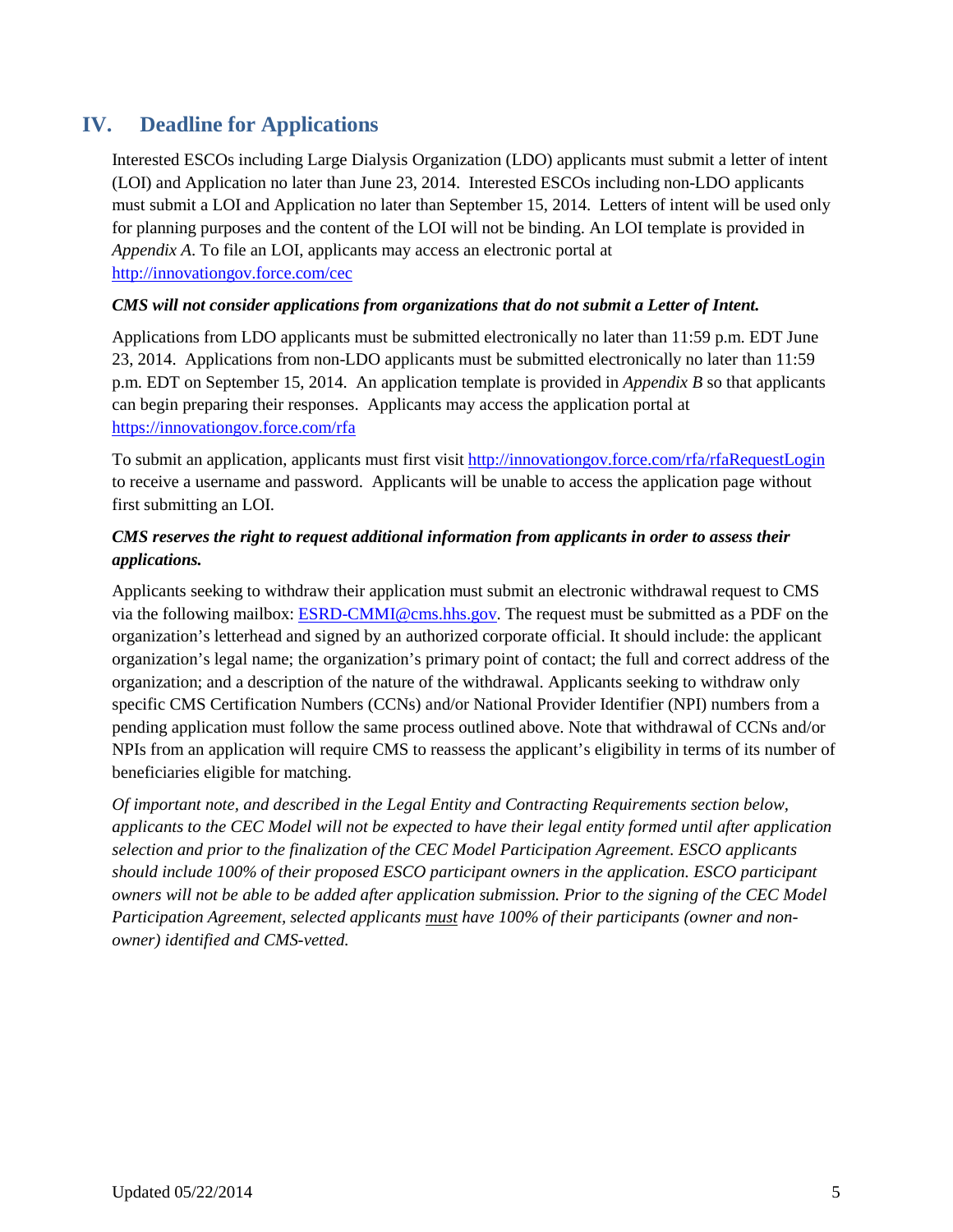## IV. Deadline for Applications

Interested ESCOs including Large Dialysis Organization (LDO) applicants must submit a letter of intent (LOI) and Application no later than June 23, 2014. Interested ESCOs including non-LDO applicants must submit a LOI and Application no later than September 15, 2014. Letters of intent will be used only for planning purposes and the content of the LOI will not be binding. An LOI template is provided in *Appendix A*. To file an LOI, applicants may access an electronic portal at http://innovationgov.force.com/cec

***CMS will not consider applications from organizations that do not submit a Letter of Intent.***

Applications from LDO applicants must be submitted electronically no later than 11:59 p.m. EDT June 23, 2014. Applications from non-LDO applicants must be submitted electronically no later than 11:59 p.m. EDT on September 15, 2014. An application template is provided in *Appendix B* so that applicants can begin preparing their responses. Applicants may access the application portal at https://innovationgov.force.com/rfa

To submit an application, applicants must first visit http://innovationgov.force.com/rfa/rfaRequestLogin to receive a username and password. Applicants will be unable to access the application page without first submitting an LOI.

***CMS reserves the right to request additional information from applicants in order to assess their applications.***

Applicants seeking to withdraw their application must submit an electronic withdrawal request to CMS via the following mailbox: ESRD-CMMI@cms.hhs.gov. The request must be submitted as a PDF on the organization's letterhead and signed by an authorized corporate official. It should include: the applicant organization's legal name; the organization's primary point of contact; the full and correct address of the organization; and a description of the nature of the withdrawal. Applicants seeking to withdraw only specific CMS Certification Numbers (CCNs) and/or National Provider Identifier (NPI) numbers from a pending application must follow the same process outlined above. Note that withdrawal of CCNs and/or NPIs from an application will require CMS to reassess the applicant's eligibility in terms of its number of beneficiaries eligible for matching.

*Of important note, and described in the Legal Entity and Contracting Requirements section below, applicants to the CEC Model will not be expected to have their legal entity formed until after application selection and prior to the finalization of the CEC Model Participation Agreement. ESCO applicants should include 100% of their proposed ESCO participant owners in the application. ESCO participant owners will not be able to be added after application submission. Prior to the signing of the CEC Model Participation Agreement, selected applicants <u>must</u> have 100% of their participants (owner and non-owner) identified and CMS-vetted.*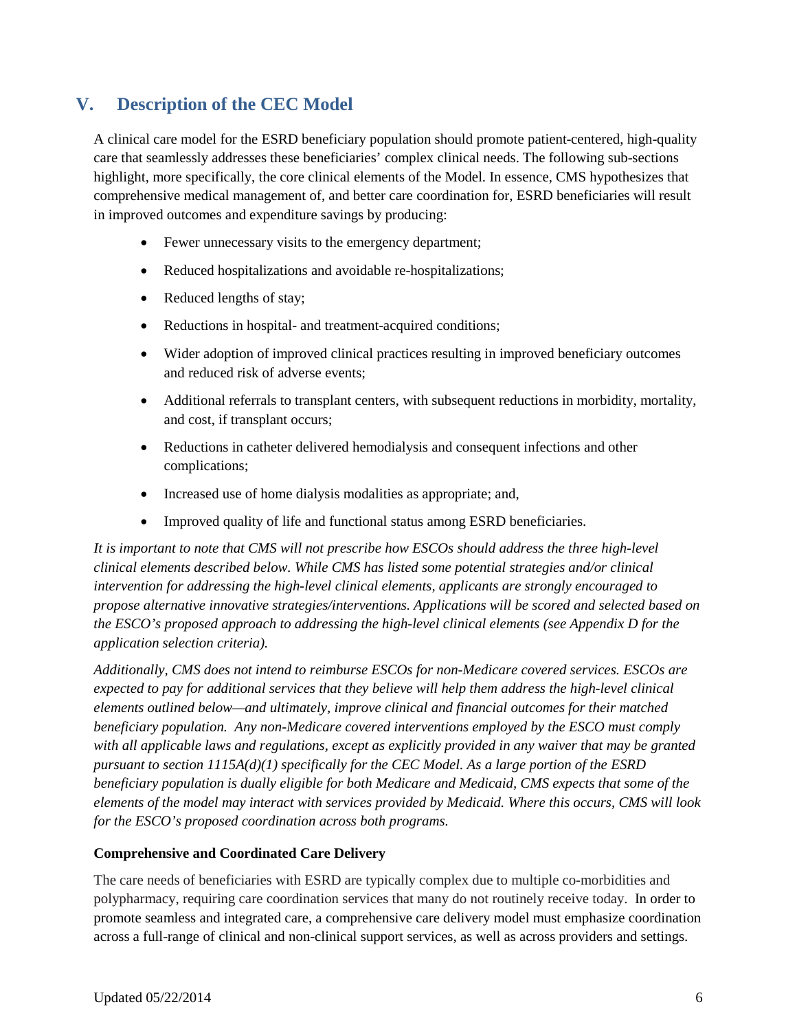## V. Description of the CEC Model

A clinical care model for the ESRD beneficiary population should promote patient-centered, high-quality care that seamlessly addresses these beneficiaries' complex clinical needs. The following sub-sections highlight, more specifically, the core clinical elements of the Model. In essence, CMS hypothesizes that comprehensive medical management of, and better care coordination for, ESRD beneficiaries will result in improved outcomes and expenditure savings by producing:

- Fewer unnecessary visits to the emergency department;
- Reduced hospitalizations and avoidable re-hospitalizations;
- Reduced lengths of stay;
- Reductions in hospital- and treatment-acquired conditions;
- Wider adoption of improved clinical practices resulting in improved beneficiary outcomes and reduced risk of adverse events;
- Additional referrals to transplant centers, with subsequent reductions in morbidity, mortality, and cost, if transplant occurs;
- Reductions in catheter delivered hemodialysis and consequent infections and other complications;
- Increased use of home dialysis modalities as appropriate; and,
- Improved quality of life and functional status among ESRD beneficiaries.

*It is important to note that CMS will not prescribe how ESCOs should address the three high-level clinical elements described below. While CMS has listed some potential strategies and/or clinical intervention for addressing the high-level clinical elements, applicants are strongly encouraged to propose alternative innovative strategies/interventions. Applications will be scored and selected based on the ESCO's proposed approach to addressing the high-level clinical elements (see Appendix D for the application selection criteria).*

*Additionally, CMS does not intend to reimburse ESCOs for non-Medicare covered services. ESCOs are expected to pay for additional services that they believe will help them address the high-level clinical elements outlined below—and ultimately, improve clinical and financial outcomes for their matched beneficiary population. Any non-Medicare covered interventions employed by the ESCO must comply with all applicable laws and regulations, except as explicitly provided in any waiver that may be granted pursuant to section 1115A(d)(1) specifically for the CEC Model. As a large portion of the ESRD beneficiary population is dually eligible for both Medicare and Medicaid, CMS expects that some of the elements of the model may interact with services provided by Medicaid. Where this occurs, CMS will look for the ESCO's proposed coordination across both programs.*

**Comprehensive and Coordinated Care Delivery**

The care needs of beneficiaries with ESRD are typically complex due to multiple co-morbidities and polypharmacy, requiring care coordination services that many do not routinely receive today. In order to promote seamless and integrated care, a comprehensive care delivery model must emphasize coordination across a full-range of clinical and non-clinical support services, as well as across providers and settings.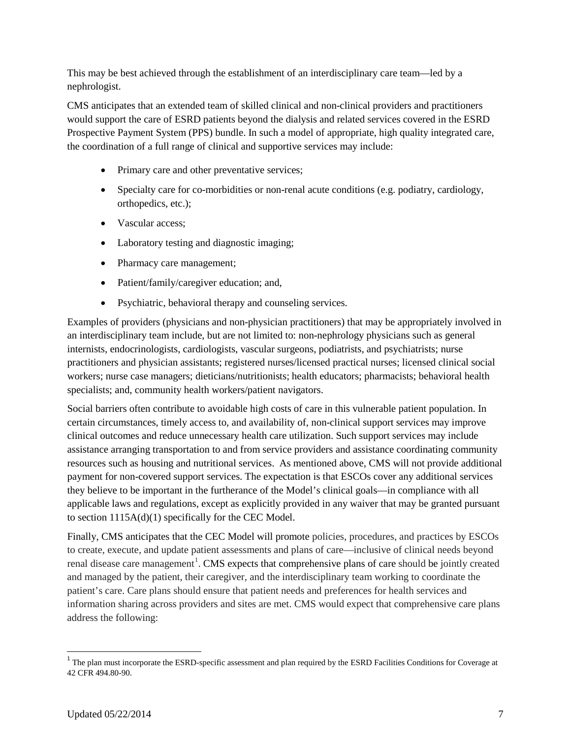This may be best achieved through the establishment of an interdisciplinary care team—led by a nephrologist.

CMS anticipates that an extended team of skilled clinical and non-clinical providers and practitioners would support the care of ESRD patients beyond the dialysis and related services covered in the ESRD Prospective Payment System (PPS) bundle. In such a model of appropriate, high quality integrated care, the coordination of a full range of clinical and supportive services may include:

- Primary care and other preventative services;
- Specialty care for co-morbidities or non-renal acute conditions (e.g. podiatry, cardiology, orthopedics, etc.);
- Vascular access;
- Laboratory testing and diagnostic imaging;
- Pharmacy care management;
- Patient/family/caregiver education; and,
- Psychiatric, behavioral therapy and counseling services.

Examples of providers (physicians and non-physician practitioners) that may be appropriately involved in an interdisciplinary team include, but are not limited to: non-nephrology physicians such as general internists, endocrinologists, cardiologists, vascular surgeons, podiatrists, and psychiatrists; nurse practitioners and physician assistants; registered nurses/licensed practical nurses; licensed clinical social workers; nurse case managers; dieticians/nutritionists; health educators; pharmacists; behavioral health specialists; and, community health workers/patient navigators.

Social barriers often contribute to avoidable high costs of care in this vulnerable patient population. In certain circumstances, timely access to, and availability of, non-clinical support services may improve clinical outcomes and reduce unnecessary health care utilization. Such support services may include assistance arranging transportation to and from service providers and assistance coordinating community resources such as housing and nutritional services. As mentioned above, CMS will not provide additional payment for non-covered support services. The expectation is that ESCOs cover any additional services they believe to be important in the furtherance of the Model's clinical goals—in compliance with all applicable laws and regulations, except as explicitly provided in any waiver that may be granted pursuant to section 1115A(d)(1) specifically for the CEC Model.

Finally, CMS anticipates that the CEC Model will promote policies, procedures, and practices by ESCOs to create, execute, and update patient assessments and plans of care—inclusive of clinical needs beyond renal disease care management[1]. CMS expects that comprehensive plans of care should be jointly created and managed by the patient, their caregiver, and the interdisciplinary team working to coordinate the patient's care. Care plans should ensure that patient needs and preferences for health services and information sharing across providers and sites are met. CMS would expect that comprehensive care plans address the following:

[1] The plan must incorporate the ESRD-specific assessment and plan required by the ESRD Facilities Conditions for Coverage at 42 CFR 494.80-90.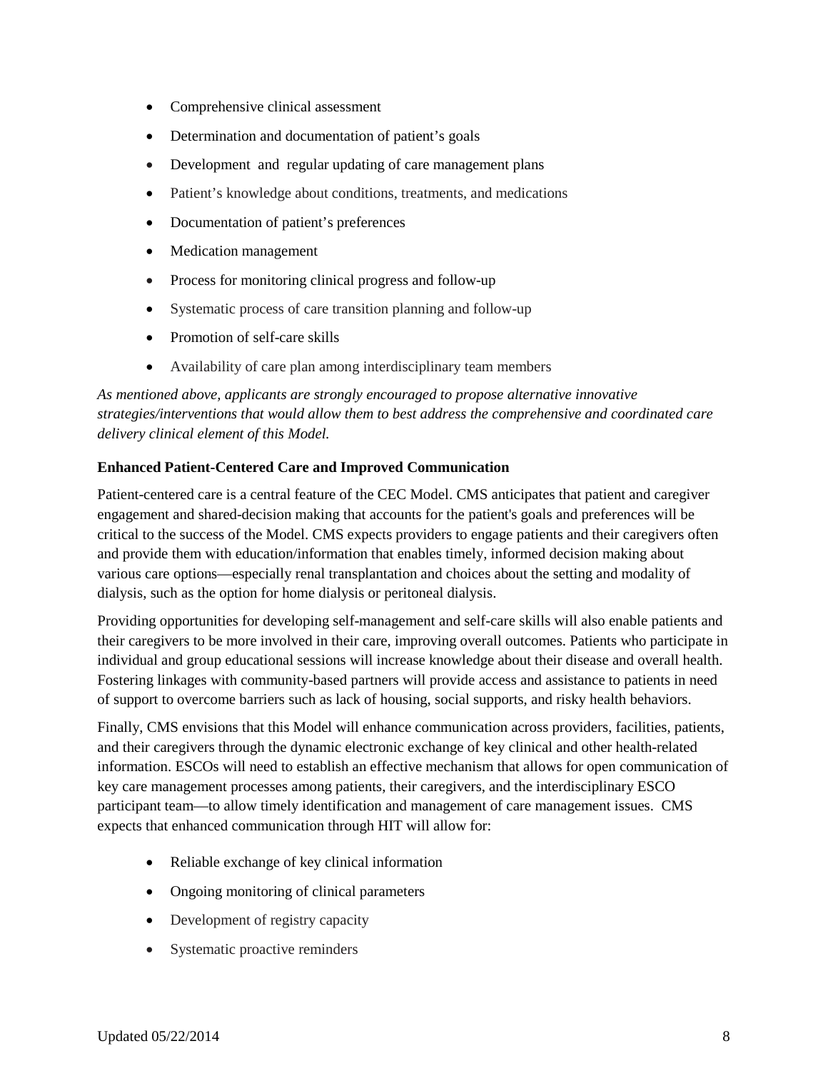- Comprehensive clinical assessment
- Determination and documentation of patient's goals
- Development and regular updating of care management plans
- Patient's knowledge about conditions, treatments, and medications
- Documentation of patient's preferences
- Medication management
- Process for monitoring clinical progress and follow-up
- Systematic process of care transition planning and follow-up
- Promotion of self-care skills
- Availability of care plan among interdisciplinary team members

*As mentioned above, applicants are strongly encouraged to propose alternative innovative strategies/interventions that would allow them to best address the comprehensive and coordinated care delivery clinical element of this Model.*

**Enhanced Patient-Centered Care and Improved Communication**

Patient-centered care is a central feature of the CEC Model. CMS anticipates that patient and caregiver engagement and shared-decision making that accounts for the patient's goals and preferences will be critical to the success of the Model. CMS expects providers to engage patients and their caregivers often and provide them with education/information that enables timely, informed decision making about various care options—especially renal transplantation and choices about the setting and modality of dialysis, such as the option for home dialysis or peritoneal dialysis.

Providing opportunities for developing self-management and self-care skills will also enable patients and their caregivers to be more involved in their care, improving overall outcomes. Patients who participate in individual and group educational sessions will increase knowledge about their disease and overall health. Fostering linkages with community-based partners will provide access and assistance to patients in need of support to overcome barriers such as lack of housing, social supports, and risky health behaviors.

Finally, CMS envisions that this Model will enhance communication across providers, facilities, patients, and their caregivers through the dynamic electronic exchange of key clinical and other health-related information. ESCOs will need to establish an effective mechanism that allows for open communication of key care management processes among patients, their caregivers, and the interdisciplinary ESCO participant team—to allow timely identification and management of care management issues. CMS expects that enhanced communication through HIT will allow for:

- Reliable exchange of key clinical information
- Ongoing monitoring of clinical parameters
- Development of registry capacity
- Systematic proactive reminders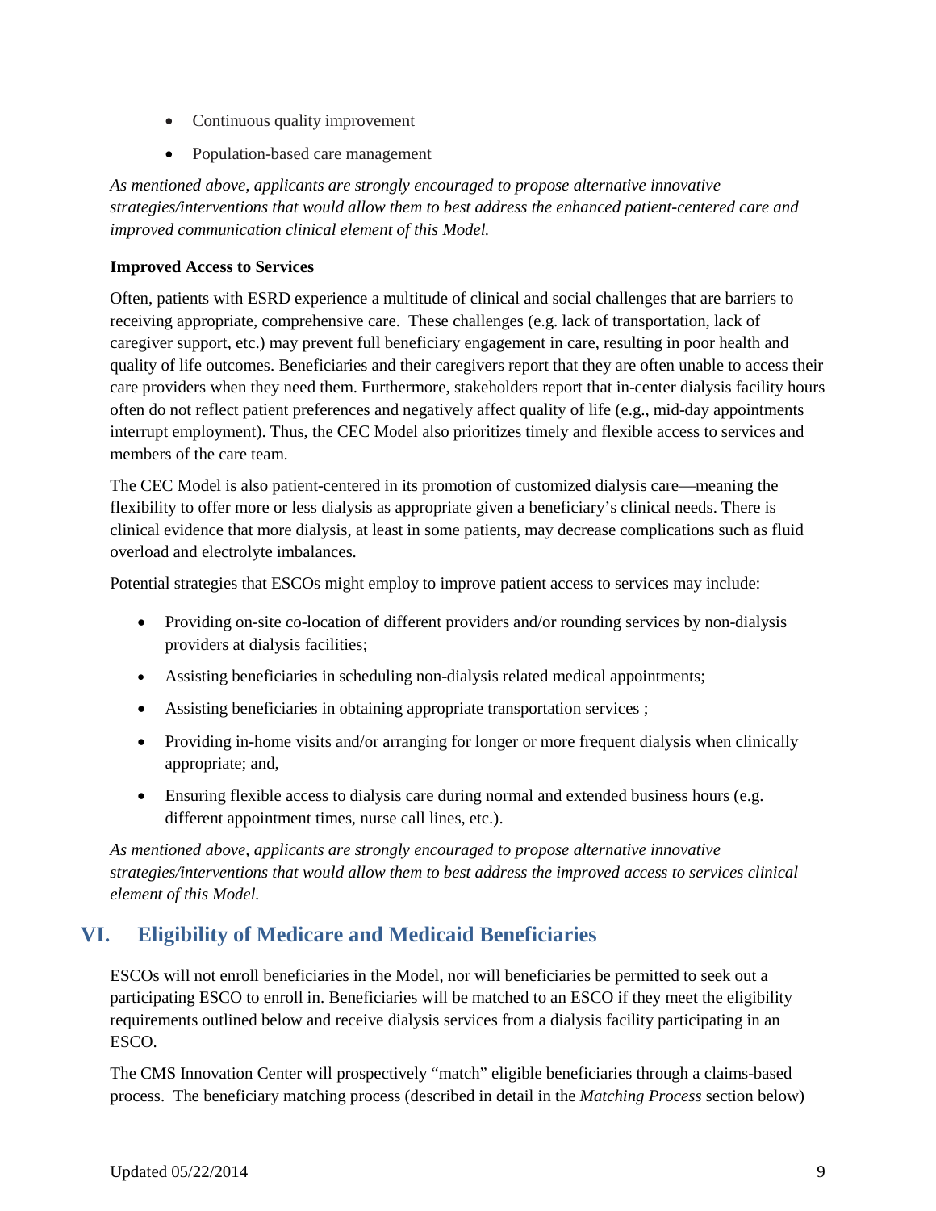- Continuous quality improvement
- Population-based care management

*As mentioned above, applicants are strongly encouraged to propose alternative innovative strategies/interventions that would allow them to best address the enhanced patient-centered care and improved communication clinical element of this Model.*

**Improved Access to Services**

Often, patients with ESRD experience a multitude of clinical and social challenges that are barriers to receiving appropriate, comprehensive care. These challenges (e.g. lack of transportation, lack of caregiver support, etc.) may prevent full beneficiary engagement in care, resulting in poor health and quality of life outcomes. Beneficiaries and their caregivers report that they are often unable to access their care providers when they need them. Furthermore, stakeholders report that in-center dialysis facility hours often do not reflect patient preferences and negatively affect quality of life (e.g., mid-day appointments interrupt employment). Thus, the CEC Model also prioritizes timely and flexible access to services and members of the care team.

The CEC Model is also patient-centered in its promotion of customized dialysis care—meaning the flexibility to offer more or less dialysis as appropriate given a beneficiary's clinical needs. There is clinical evidence that more dialysis, at least in some patients, may decrease complications such as fluid overload and electrolyte imbalances.

Potential strategies that ESCOs might employ to improve patient access to services may include:

- Providing on-site co-location of different providers and/or rounding services by non-dialysis providers at dialysis facilities;
- Assisting beneficiaries in scheduling non-dialysis related medical appointments;
- Assisting beneficiaries in obtaining appropriate transportation services ;
- Providing in-home visits and/or arranging for longer or more frequent dialysis when clinically appropriate; and,
- Ensuring flexible access to dialysis care during normal and extended business hours (e.g. different appointment times, nurse call lines, etc.).

*As mentioned above, applicants are strongly encouraged to propose alternative innovative strategies/interventions that would allow them to best address the improved access to services clinical element of this Model.*

## VI. Eligibility of Medicare and Medicaid Beneficiaries

ESCOs will not enroll beneficiaries in the Model, nor will beneficiaries be permitted to seek out a participating ESCO to enroll in. Beneficiaries will be matched to an ESCO if they meet the eligibility requirements outlined below and receive dialysis services from a dialysis facility participating in an ESCO.

The CMS Innovation Center will prospectively "match" eligible beneficiaries through a claims-based process. The beneficiary matching process (described in detail in the *Matching Process* section below)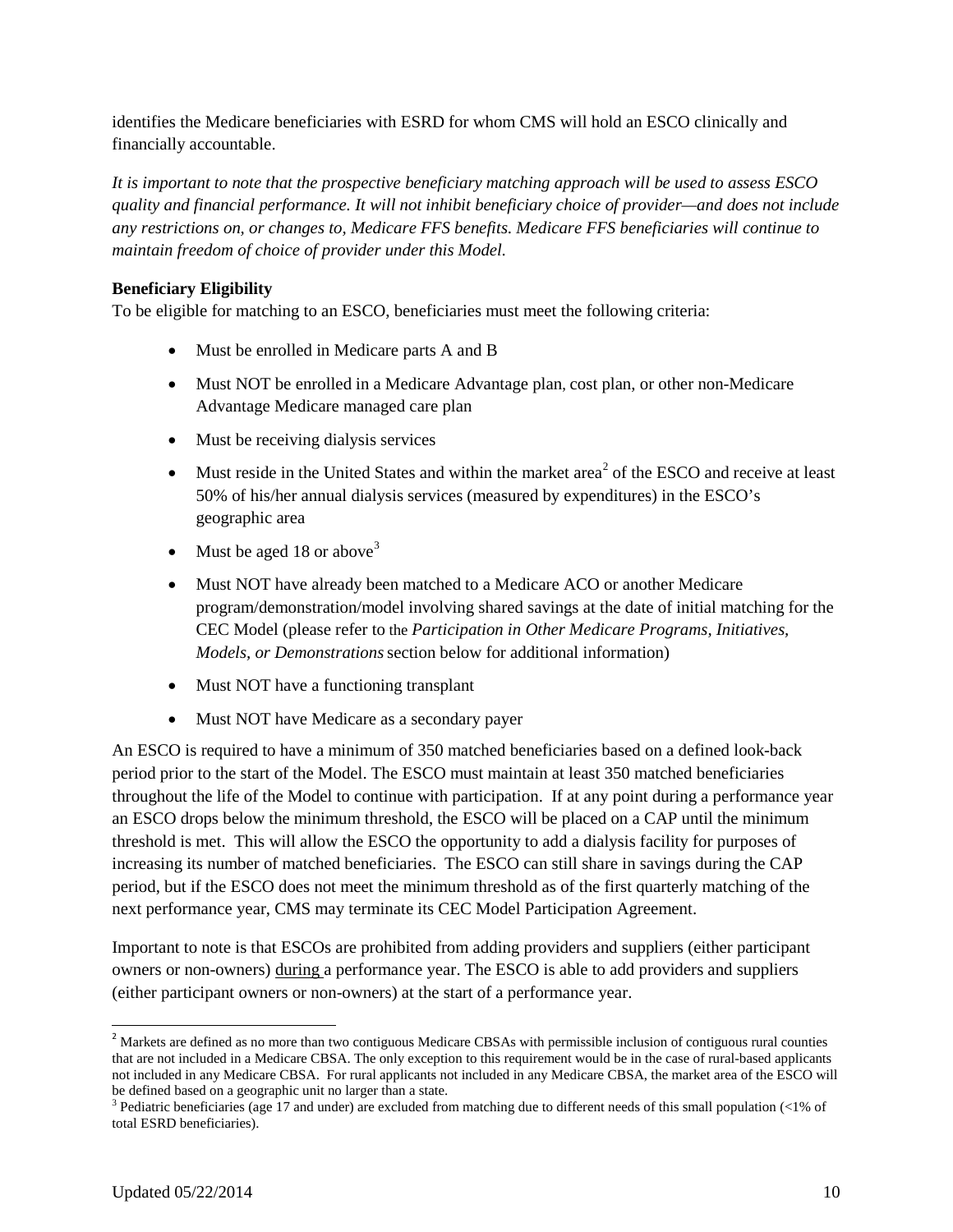identifies the Medicare beneficiaries with ESRD for whom CMS will hold an ESCO clinically and financially accountable.

*It is important to note that the prospective beneficiary matching approach will be used to assess ESCO quality and financial performance. It will not inhibit beneficiary choice of provider—and does not include any restrictions on, or changes to, Medicare FFS benefits. Medicare FFS beneficiaries will continue to maintain freedom of choice of provider under this Model.*

**Beneficiary Eligibility**

To be eligible for matching to an ESCO, beneficiaries must meet the following criteria:

- Must be enrolled in Medicare parts A and B
- Must NOT be enrolled in a Medicare Advantage plan, cost plan, or other non-Medicare Advantage Medicare managed care plan
- Must be receiving dialysis services
- Must reside in the United States and within the market area[2] of the ESCO and receive at least 50% of his/her annual dialysis services (measured by expenditures) in the ESCO's geographic area
- Must be aged 18 or above[3]
- Must NOT have already been matched to a Medicare ACO or another Medicare program/demonstration/model involving shared savings at the date of initial matching for the CEC Model (please refer to the *Participation in Other Medicare Programs, Initiatives, Models, or Demonstrations* section below for additional information)
- Must NOT have a functioning transplant
- Must NOT have Medicare as a secondary payer

An ESCO is required to have a minimum of 350 matched beneficiaries based on a defined look-back period prior to the start of the Model. The ESCO must maintain at least 350 matched beneficiaries throughout the life of the Model to continue with participation. If at any point during a performance year an ESCO drops below the minimum threshold, the ESCO will be placed on a CAP until the minimum threshold is met. This will allow the ESCO the opportunity to add a dialysis facility for purposes of increasing its number of matched beneficiaries. The ESCO can still share in savings during the CAP period, but if the ESCO does not meet the minimum threshold as of the first quarterly matching of the next performance year, CMS may terminate its CEC Model Participation Agreement.

Important to note is that ESCOs are prohibited from adding providers and suppliers (either participant owners or non-owners) <u>during</u> a performance year. The ESCO is able to add providers and suppliers (either participant owners or non-owners) at the start of a performance year.

[2] Markets are defined as no more than two contiguous Medicare CBSAs with permissible inclusion of contiguous rural counties that are not included in a Medicare CBSA. The only exception to this requirement would be in the case of rural-based applicants not included in any Medicare CBSA. For rural applicants not included in any Medicare CBSA, the market area of the ESCO will be defined based on a geographic unit no larger than a state.

[3] Pediatric beneficiaries (age 17 and under) are excluded from matching due to different needs of this small population (<1% of total ESRD beneficiaries).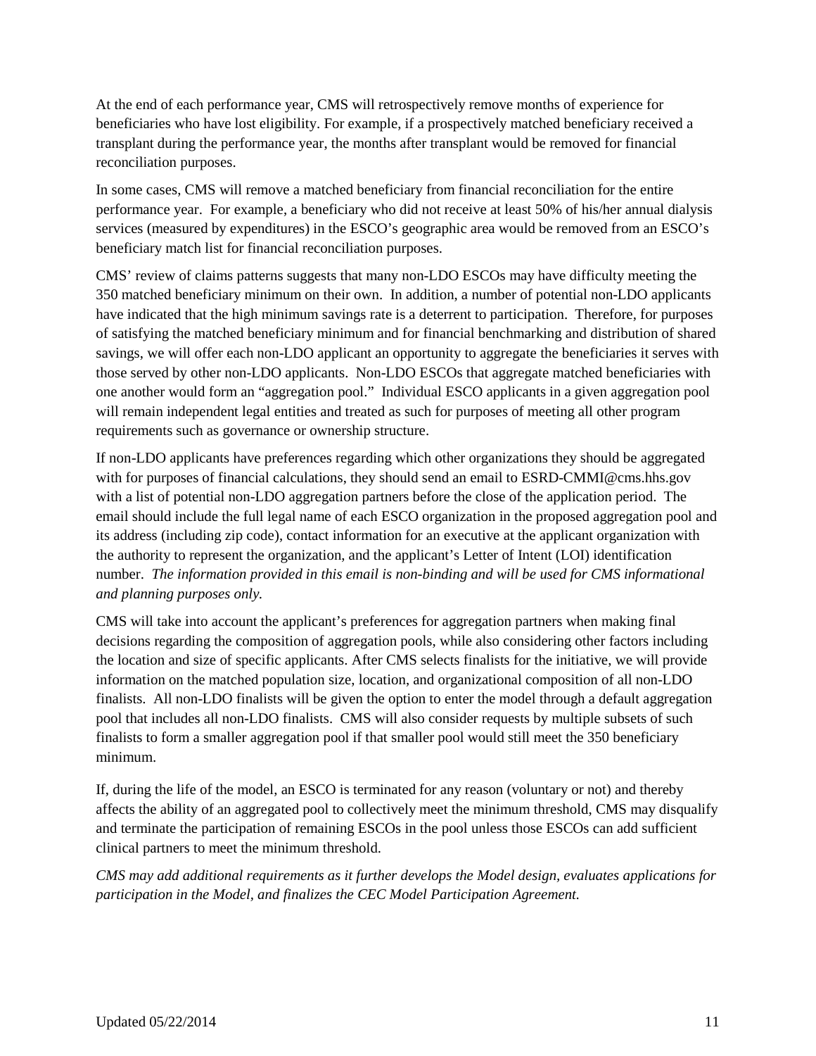At the end of each performance year, CMS will retrospectively remove months of experience for beneficiaries who have lost eligibility. For example, if a prospectively matched beneficiary received a transplant during the performance year, the months after transplant would be removed for financial reconciliation purposes.

In some cases, CMS will remove a matched beneficiary from financial reconciliation for the entire performance year. For example, a beneficiary who did not receive at least 50% of his/her annual dialysis services (measured by expenditures) in the ESCO's geographic area would be removed from an ESCO's beneficiary match list for financial reconciliation purposes.

CMS' review of claims patterns suggests that many non-LDO ESCOs may have difficulty meeting the 350 matched beneficiary minimum on their own. In addition, a number of potential non-LDO applicants have indicated that the high minimum savings rate is a deterrent to participation. Therefore, for purposes of satisfying the matched beneficiary minimum and for financial benchmarking and distribution of shared savings, we will offer each non-LDO applicant an opportunity to aggregate the beneficiaries it serves with those served by other non-LDO applicants. Non-LDO ESCOs that aggregate matched beneficiaries with one another would form an "aggregation pool." Individual ESCO applicants in a given aggregation pool will remain independent legal entities and treated as such for purposes of meeting all other program requirements such as governance or ownership structure.

If non-LDO applicants have preferences regarding which other organizations they should be aggregated with for purposes of financial calculations, they should send an email to ESRD-CMMI@cms.hhs.gov with a list of potential non-LDO aggregation partners before the close of the application period. The email should include the full legal name of each ESCO organization in the proposed aggregation pool and its address (including zip code), contact information for an executive at the applicant organization with the authority to represent the organization, and the applicant's Letter of Intent (LOI) identification number. *The information provided in this email is non-binding and will be used for CMS informational and planning purposes only.*

CMS will take into account the applicant's preferences for aggregation partners when making final decisions regarding the composition of aggregation pools, while also considering other factors including the location and size of specific applicants. After CMS selects finalists for the initiative, we will provide information on the matched population size, location, and organizational composition of all non-LDO finalists. All non-LDO finalists will be given the option to enter the model through a default aggregation pool that includes all non-LDO finalists. CMS will also consider requests by multiple subsets of such finalists to form a smaller aggregation pool if that smaller pool would still meet the 350 beneficiary minimum.

If, during the life of the model, an ESCO is terminated for any reason (voluntary or not) and thereby affects the ability of an aggregated pool to collectively meet the minimum threshold, CMS may disqualify and terminate the participation of remaining ESCOs in the pool unless those ESCOs can add sufficient clinical partners to meet the minimum threshold.

*CMS may add additional requirements as it further develops the Model design, evaluates applications for participation in the Model, and finalizes the CEC Model Participation Agreement.*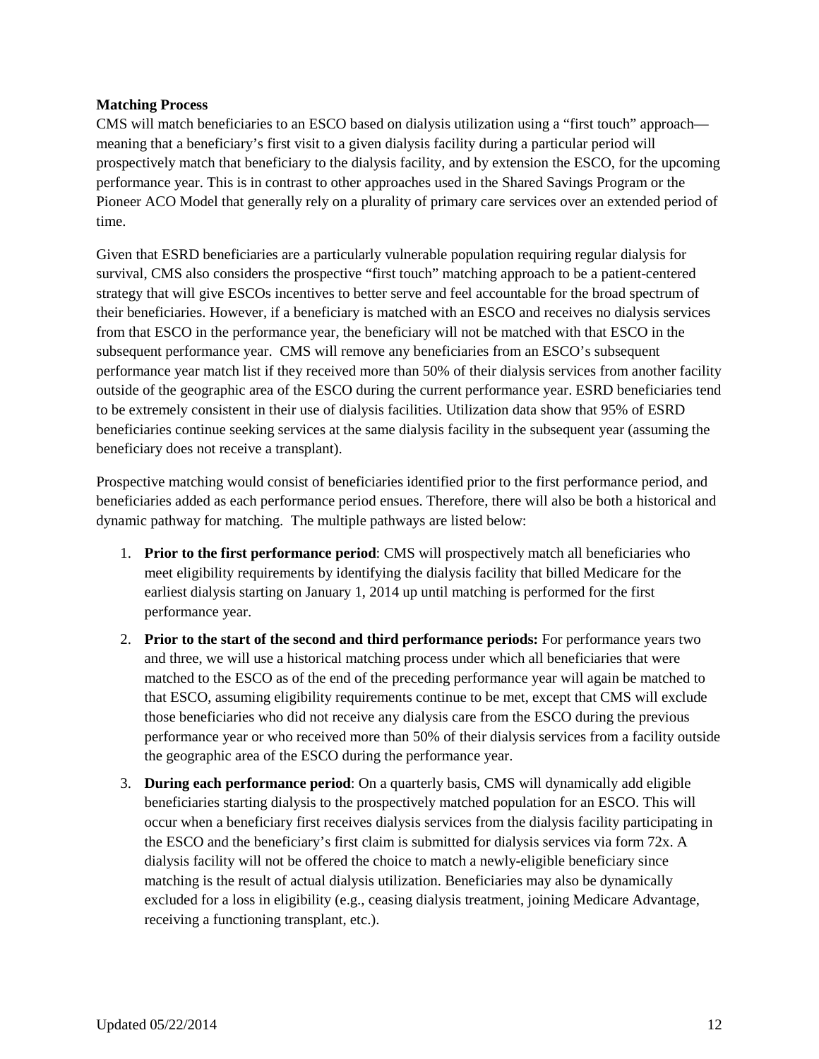**Matching Process**

CMS will match beneficiaries to an ESCO based on dialysis utilization using a "first touch" approach—meaning that a beneficiary's first visit to a given dialysis facility during a particular period will prospectively match that beneficiary to the dialysis facility, and by extension the ESCO, for the upcoming performance year. This is in contrast to other approaches used in the Shared Savings Program or the Pioneer ACO Model that generally rely on a plurality of primary care services over an extended period of time.

Given that ESRD beneficiaries are a particularly vulnerable population requiring regular dialysis for survival, CMS also considers the prospective "first touch" matching approach to be a patient-centered strategy that will give ESCOs incentives to better serve and feel accountable for the broad spectrum of their beneficiaries. However, if a beneficiary is matched with an ESCO and receives no dialysis services from that ESCO in the performance year, the beneficiary will not be matched with that ESCO in the subsequent performance year. CMS will remove any beneficiaries from an ESCO's subsequent performance year match list if they received more than 50% of their dialysis services from another facility outside of the geographic area of the ESCO during the current performance year. ESRD beneficiaries tend to be extremely consistent in their use of dialysis facilities. Utilization data show that 95% of ESRD beneficiaries continue seeking services at the same dialysis facility in the subsequent year (assuming the beneficiary does not receive a transplant).

Prospective matching would consist of beneficiaries identified prior to the first performance period, and beneficiaries added as each performance period ensues. Therefore, there will also be both a historical and dynamic pathway for matching. The multiple pathways are listed below:

1. **Prior to the first performance period**: CMS will prospectively match all beneficiaries who meet eligibility requirements by identifying the dialysis facility that billed Medicare for the earliest dialysis starting on January 1, 2014 up until matching is performed for the first performance year.
2. **Prior to the start of the second and third performance periods:** For performance years two and three, we will use a historical matching process under which all beneficiaries that were matched to the ESCO as of the end of the preceding performance year will again be matched to that ESCO, assuming eligibility requirements continue to be met, except that CMS will exclude those beneficiaries who did not receive any dialysis care from the ESCO during the previous performance year or who received more than 50% of their dialysis services from a facility outside the geographic area of the ESCO during the performance year.
3. **During each performance period**: On a quarterly basis, CMS will dynamically add eligible beneficiaries starting dialysis to the prospectively matched population for an ESCO. This will occur when a beneficiary first receives dialysis services from the dialysis facility participating in the ESCO and the beneficiary's first claim is submitted for dialysis services via form 72x. A dialysis facility will not be offered the choice to match a newly-eligible beneficiary since matching is the result of actual dialysis utilization. Beneficiaries may also be dynamically excluded for a loss in eligibility (e.g., ceasing dialysis treatment, joining Medicare Advantage, receiving a functioning transplant, etc.).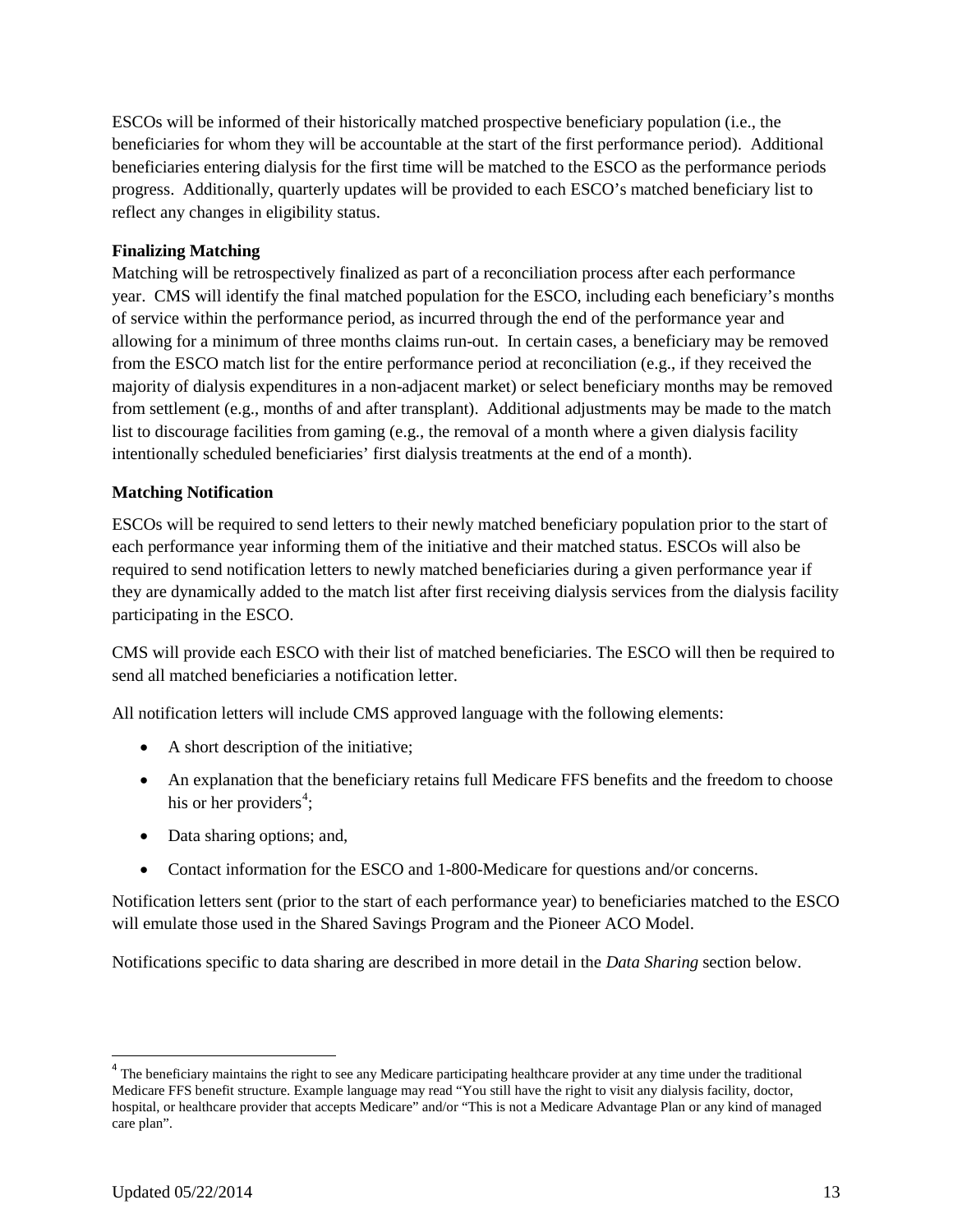ESCOs will be informed of their historically matched prospective beneficiary population (i.e., the beneficiaries for whom they will be accountable at the start of the first performance period). Additional beneficiaries entering dialysis for the first time will be matched to the ESCO as the performance periods progress. Additionally, quarterly updates will be provided to each ESCO's matched beneficiary list to reflect any changes in eligibility status.

**Finalizing Matching**

Matching will be retrospectively finalized as part of a reconciliation process after each performance year. CMS will identify the final matched population for the ESCO, including each beneficiary's months of service within the performance period, as incurred through the end of the performance year and allowing for a minimum of three months claims run-out. In certain cases, a beneficiary may be removed from the ESCO match list for the entire performance period at reconciliation (e.g., if they received the majority of dialysis expenditures in a non-adjacent market) or select beneficiary months may be removed from settlement (e.g., months of and after transplant). Additional adjustments may be made to the match list to discourage facilities from gaming (e.g., the removal of a month where a given dialysis facility intentionally scheduled beneficiaries' first dialysis treatments at the end of a month).

**Matching Notification**

ESCOs will be required to send letters to their newly matched beneficiary population prior to the start of each performance year informing them of the initiative and their matched status. ESCOs will also be required to send notification letters to newly matched beneficiaries during a given performance year if they are dynamically added to the match list after first receiving dialysis services from the dialysis facility participating in the ESCO.

CMS will provide each ESCO with their list of matched beneficiaries. The ESCO will then be required to send all matched beneficiaries a notification letter.

All notification letters will include CMS approved language with the following elements:

- A short description of the initiative;
- An explanation that the beneficiary retains full Medicare FFS benefits and the freedom to choose his or her providers[4];
- Data sharing options; and,
- Contact information for the ESCO and 1-800-Medicare for questions and/or concerns.

Notification letters sent (prior to the start of each performance year) to beneficiaries matched to the ESCO will emulate those used in the Shared Savings Program and the Pioneer ACO Model.

Notifications specific to data sharing are described in more detail in the *Data Sharing* section below.

[4] The beneficiary maintains the right to see any Medicare participating healthcare provider at any time under the traditional Medicare FFS benefit structure. Example language may read "You still have the right to visit any dialysis facility, doctor, hospital, or healthcare provider that accepts Medicare" and/or "This is not a Medicare Advantage Plan or any kind of managed care plan".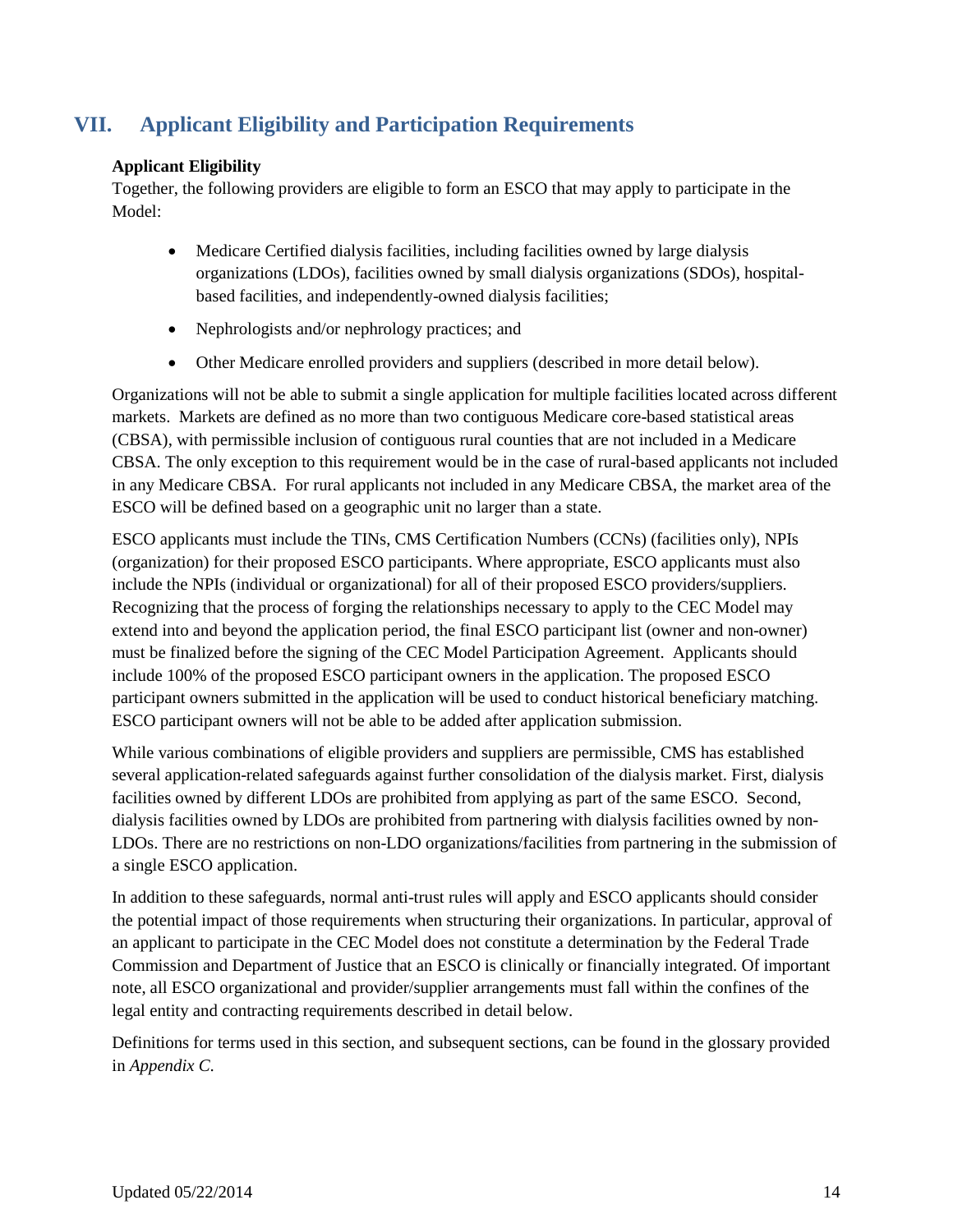## VII. Applicant Eligibility and Participation Requirements

**Applicant Eligibility**

Together, the following providers are eligible to form an ESCO that may apply to participate in the Model:

- Medicare Certified dialysis facilities, including facilities owned by large dialysis organizations (LDOs), facilities owned by small dialysis organizations (SDOs), hospital-based facilities, and independently-owned dialysis facilities;
- Nephrologists and/or nephrology practices; and
- Other Medicare enrolled providers and suppliers (described in more detail below).

Organizations will not be able to submit a single application for multiple facilities located across different markets. Markets are defined as no more than two contiguous Medicare core-based statistical areas (CBSA), with permissible inclusion of contiguous rural counties that are not included in a Medicare CBSA. The only exception to this requirement would be in the case of rural-based applicants not included in any Medicare CBSA. For rural applicants not included in any Medicare CBSA, the market area of the ESCO will be defined based on a geographic unit no larger than a state.

ESCO applicants must include the TINs, CMS Certification Numbers (CCNs) (facilities only), NPIs (organization) for their proposed ESCO participants. Where appropriate, ESCO applicants must also include the NPIs (individual or organizational) for all of their proposed ESCO providers/suppliers. Recognizing that the process of forging the relationships necessary to apply to the CEC Model may extend into and beyond the application period, the final ESCO participant list (owner and non-owner) must be finalized before the signing of the CEC Model Participation Agreement. Applicants should include 100% of the proposed ESCO participant owners in the application. The proposed ESCO participant owners submitted in the application will be used to conduct historical beneficiary matching. ESCO participant owners will not be able to be added after application submission.

While various combinations of eligible providers and suppliers are permissible, CMS has established several application-related safeguards against further consolidation of the dialysis market. First, dialysis facilities owned by different LDOs are prohibited from applying as part of the same ESCO. Second, dialysis facilities owned by LDOs are prohibited from partnering with dialysis facilities owned by non-LDOs. There are no restrictions on non-LDO organizations/facilities from partnering in the submission of a single ESCO application.

In addition to these safeguards, normal anti-trust rules will apply and ESCO applicants should consider the potential impact of those requirements when structuring their organizations. In particular, approval of an applicant to participate in the CEC Model does not constitute a determination by the Federal Trade Commission and Department of Justice that an ESCO is clinically or financially integrated. Of important note, all ESCO organizational and provider/supplier arrangements must fall within the confines of the legal entity and contracting requirements described in detail below.

Definitions for terms used in this section, and subsequent sections, can be found in the glossary provided in *Appendix C*.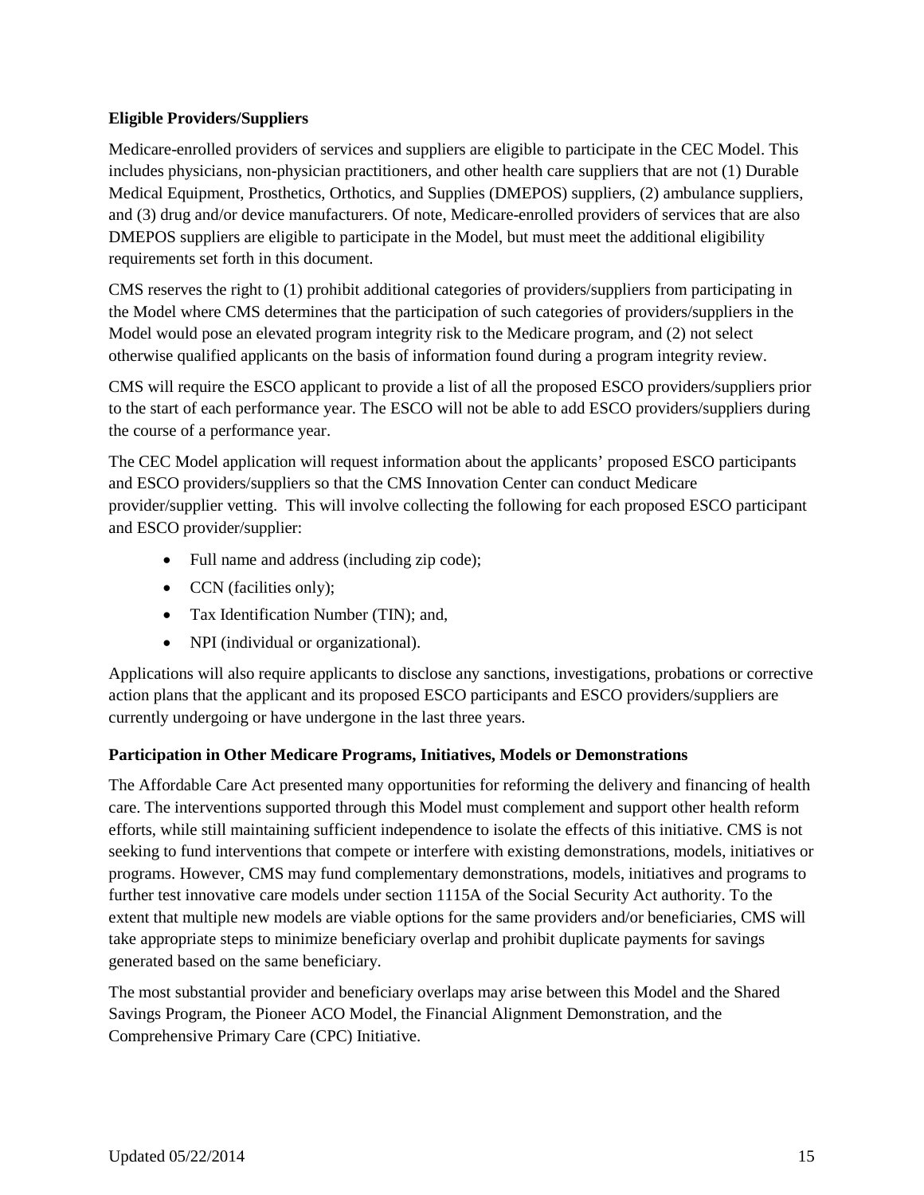**Eligible Providers/Suppliers**

Medicare-enrolled providers of services and suppliers are eligible to participate in the CEC Model. This includes physicians, non-physician practitioners, and other health care suppliers that are not (1) Durable Medical Equipment, Prosthetics, Orthotics, and Supplies (DMEPOS) suppliers, (2) ambulance suppliers, and (3) drug and/or device manufacturers. Of note, Medicare-enrolled providers of services that are also DMEPOS suppliers are eligible to participate in the Model, but must meet the additional eligibility requirements set forth in this document.

CMS reserves the right to (1) prohibit additional categories of providers/suppliers from participating in the Model where CMS determines that the participation of such categories of providers/suppliers in the Model would pose an elevated program integrity risk to the Medicare program, and (2) not select otherwise qualified applicants on the basis of information found during a program integrity review.

CMS will require the ESCO applicant to provide a list of all the proposed ESCO providers/suppliers prior to the start of each performance year. The ESCO will not be able to add ESCO providers/suppliers during the course of a performance year.

The CEC Model application will request information about the applicants' proposed ESCO participants and ESCO providers/suppliers so that the CMS Innovation Center can conduct Medicare provider/supplier vetting. This will involve collecting the following for each proposed ESCO participant and ESCO provider/supplier:

- Full name and address (including zip code);
- CCN (facilities only);
- Tax Identification Number (TIN); and,
- NPI (individual or organizational).

Applications will also require applicants to disclose any sanctions, investigations, probations or corrective action plans that the applicant and its proposed ESCO participants and ESCO providers/suppliers are currently undergoing or have undergone in the last three years.

**Participation in Other Medicare Programs, Initiatives, Models or Demonstrations**

The Affordable Care Act presented many opportunities for reforming the delivery and financing of health care. The interventions supported through this Model must complement and support other health reform efforts, while still maintaining sufficient independence to isolate the effects of this initiative. CMS is not seeking to fund interventions that compete or interfere with existing demonstrations, models, initiatives or programs. However, CMS may fund complementary demonstrations, models, initiatives and programs to further test innovative care models under section 1115A of the Social Security Act authority. To the extent that multiple new models are viable options for the same providers and/or beneficiaries, CMS will take appropriate steps to minimize beneficiary overlap and prohibit duplicate payments for savings generated based on the same beneficiary.

The most substantial provider and beneficiary overlaps may arise between this Model and the Shared Savings Program, the Pioneer ACO Model, the Financial Alignment Demonstration, and the Comprehensive Primary Care (CPC) Initiative.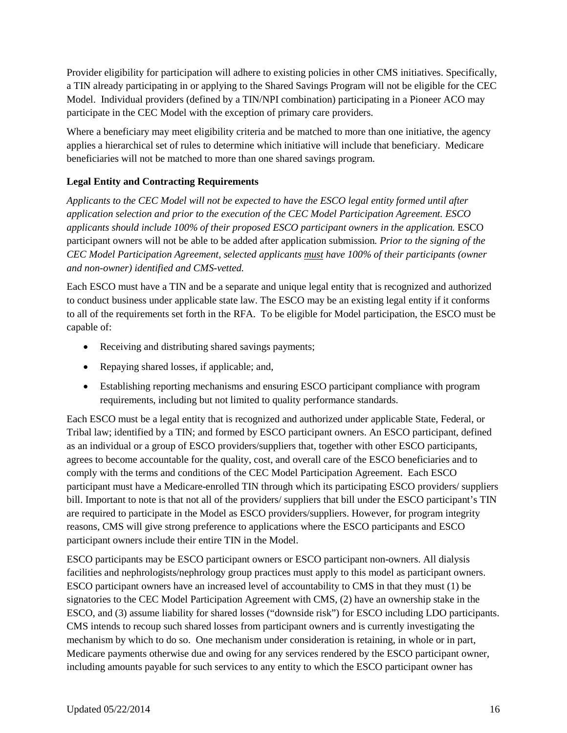Provider eligibility for participation will adhere to existing policies in other CMS initiatives. Specifically, a TIN already participating in or applying to the Shared Savings Program will not be eligible for the CEC Model. Individual providers (defined by a TIN/NPI combination) participating in a Pioneer ACO may participate in the CEC Model with the exception of primary care providers.

Where a beneficiary may meet eligibility criteria and be matched to more than one initiative, the agency applies a hierarchical set of rules to determine which initiative will include that beneficiary. Medicare beneficiaries will not be matched to more than one shared savings program.

**Legal Entity and Contracting Requirements**

*Applicants to the CEC Model will not be expected to have the ESCO legal entity formed until after application selection and prior to the execution of the CEC Model Participation Agreement. ESCO applicants should include 100% of their proposed ESCO participant owners in the application.* ESCO participant owners will not be able to be added after application submission*. Prior to the signing of the CEC Model Participation Agreement, selected applicants must have 100% of their participants (owner and non-owner) identified and CMS-vetted.*

Each ESCO must have a TIN and be a separate and unique legal entity that is recognized and authorized to conduct business under applicable state law. The ESCO may be an existing legal entity if it conforms to all of the requirements set forth in the RFA. To be eligible for Model participation, the ESCO must be capable of:

- Receiving and distributing shared savings payments;
- Repaying shared losses, if applicable; and,
- Establishing reporting mechanisms and ensuring ESCO participant compliance with program requirements, including but not limited to quality performance standards.

Each ESCO must be a legal entity that is recognized and authorized under applicable State, Federal, or Tribal law; identified by a TIN; and formed by ESCO participant owners. An ESCO participant, defined as an individual or a group of ESCO providers/suppliers that, together with other ESCO participants, agrees to become accountable for the quality, cost, and overall care of the ESCO beneficiaries and to comply with the terms and conditions of the CEC Model Participation Agreement. Each ESCO participant must have a Medicare-enrolled TIN through which its participating ESCO providers/ suppliers bill. Important to note is that not all of the providers/ suppliers that bill under the ESCO participant's TIN are required to participate in the Model as ESCO providers/suppliers. However, for program integrity reasons, CMS will give strong preference to applications where the ESCO participants and ESCO participant owners include their entire TIN in the Model.

ESCO participants may be ESCO participant owners or ESCO participant non-owners. All dialysis facilities and nephrologists/nephrology group practices must apply to this model as participant owners. ESCO participant owners have an increased level of accountability to CMS in that they must (1) be signatories to the CEC Model Participation Agreement with CMS, (2) have an ownership stake in the ESCO, and (3) assume liability for shared losses ("downside risk") for ESCO including LDO participants. CMS intends to recoup such shared losses from participant owners and is currently investigating the mechanism by which to do so. One mechanism under consideration is retaining, in whole or in part, Medicare payments otherwise due and owing for any services rendered by the ESCO participant owner, including amounts payable for such services to any entity to which the ESCO participant owner has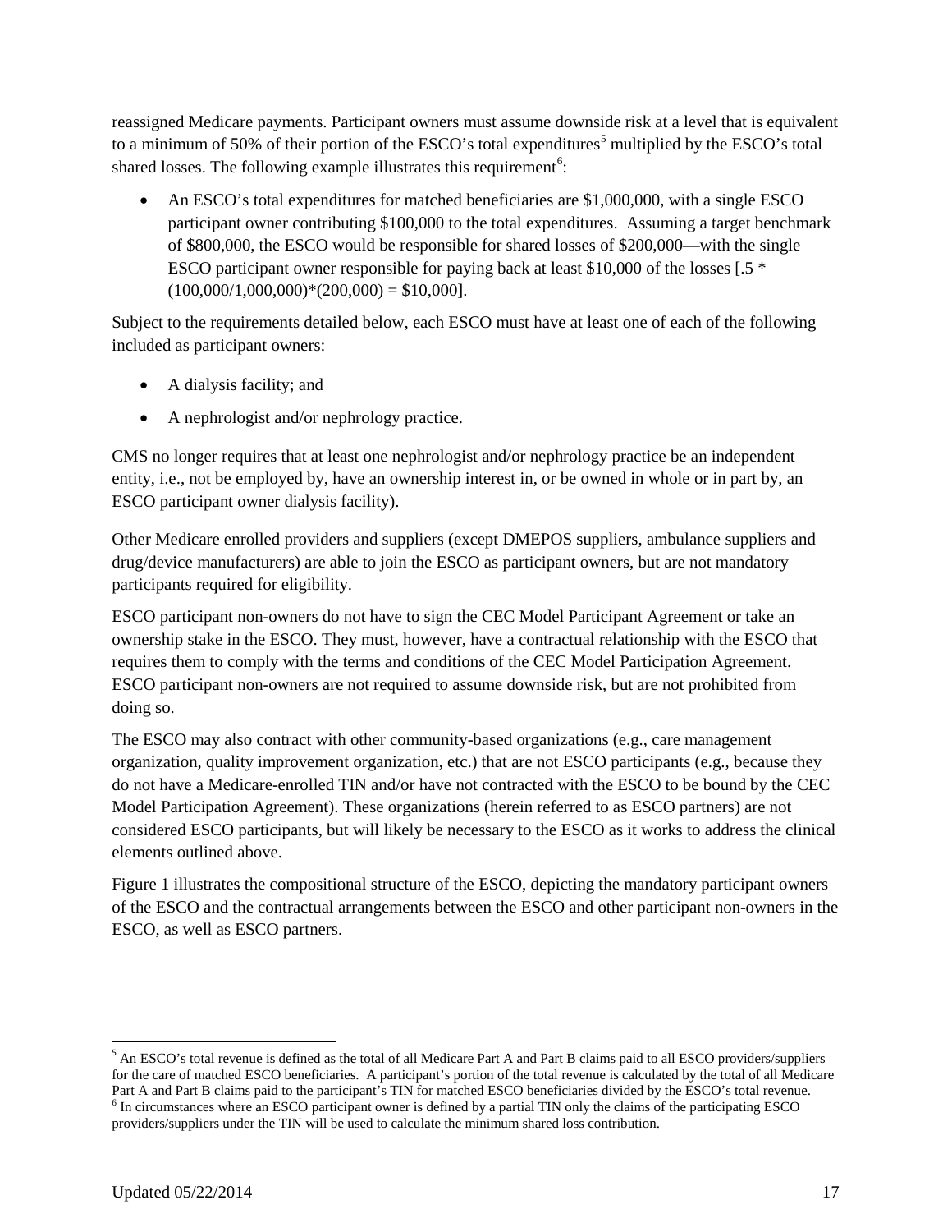reassigned Medicare payments. Participant owners must assume downside risk at a level that is equivalent to a minimum of 50% of their portion of the ESCO's total expenditures[5] multiplied by the ESCO's total shared losses. The following example illustrates this requirement[6]:

- An ESCO's total expenditures for matched beneficiaries are $1,000,000, with a single ESCO participant owner contributing $100,000 to the total expenditures. Assuming a target benchmark of $800,000, the ESCO would be responsible for shared losses of $200,000—with the single ESCO participant owner responsible for paying back at least $10,000 of the losses [.5 * (100,000/1,000,000)*(200,000) = $10,000].

Subject to the requirements detailed below, each ESCO must have at least one of each of the following included as participant owners:

- A dialysis facility; and
- A nephrologist and/or nephrology practice.

CMS no longer requires that at least one nephrologist and/or nephrology practice be an independent entity, i.e., not be employed by, have an ownership interest in, or be owned in whole or in part by, an ESCO participant owner dialysis facility).

Other Medicare enrolled providers and suppliers (except DMEPOS suppliers, ambulance suppliers and drug/device manufacturers) are able to join the ESCO as participant owners, but are not mandatory participants required for eligibility.

ESCO participant non-owners do not have to sign the CEC Model Participant Agreement or take an ownership stake in the ESCO. They must, however, have a contractual relationship with the ESCO that requires them to comply with the terms and conditions of the CEC Model Participation Agreement. ESCO participant non-owners are not required to assume downside risk, but are not prohibited from doing so.

The ESCO may also contract with other community-based organizations (e.g., care management organization, quality improvement organization, etc.) that are not ESCO participants (e.g., because they do not have a Medicare-enrolled TIN and/or have not contracted with the ESCO to be bound by the CEC Model Participation Agreement). These organizations (herein referred to as ESCO partners) are not considered ESCO participants, but will likely be necessary to the ESCO as it works to address the clinical elements outlined above.

Figure 1 illustrates the compositional structure of the ESCO, depicting the mandatory participant owners of the ESCO and the contractual arrangements between the ESCO and other participant non-owners in the ESCO, as well as ESCO partners.

[5] An ESCO's total revenue is defined as the total of all Medicare Part A and Part B claims paid to all ESCO providers/suppliers for the care of matched ESCO beneficiaries. A participant's portion of the total revenue is calculated by the total of all Medicare Part A and Part B claims paid to the participant's TIN for matched ESCO beneficiaries divided by the ESCO's total revenue.

[6] In circumstances where an ESCO participant owner is defined by a partial TIN only the claims of the participating ESCO providers/suppliers under the TIN will be used to calculate the minimum shared loss contribution.

Updated 05/22/2014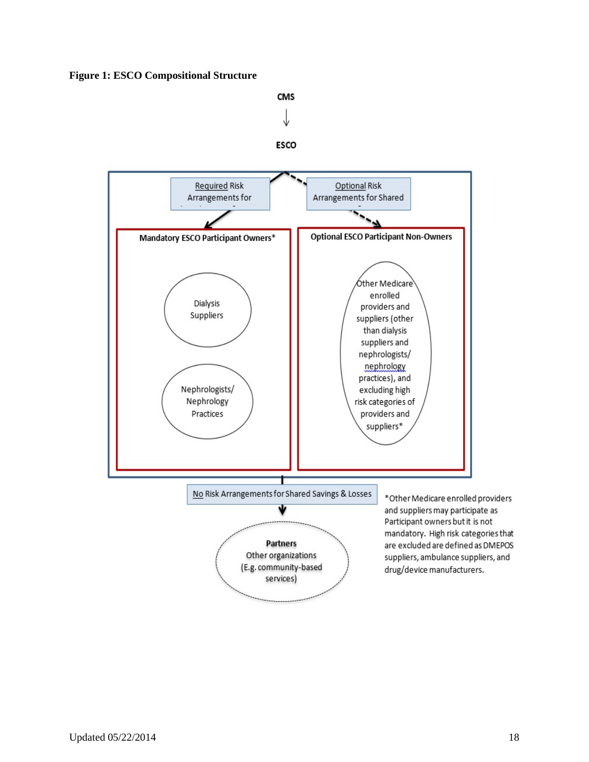**Figure 1: ESCO Compositional Structure**

CMS

ESCO

Required Risk Arrangements for

Optional Risk Arrangements for Shared

Mandatory ESCO Participant Owners*

Dialysis Suppliers

Nephrologists/ Nephrology Practices

Optional ESCO Participant Non-Owners

Other Medicare enrolled providers and suppliers (other than dialysis suppliers and nephrologists/ nephrology practices), and excluding high risk categories of providers and suppliers*

No Risk Arrangements for Shared Savings & Losses

**Partners**
Other organizations
(E.g. community-based services)

*Other Medicare enrolled providers and suppliers may participate as Participant owners but it is not mandatory. High risk categories that are excluded are defined as DMEPOS suppliers, ambulance suppliers, and drug/device manufacturers.

Updated 05/22/2014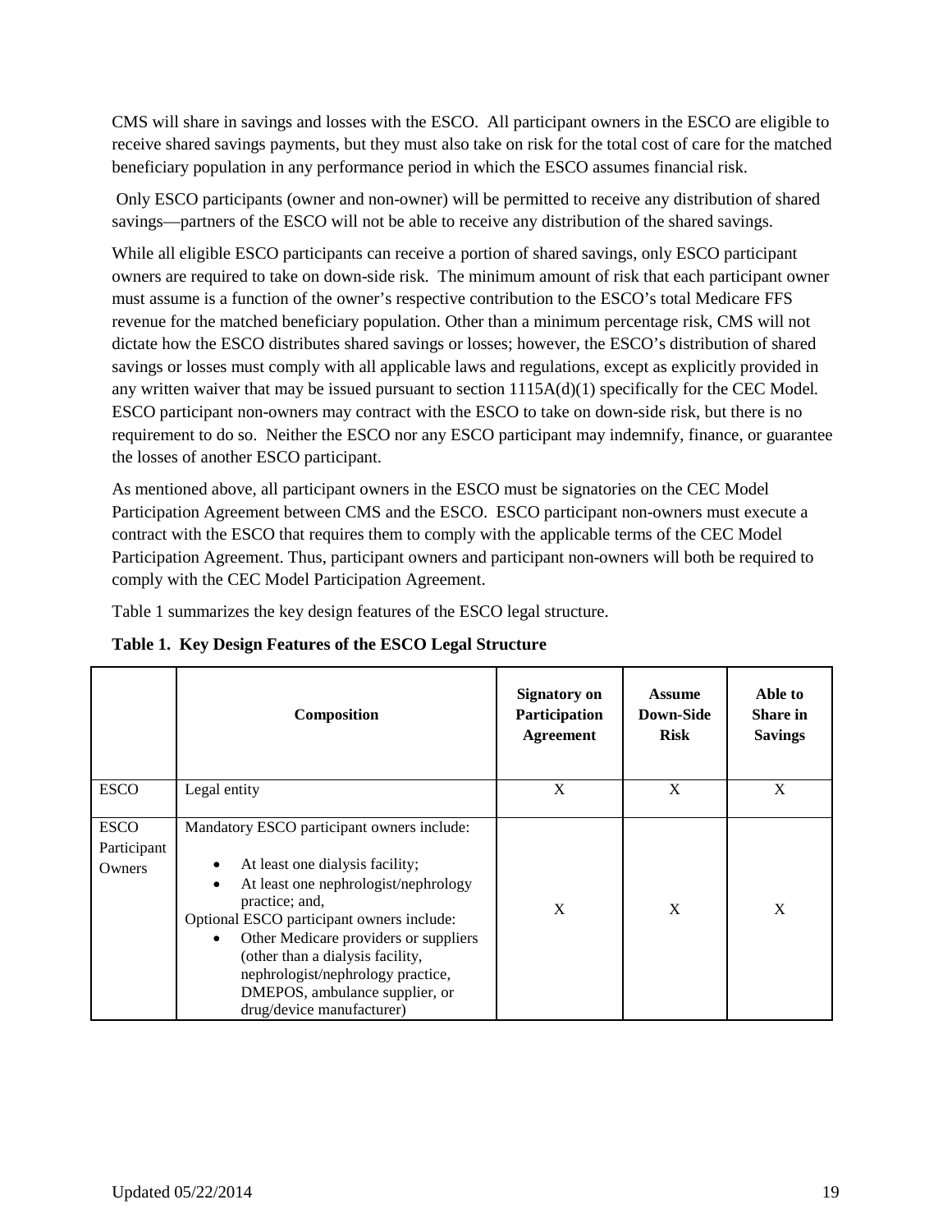CMS will share in savings and losses with the ESCO. All participant owners in the ESCO are eligible to receive shared savings payments, but they must also take on risk for the total cost of care for the matched beneficiary population in any performance period in which the ESCO assumes financial risk.

Only ESCO participants (owner and non-owner) will be permitted to receive any distribution of shared savings—partners of the ESCO will not be able to receive any distribution of the shared savings.

While all eligible ESCO participants can receive a portion of shared savings, only ESCO participant owners are required to take on down-side risk. The minimum amount of risk that each participant owner must assume is a function of the owner's respective contribution to the ESCO's total Medicare FFS revenue for the matched beneficiary population. Other than a minimum percentage risk, CMS will not dictate how the ESCO distributes shared savings or losses; however, the ESCO's distribution of shared savings or losses must comply with all applicable laws and regulations, except as explicitly provided in any written waiver that may be issued pursuant to section 1115A(d)(1) specifically for the CEC Model. ESCO participant non-owners may contract with the ESCO to take on down-side risk, but there is no requirement to do so. Neither the ESCO nor any ESCO participant may indemnify, finance, or guarantee the losses of another ESCO participant.

As mentioned above, all participant owners in the ESCO must be signatories on the CEC Model Participation Agreement between CMS and the ESCO. ESCO participant non-owners must execute a contract with the ESCO that requires them to comply with the applicable terms of the CEC Model Participation Agreement. Thus, participant owners and participant non-owners will both be required to comply with the CEC Model Participation Agreement.

Table 1 summarizes the key design features of the ESCO legal structure.

**Table 1. Key Design Features of the ESCO Legal Structure**

| | Composition | Signatory on Participation Agreement | Assume Down-Side Risk | Able to Share in Savings |
|---|---|---|---|---|
| ESCO | Legal entity | X | X | X |
| ESCO Participant Owners | Mandatory ESCO participant owners include:<br>• At least one dialysis facility;<br>• At least one nephrologist/nephrology practice; and,<br>Optional ESCO participant owners include:<br>• Other Medicare providers or suppliers (other than a dialysis facility, nephrologist/nephrology practice, DMEPOS, ambulance supplier, or drug/device manufacturer) | X | X | X |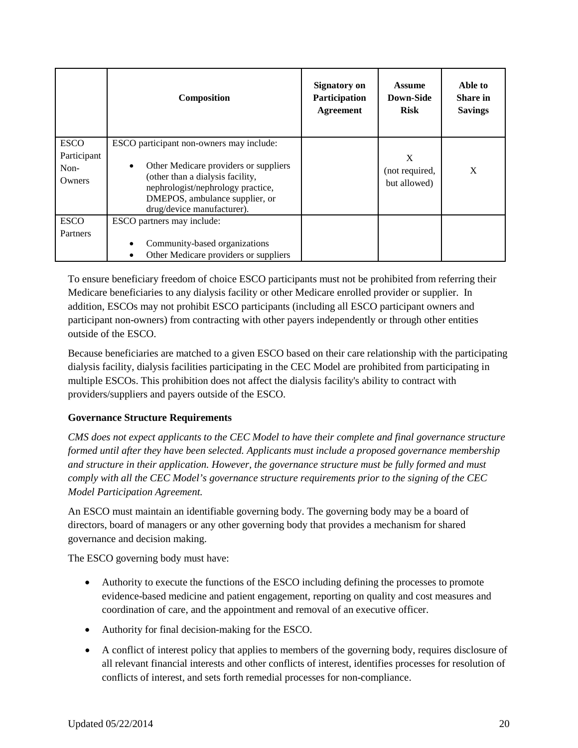| | Composition | Signatory on Participation Agreement | Assume Down-Side Risk | Able to Share in Savings |
|---|---|---|---|---|
| ESCO Participant Non-Owners | ESCO participant non-owners may include:<br>• Other Medicare providers or suppliers (other than a dialysis facility, nephrologist/nephrology practice, DMEPOS, ambulance supplier, or drug/device manufacturer). | | X (not required, but allowed) | X |
| ESCO Partners | ESCO partners may include:<br>• Community-based organizations<br>• Other Medicare providers or suppliers | | | |

To ensure beneficiary freedom of choice ESCO participants must not be prohibited from referring their Medicare beneficiaries to any dialysis facility or other Medicare enrolled provider or supplier. In addition, ESCOs may not prohibit ESCO participants (including all ESCO participant owners and participant non-owners) from contracting with other payers independently or through other entities outside of the ESCO.

Because beneficiaries are matched to a given ESCO based on their care relationship with the participating dialysis facility, dialysis facilities participating in the CEC Model are prohibited from participating in multiple ESCOs. This prohibition does not affect the dialysis facility's ability to contract with providers/suppliers and payers outside of the ESCO.

**Governance Structure Requirements**

*CMS does not expect applicants to the CEC Model to have their complete and final governance structure formed until after they have been selected. Applicants must include a proposed governance membership and structure in their application. However, the governance structure must be fully formed and must comply with all the CEC Model's governance structure requirements prior to the signing of the CEC Model Participation Agreement.*

An ESCO must maintain an identifiable governing body. The governing body may be a board of directors, board of managers or any other governing body that provides a mechanism for shared governance and decision making.

The ESCO governing body must have:

- Authority to execute the functions of the ESCO including defining the processes to promote evidence-based medicine and patient engagement, reporting on quality and cost measures and coordination of care, and the appointment and removal of an executive officer.
- Authority for final decision-making for the ESCO.
- A conflict of interest policy that applies to members of the governing body, requires disclosure of all relevant financial interests and other conflicts of interest, identifies processes for resolution of conflicts of interest, and sets forth remedial processes for non-compliance.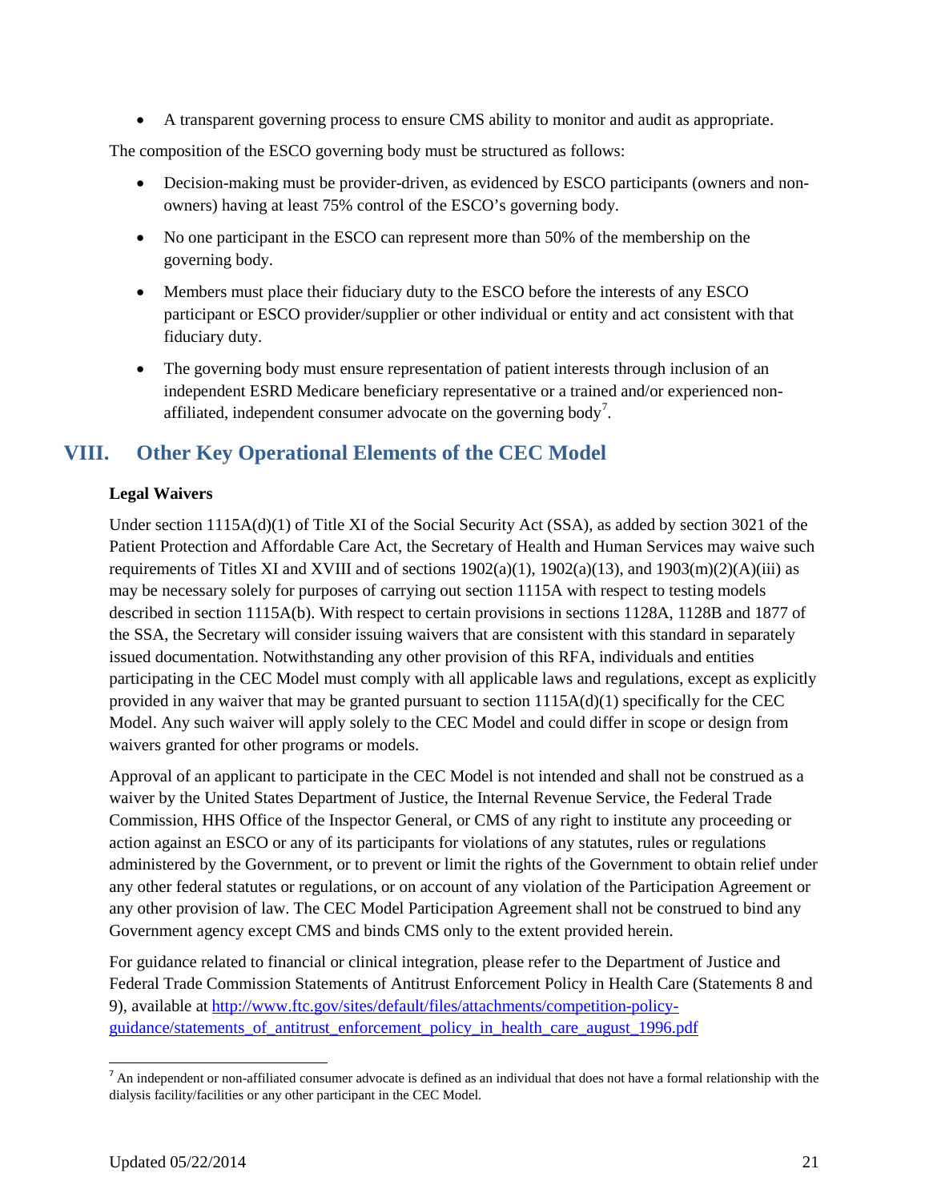- A transparent governing process to ensure CMS ability to monitor and audit as appropriate.

The composition of the ESCO governing body must be structured as follows:

- Decision-making must be provider-driven, as evidenced by ESCO participants (owners and non-owners) having at least 75% control of the ESCO's governing body.
- No one participant in the ESCO can represent more than 50% of the membership on the governing body.
- Members must place their fiduciary duty to the ESCO before the interests of any ESCO participant or ESCO provider/supplier or other individual or entity and act consistent with that fiduciary duty.
- The governing body must ensure representation of patient interests through inclusion of an independent ESRD Medicare beneficiary representative or a trained and/or experienced non-affiliated, independent consumer advocate on the governing body[7].

## VIII. Other Key Operational Elements of the CEC Model

**Legal Waivers**

Under section 1115A(d)(1) of Title XI of the Social Security Act (SSA), as added by section 3021 of the Patient Protection and Affordable Care Act, the Secretary of Health and Human Services may waive such requirements of Titles XI and XVIII and of sections 1902(a)(1), 1902(a)(13), and 1903(m)(2)(A)(iii) as may be necessary solely for purposes of carrying out section 1115A with respect to testing models described in section 1115A(b). With respect to certain provisions in sections 1128A, 1128B and 1877 of the SSA, the Secretary will consider issuing waivers that are consistent with this standard in separately issued documentation. Notwithstanding any other provision of this RFA, individuals and entities participating in the CEC Model must comply with all applicable laws and regulations, except as explicitly provided in any waiver that may be granted pursuant to section 1115A(d)(1) specifically for the CEC Model. Any such waiver will apply solely to the CEC Model and could differ in scope or design from waivers granted for other programs or models.

Approval of an applicant to participate in the CEC Model is not intended and shall not be construed as a waiver by the United States Department of Justice, the Internal Revenue Service, the Federal Trade Commission, HHS Office of the Inspector General, or CMS of any right to institute any proceeding or action against an ESCO or any of its participants for violations of any statutes, rules or regulations administered by the Government, or to prevent or limit the rights of the Government to obtain relief under any other federal statutes or regulations, or on account of any violation of the Participation Agreement or any other provision of law. The CEC Model Participation Agreement shall not be construed to bind any Government agency except CMS and binds CMS only to the extent provided herein.

For guidance related to financial or clinical integration, please refer to the Department of Justice and Federal Trade Commission Statements of Antitrust Enforcement Policy in Health Care (Statements 8 and 9), available at http://www.ftc.gov/sites/default/files/attachments/competition-policy-guidance/statements_of_antitrust_enforcement_policy_in_health_care_august_1996.pdf

[7] An independent or non-affiliated consumer advocate is defined as an individual that does not have a formal relationship with the dialysis facility/facilities or any other participant in the CEC Model.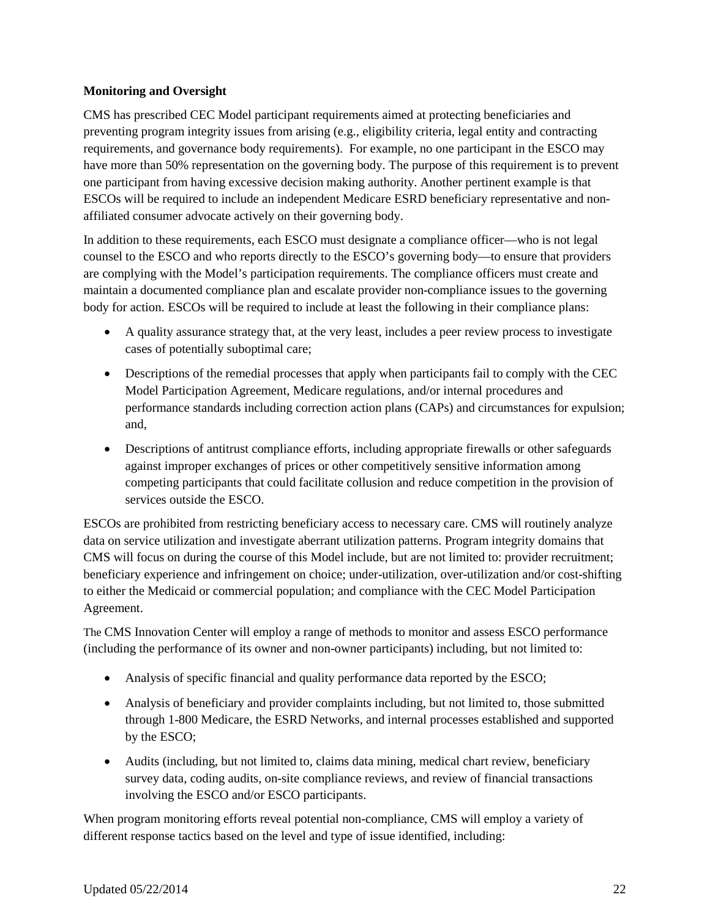**Monitoring and Oversight**

CMS has prescribed CEC Model participant requirements aimed at protecting beneficiaries and preventing program integrity issues from arising (e.g., eligibility criteria, legal entity and contracting requirements, and governance body requirements). For example, no one participant in the ESCO may have more than 50% representation on the governing body. The purpose of this requirement is to prevent one participant from having excessive decision making authority. Another pertinent example is that ESCOs will be required to include an independent Medicare ESRD beneficiary representative and non-affiliated consumer advocate actively on their governing body.

In addition to these requirements, each ESCO must designate a compliance officer—who is not legal counsel to the ESCO and who reports directly to the ESCO's governing body—to ensure that providers are complying with the Model's participation requirements. The compliance officers must create and maintain a documented compliance plan and escalate provider non-compliance issues to the governing body for action. ESCOs will be required to include at least the following in their compliance plans:

- A quality assurance strategy that, at the very least, includes a peer review process to investigate cases of potentially suboptimal care;
- Descriptions of the remedial processes that apply when participants fail to comply with the CEC Model Participation Agreement, Medicare regulations, and/or internal procedures and performance standards including correction action plans (CAPs) and circumstances for expulsion; and,
- Descriptions of antitrust compliance efforts, including appropriate firewalls or other safeguards against improper exchanges of prices or other competitively sensitive information among competing participants that could facilitate collusion and reduce competition in the provision of services outside the ESCO.

ESCOs are prohibited from restricting beneficiary access to necessary care. CMS will routinely analyze data on service utilization and investigate aberrant utilization patterns. Program integrity domains that CMS will focus on during the course of this Model include, but are not limited to: provider recruitment; beneficiary experience and infringement on choice; under-utilization, over-utilization and/or cost-shifting to either the Medicaid or commercial population; and compliance with the CEC Model Participation Agreement.

The CMS Innovation Center will employ a range of methods to monitor and assess ESCO performance (including the performance of its owner and non-owner participants) including, but not limited to:

- Analysis of specific financial and quality performance data reported by the ESCO;
- Analysis of beneficiary and provider complaints including, but not limited to, those submitted through 1-800 Medicare, the ESRD Networks, and internal processes established and supported by the ESCO;
- Audits (including, but not limited to, claims data mining, medical chart review, beneficiary survey data, coding audits, on-site compliance reviews, and review of financial transactions involving the ESCO and/or ESCO participants.

When program monitoring efforts reveal potential non-compliance, CMS will employ a variety of different response tactics based on the level and type of issue identified, including: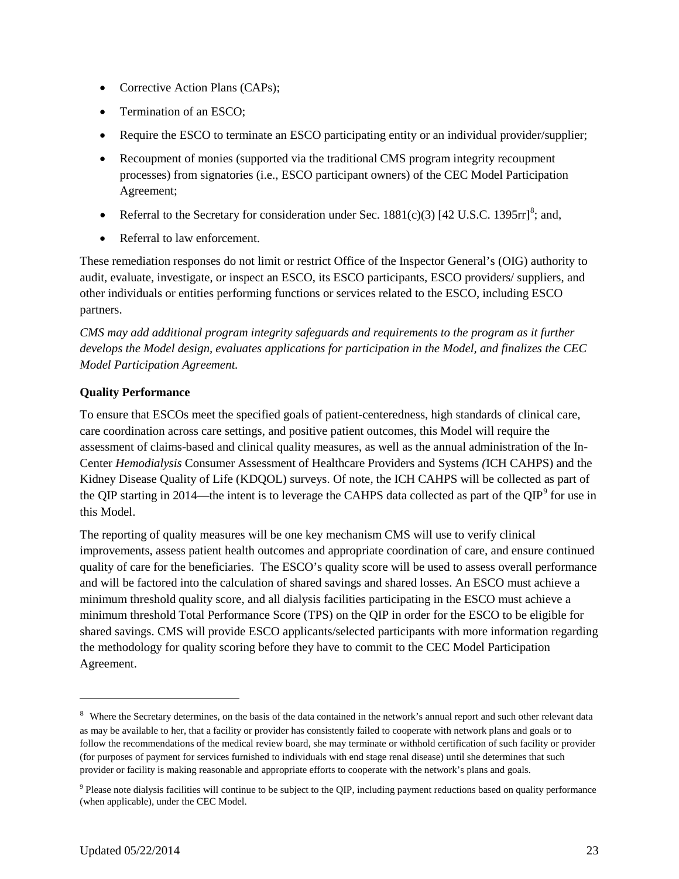- Corrective Action Plans (CAPs);
- Termination of an ESCO;
- Require the ESCO to terminate an ESCO participating entity or an individual provider/supplier;
- Recoupment of monies (supported via the traditional CMS program integrity recoupment processes) from signatories (i.e., ESCO participant owners) of the CEC Model Participation Agreement;
- Referral to the Secretary for consideration under Sec. 1881(c)(3) [42 U.S.C. 1395rr][8]; and,
- Referral to law enforcement.

These remediation responses do not limit or restrict Office of the Inspector General's (OIG) authority to audit, evaluate, investigate, or inspect an ESCO, its ESCO participants, ESCO providers/ suppliers, and other individuals or entities performing functions or services related to the ESCO, including ESCO partners.

*CMS may add additional program integrity safeguards and requirements to the program as it further develops the Model design, evaluates applications for participation in the Model, and finalizes the CEC Model Participation Agreement.*

**Quality Performance**

To ensure that ESCOs meet the specified goals of patient-centeredness, high standards of clinical care, care coordination across care settings, and positive patient outcomes, this Model will require the assessment of claims-based and clinical quality measures, as well as the annual administration of the In-Center *Hemodialysis* Consumer Assessment of Healthcare Providers and Systems *(*ICH CAHPS) and the Kidney Disease Quality of Life (KDQOL) surveys. Of note, the ICH CAHPS will be collected as part of the QIP starting in 2014—the intent is to leverage the CAHPS data collected as part of the QIP[9] for use in this Model.

The reporting of quality measures will be one key mechanism CMS will use to verify clinical improvements, assess patient health outcomes and appropriate coordination of care, and ensure continued quality of care for the beneficiaries. The ESCO's quality score will be used to assess overall performance and will be factored into the calculation of shared savings and shared losses. An ESCO must achieve a minimum threshold quality score, and all dialysis facilities participating in the ESCO must achieve a minimum threshold Total Performance Score (TPS) on the QIP in order for the ESCO to be eligible for shared savings. CMS will provide ESCO applicants/selected participants with more information regarding the methodology for quality scoring before they have to commit to the CEC Model Participation Agreement.

---

[8] Where the Secretary determines, on the basis of the data contained in the network's annual report and such other relevant data as may be available to her, that a facility or provider has consistently failed to cooperate with network plans and goals or to follow the recommendations of the medical review board, she may terminate or withhold certification of such facility or provider (for purposes of payment for services furnished to individuals with end stage renal disease) until she determines that such provider or facility is making reasonable and appropriate efforts to cooperate with the network's plans and goals.

[9] Please note dialysis facilities will continue to be subject to the QIP, including payment reductions based on quality performance (when applicable), under the CEC Model.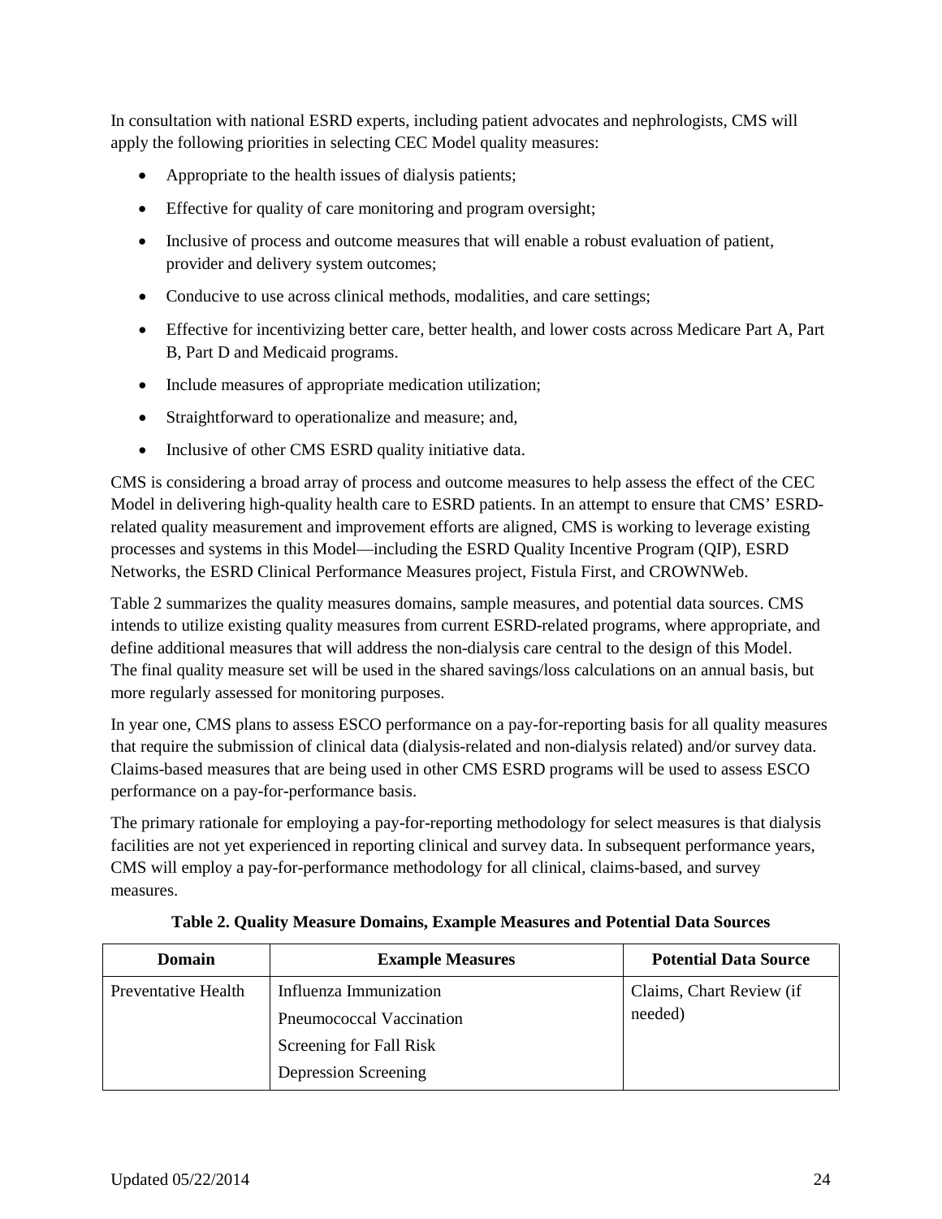In consultation with national ESRD experts, including patient advocates and nephrologists, CMS will apply the following priorities in selecting CEC Model quality measures:

- Appropriate to the health issues of dialysis patients;
- Effective for quality of care monitoring and program oversight;
- Inclusive of process and outcome measures that will enable a robust evaluation of patient, provider and delivery system outcomes;
- Conducive to use across clinical methods, modalities, and care settings;
- Effective for incentivizing better care, better health, and lower costs across Medicare Part A, Part B, Part D and Medicaid programs.
- Include measures of appropriate medication utilization;
- Straightforward to operationalize and measure; and,
- Inclusive of other CMS ESRD quality initiative data.

CMS is considering a broad array of process and outcome measures to help assess the effect of the CEC Model in delivering high-quality health care to ESRD patients. In an attempt to ensure that CMS' ESRD-related quality measurement and improvement efforts are aligned, CMS is working to leverage existing processes and systems in this Model—including the ESRD Quality Incentive Program (QIP), ESRD Networks, the ESRD Clinical Performance Measures project, Fistula First, and CROWNWeb.

Table 2 summarizes the quality measures domains, sample measures, and potential data sources. CMS intends to utilize existing quality measures from current ESRD-related programs, where appropriate, and define additional measures that will address the non-dialysis care central to the design of this Model. The final quality measure set will be used in the shared savings/loss calculations on an annual basis, but more regularly assessed for monitoring purposes.

In year one, CMS plans to assess ESCO performance on a pay-for-reporting basis for all quality measures that require the submission of clinical data (dialysis-related and non-dialysis related) and/or survey data. Claims-based measures that are being used in other CMS ESRD programs will be used to assess ESCO performance on a pay-for-performance basis.

The primary rationale for employing a pay-for-reporting methodology for select measures is that dialysis facilities are not yet experienced in reporting clinical and survey data. In subsequent performance years, CMS will employ a pay-for-performance methodology for all clinical, claims-based, and survey measures.

**Table 2. Quality Measure Domains, Example Measures and Potential Data Sources**

| Domain | Example Measures | Potential Data Source |
|---|---|---|
| Preventative Health | Influenza Immunization<br>Pneumococcal Vaccination<br>Screening for Fall Risk<br>Depression Screening | Claims, Chart Review (if needed) |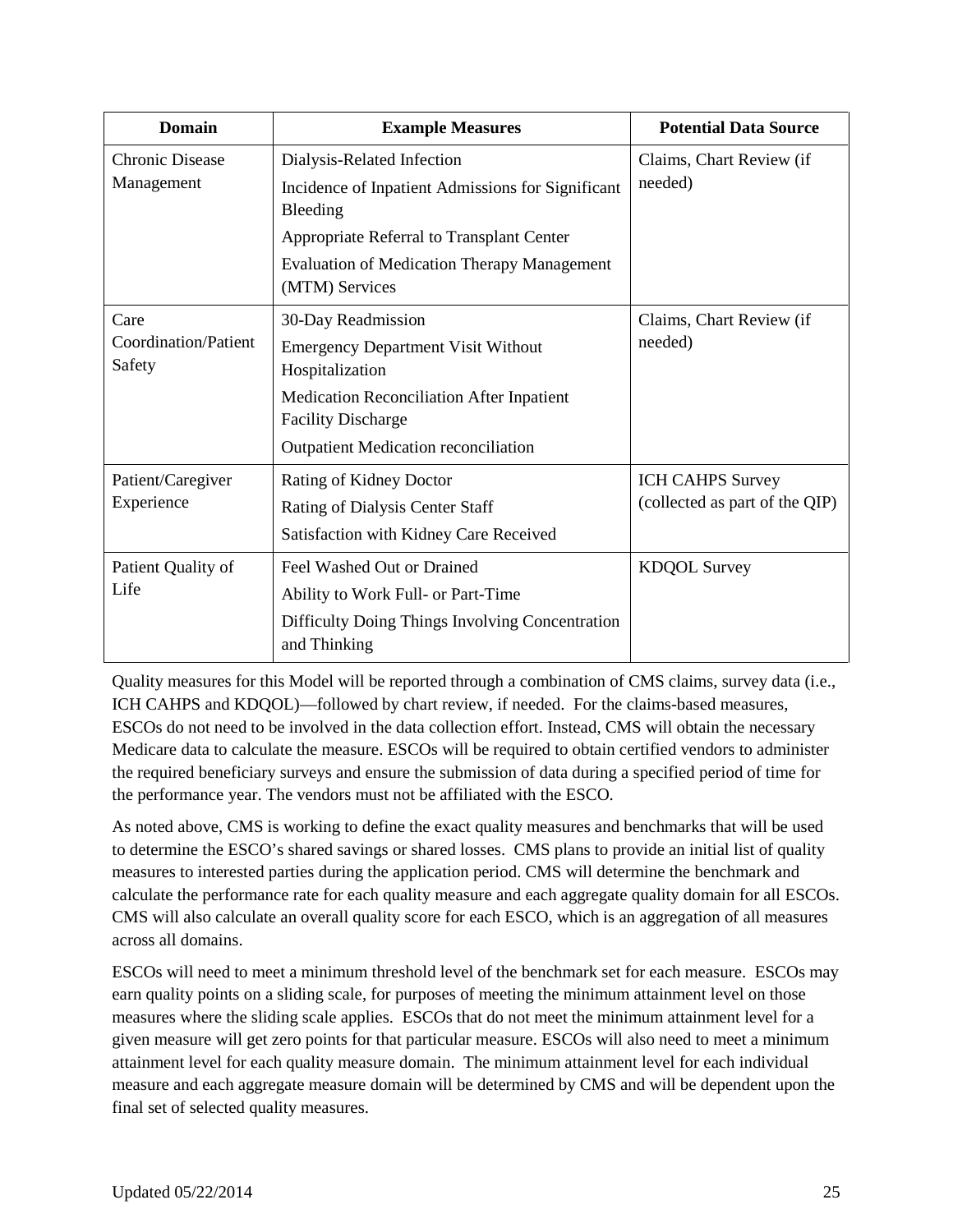| Domain | Example Measures | Potential Data Source |
| --- | --- | --- |
| Chronic Disease Management | Dialysis-Related Infection<br>Incidence of Inpatient Admissions for Significant Bleeding<br>Appropriate Referral to Transplant Center<br>Evaluation of Medication Therapy Management (MTM) Services | Claims, Chart Review (if needed) |
| Care Coordination/Patient Safety | 30-Day Readmission<br>Emergency Department Visit Without Hospitalization<br>Medication Reconciliation After Inpatient Facility Discharge<br>Outpatient Medication reconciliation | Claims, Chart Review (if needed) |
| Patient/Caregiver Experience | Rating of Kidney Doctor<br>Rating of Dialysis Center Staff<br>Satisfaction with Kidney Care Received | ICH CAHPS Survey (collected as part of the QIP) |
| Patient Quality of Life | Feel Washed Out or Drained<br>Ability to Work Full- or Part-Time<br>Difficulty Doing Things Involving Concentration and Thinking | KDQOL Survey |

Quality measures for this Model will be reported through a combination of CMS claims, survey data (i.e., ICH CAHPS and KDQOL)—followed by chart review, if needed. For the claims-based measures, ESCOs do not need to be involved in the data collection effort. Instead, CMS will obtain the necessary Medicare data to calculate the measure. ESCOs will be required to obtain certified vendors to administer the required beneficiary surveys and ensure the submission of data during a specified period of time for the performance year. The vendors must not be affiliated with the ESCO.

As noted above, CMS is working to define the exact quality measures and benchmarks that will be used to determine the ESCO's shared savings or shared losses. CMS plans to provide an initial list of quality measures to interested parties during the application period. CMS will determine the benchmark and calculate the performance rate for each quality measure and each aggregate quality domain for all ESCOs. CMS will also calculate an overall quality score for each ESCO, which is an aggregation of all measures across all domains.

ESCOs will need to meet a minimum threshold level of the benchmark set for each measure. ESCOs may earn quality points on a sliding scale, for purposes of meeting the minimum attainment level on those measures where the sliding scale applies. ESCOs that do not meet the minimum attainment level for a given measure will get zero points for that particular measure. ESCOs will also need to meet a minimum attainment level for each quality measure domain. The minimum attainment level for each individual measure and each aggregate measure domain will be determined by CMS and will be dependent upon the final set of selected quality measures.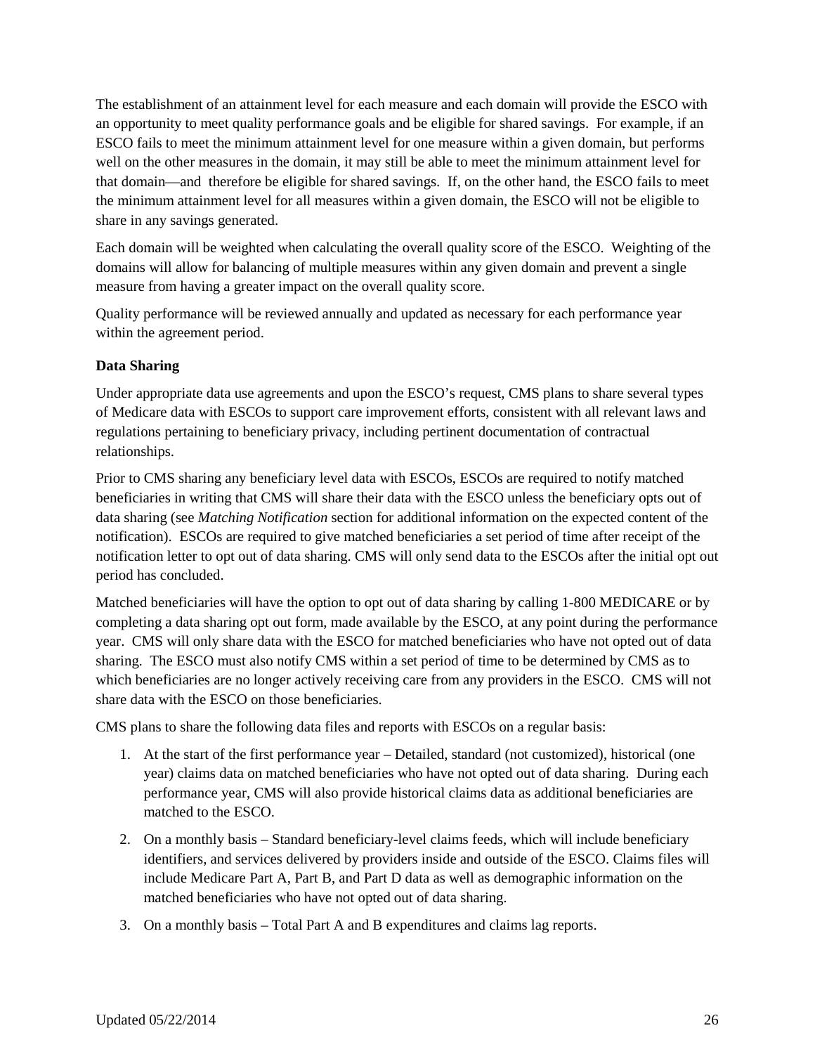The establishment of an attainment level for each measure and each domain will provide the ESCO with an opportunity to meet quality performance goals and be eligible for shared savings. For example, if an ESCO fails to meet the minimum attainment level for one measure within a given domain, but performs well on the other measures in the domain, it may still be able to meet the minimum attainment level for that domain—and therefore be eligible for shared savings. If, on the other hand, the ESCO fails to meet the minimum attainment level for all measures within a given domain, the ESCO will not be eligible to share in any savings generated.

Each domain will be weighted when calculating the overall quality score of the ESCO. Weighting of the domains will allow for balancing of multiple measures within any given domain and prevent a single measure from having a greater impact on the overall quality score.

Quality performance will be reviewed annually and updated as necessary for each performance year within the agreement period.

**Data Sharing**

Under appropriate data use agreements and upon the ESCO's request, CMS plans to share several types of Medicare data with ESCOs to support care improvement efforts, consistent with all relevant laws and regulations pertaining to beneficiary privacy, including pertinent documentation of contractual relationships.

Prior to CMS sharing any beneficiary level data with ESCOs, ESCOs are required to notify matched beneficiaries in writing that CMS will share their data with the ESCO unless the beneficiary opts out of data sharing (see *Matching Notification* section for additional information on the expected content of the notification). ESCOs are required to give matched beneficiaries a set period of time after receipt of the notification letter to opt out of data sharing. CMS will only send data to the ESCOs after the initial opt out period has concluded.

Matched beneficiaries will have the option to opt out of data sharing by calling 1-800 MEDICARE or by completing a data sharing opt out form, made available by the ESCO, at any point during the performance year. CMS will only share data with the ESCO for matched beneficiaries who have not opted out of data sharing. The ESCO must also notify CMS within a set period of time to be determined by CMS as to which beneficiaries are no longer actively receiving care from any providers in the ESCO. CMS will not share data with the ESCO on those beneficiaries.

CMS plans to share the following data files and reports with ESCOs on a regular basis:

1. At the start of the first performance year – Detailed, standard (not customized), historical (one year) claims data on matched beneficiaries who have not opted out of data sharing. During each performance year, CMS will also provide historical claims data as additional beneficiaries are matched to the ESCO.
2. On a monthly basis – Standard beneficiary-level claims feeds, which will include beneficiary identifiers, and services delivered by providers inside and outside of the ESCO. Claims files will include Medicare Part A, Part B, and Part D data as well as demographic information on the matched beneficiaries who have not opted out of data sharing.
3. On a monthly basis – Total Part A and B expenditures and claims lag reports.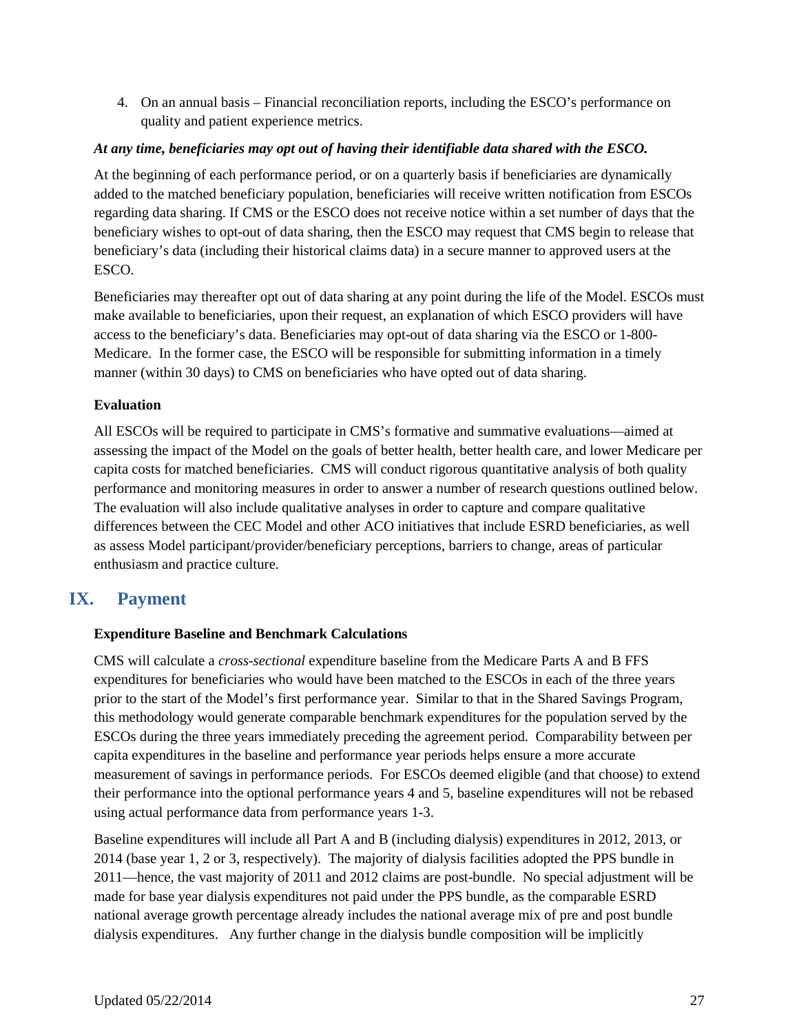4. On an annual basis – Financial reconciliation reports, including the ESCO's performance on quality and patient experience metrics.

***At any time, beneficiaries may opt out of having their identifiable data shared with the ESCO.***

At the beginning of each performance period, or on a quarterly basis if beneficiaries are dynamically added to the matched beneficiary population, beneficiaries will receive written notification from ESCOs regarding data sharing. If CMS or the ESCO does not receive notice within a set number of days that the beneficiary wishes to opt-out of data sharing, then the ESCO may request that CMS begin to release that beneficiary's data (including their historical claims data) in a secure manner to approved users at the ESCO.

Beneficiaries may thereafter opt out of data sharing at any point during the life of the Model. ESCOs must make available to beneficiaries, upon their request, an explanation of which ESCO providers will have access to the beneficiary's data. Beneficiaries may opt-out of data sharing via the ESCO or 1-800-Medicare. In the former case, the ESCO will be responsible for submitting information in a timely manner (within 30 days) to CMS on beneficiaries who have opted out of data sharing.

**Evaluation**

All ESCOs will be required to participate in CMS's formative and summative evaluations—aimed at assessing the impact of the Model on the goals of better health, better health care, and lower Medicare per capita costs for matched beneficiaries. CMS will conduct rigorous quantitative analysis of both quality performance and monitoring measures in order to answer a number of research questions outlined below. The evaluation will also include qualitative analyses in order to capture and compare qualitative differences between the CEC Model and other ACO initiatives that include ESRD beneficiaries, as well as assess Model participant/provider/beneficiary perceptions, barriers to change, areas of particular enthusiasm and practice culture.

## IX. Payment

**Expenditure Baseline and Benchmark Calculations**

CMS will calculate a *cross-sectional* expenditure baseline from the Medicare Parts A and B FFS expenditures for beneficiaries who would have been matched to the ESCOs in each of the three years prior to the start of the Model's first performance year. Similar to that in the Shared Savings Program, this methodology would generate comparable benchmark expenditures for the population served by the ESCOs during the three years immediately preceding the agreement period. Comparability between per capita expenditures in the baseline and performance year periods helps ensure a more accurate measurement of savings in performance periods. For ESCOs deemed eligible (and that choose) to extend their performance into the optional performance years 4 and 5, baseline expenditures will not be rebased using actual performance data from performance years 1-3.

Baseline expenditures will include all Part A and B (including dialysis) expenditures in 2012, 2013, or 2014 (base year 1, 2 or 3, respectively). The majority of dialysis facilities adopted the PPS bundle in 2011—hence, the vast majority of 2011 and 2012 claims are post-bundle. No special adjustment will be made for base year dialysis expenditures not paid under the PPS bundle, as the comparable ESRD national average growth percentage already includes the national average mix of pre and post bundle dialysis expenditures. Any further change in the dialysis bundle composition will be implicitly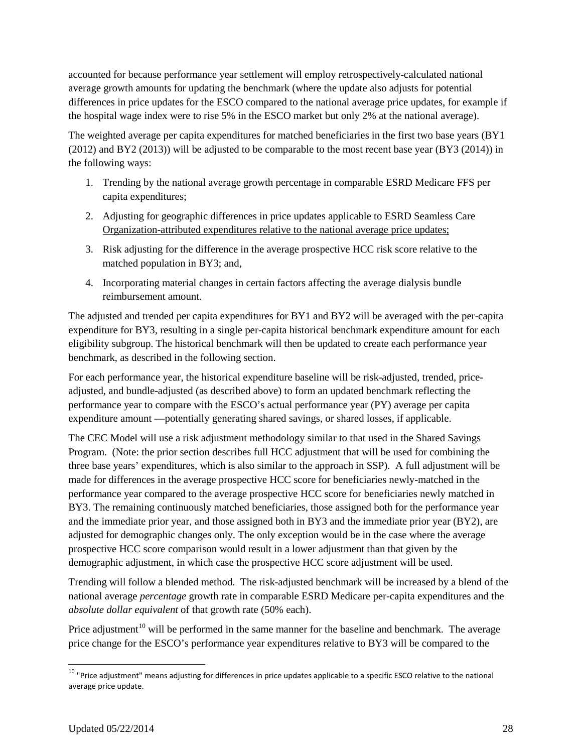accounted for because performance year settlement will employ retrospectively-calculated national average growth amounts for updating the benchmark (where the update also adjusts for potential differences in price updates for the ESCO compared to the national average price updates, for example if the hospital wage index were to rise 5% in the ESCO market but only 2% at the national average).

The weighted average per capita expenditures for matched beneficiaries in the first two base years (BY1 (2012) and BY2 (2013)) will be adjusted to be comparable to the most recent base year (BY3 (2014)) in the following ways:

1. Trending by the national average growth percentage in comparable ESRD Medicare FFS per capita expenditures;
2. Adjusting for geographic differences in price updates applicable to ESRD Seamless Care Organization-attributed expenditures relative to the national average price updates;
3. Risk adjusting for the difference in the average prospective HCC risk score relative to the matched population in BY3; and,
4. Incorporating material changes in certain factors affecting the average dialysis bundle reimbursement amount.

The adjusted and trended per capita expenditures for BY1 and BY2 will be averaged with the per-capita expenditure for BY3, resulting in a single per-capita historical benchmark expenditure amount for each eligibility subgroup. The historical benchmark will then be updated to create each performance year benchmark, as described in the following section.

For each performance year, the historical expenditure baseline will be risk-adjusted, trended, price-adjusted, and bundle-adjusted (as described above) to form an updated benchmark reflecting the performance year to compare with the ESCO's actual performance year (PY) average per capita expenditure amount —potentially generating shared savings, or shared losses, if applicable.

The CEC Model will use a risk adjustment methodology similar to that used in the Shared Savings Program. (Note: the prior section describes full HCC adjustment that will be used for combining the three base years' expenditures, which is also similar to the approach in SSP). A full adjustment will be made for differences in the average prospective HCC score for beneficiaries newly-matched in the performance year compared to the average prospective HCC score for beneficiaries newly matched in BY3. The remaining continuously matched beneficiaries, those assigned both for the performance year and the immediate prior year, and those assigned both in BY3 and the immediate prior year (BY2), are adjusted for demographic changes only. The only exception would be in the case where the average prospective HCC score comparison would result in a lower adjustment than that given by the demographic adjustment, in which case the prospective HCC score adjustment will be used.

Trending will follow a blended method. The risk-adjusted benchmark will be increased by a blend of the national average *percentage* growth rate in comparable ESRD Medicare per-capita expenditures and the *absolute dollar equivalent* of that growth rate (50% each).

Price adjustment[10] will be performed in the same manner for the baseline and benchmark. The average price change for the ESCO's performance year expenditures relative to BY3 will be compared to the

[10] "Price adjustment" means adjusting for differences in price updates applicable to a specific ESCO relative to the national average price update.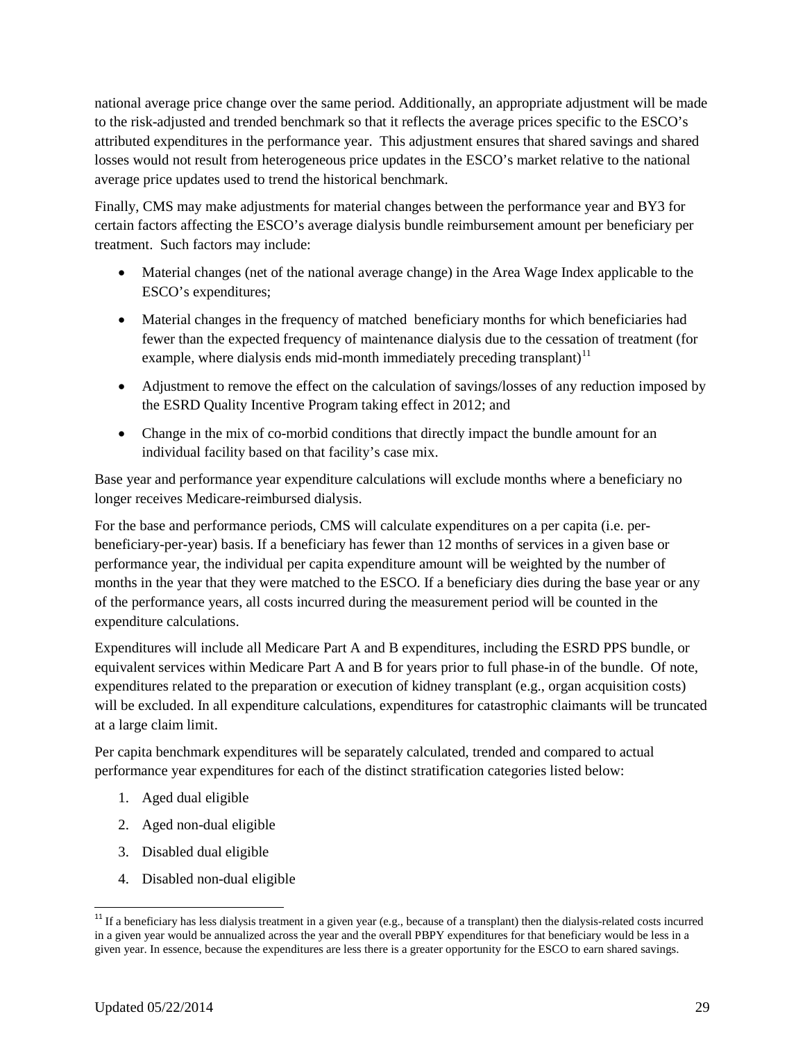national average price change over the same period. Additionally, an appropriate adjustment will be made to the risk-adjusted and trended benchmark so that it reflects the average prices specific to the ESCO's attributed expenditures in the performance year. This adjustment ensures that shared savings and shared losses would not result from heterogeneous price updates in the ESCO's market relative to the national average price updates used to trend the historical benchmark.

Finally, CMS may make adjustments for material changes between the performance year and BY3 for certain factors affecting the ESCO's average dialysis bundle reimbursement amount per beneficiary per treatment. Such factors may include:

- Material changes (net of the national average change) in the Area Wage Index applicable to the ESCO's expenditures;
- Material changes in the frequency of matched beneficiary months for which beneficiaries had fewer than the expected frequency of maintenance dialysis due to the cessation of treatment (for example, where dialysis ends mid-month immediately preceding transplant)[11]
- Adjustment to remove the effect on the calculation of savings/losses of any reduction imposed by the ESRD Quality Incentive Program taking effect in 2012; and
- Change in the mix of co-morbid conditions that directly impact the bundle amount for an individual facility based on that facility's case mix.

Base year and performance year expenditure calculations will exclude months where a beneficiary no longer receives Medicare-reimbursed dialysis.

For the base and performance periods, CMS will calculate expenditures on a per capita (i.e. per-beneficiary-per-year) basis. If a beneficiary has fewer than 12 months of services in a given base or performance year, the individual per capita expenditure amount will be weighted by the number of months in the year that they were matched to the ESCO. If a beneficiary dies during the base year or any of the performance years, all costs incurred during the measurement period will be counted in the expenditure calculations.

Expenditures will include all Medicare Part A and B expenditures, including the ESRD PPS bundle, or equivalent services within Medicare Part A and B for years prior to full phase-in of the bundle. Of note, expenditures related to the preparation or execution of kidney transplant (e.g., organ acquisition costs) will be excluded. In all expenditure calculations, expenditures for catastrophic claimants will be truncated at a large claim limit.

Per capita benchmark expenditures will be separately calculated, trended and compared to actual performance year expenditures for each of the distinct stratification categories listed below:

1. Aged dual eligible
2. Aged non-dual eligible
3. Disabled dual eligible
4. Disabled non-dual eligible

[11] If a beneficiary has less dialysis treatment in a given year (e.g., because of a transplant) then the dialysis-related costs incurred in a given year would be annualized across the year and the overall PBPY expenditures for that beneficiary would be less in a given year. In essence, because the expenditures are less there is a greater opportunity for the ESCO to earn shared savings.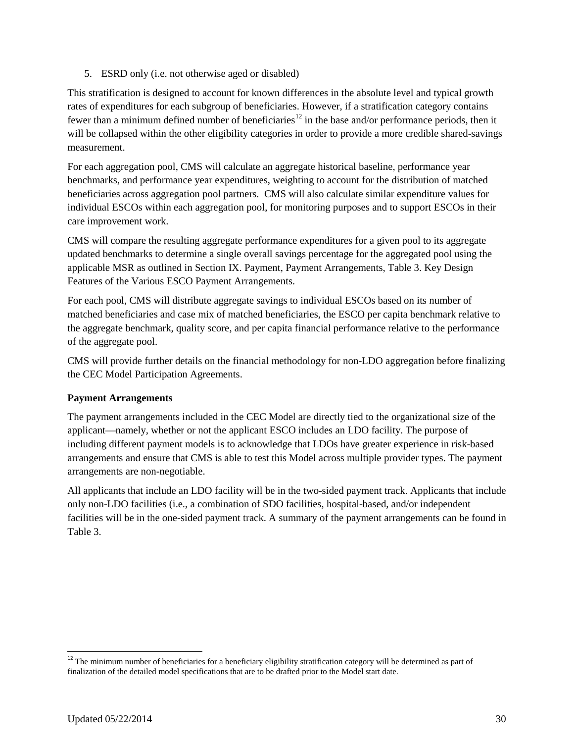5. ESRD only (i.e. not otherwise aged or disabled)

This stratification is designed to account for known differences in the absolute level and typical growth rates of expenditures for each subgroup of beneficiaries. However, if a stratification category contains fewer than a minimum defined number of beneficiaries[12] in the base and/or performance periods, then it will be collapsed within the other eligibility categories in order to provide a more credible shared-savings measurement.

For each aggregation pool, CMS will calculate an aggregate historical baseline, performance year benchmarks, and performance year expenditures, weighting to account for the distribution of matched beneficiaries across aggregation pool partners. CMS will also calculate similar expenditure values for individual ESCOs within each aggregation pool, for monitoring purposes and to support ESCOs in their care improvement work.

CMS will compare the resulting aggregate performance expenditures for a given pool to its aggregate updated benchmarks to determine a single overall savings percentage for the aggregated pool using the applicable MSR as outlined in Section IX. Payment, Payment Arrangements, Table 3. Key Design Features of the Various ESCO Payment Arrangements.

For each pool, CMS will distribute aggregate savings to individual ESCOs based on its number of matched beneficiaries and case mix of matched beneficiaries, the ESCO per capita benchmark relative to the aggregate benchmark, quality score, and per capita financial performance relative to the performance of the aggregate pool.

CMS will provide further details on the financial methodology for non-LDO aggregation before finalizing the CEC Model Participation Agreements.

**Payment Arrangements**

The payment arrangements included in the CEC Model are directly tied to the organizational size of the applicant—namely, whether or not the applicant ESCO includes an LDO facility. The purpose of including different payment models is to acknowledge that LDOs have greater experience in risk-based arrangements and ensure that CMS is able to test this Model across multiple provider types. The payment arrangements are non-negotiable.

All applicants that include an LDO facility will be in the two-sided payment track. Applicants that include only non-LDO facilities (i.e., a combination of SDO facilities, hospital-based, and/or independent facilities will be in the one-sided payment track. A summary of the payment arrangements can be found in Table 3.

[12] The minimum number of beneficiaries for a beneficiary eligibility stratification category will be determined as part of finalization of the detailed model specifications that are to be drafted prior to the Model start date.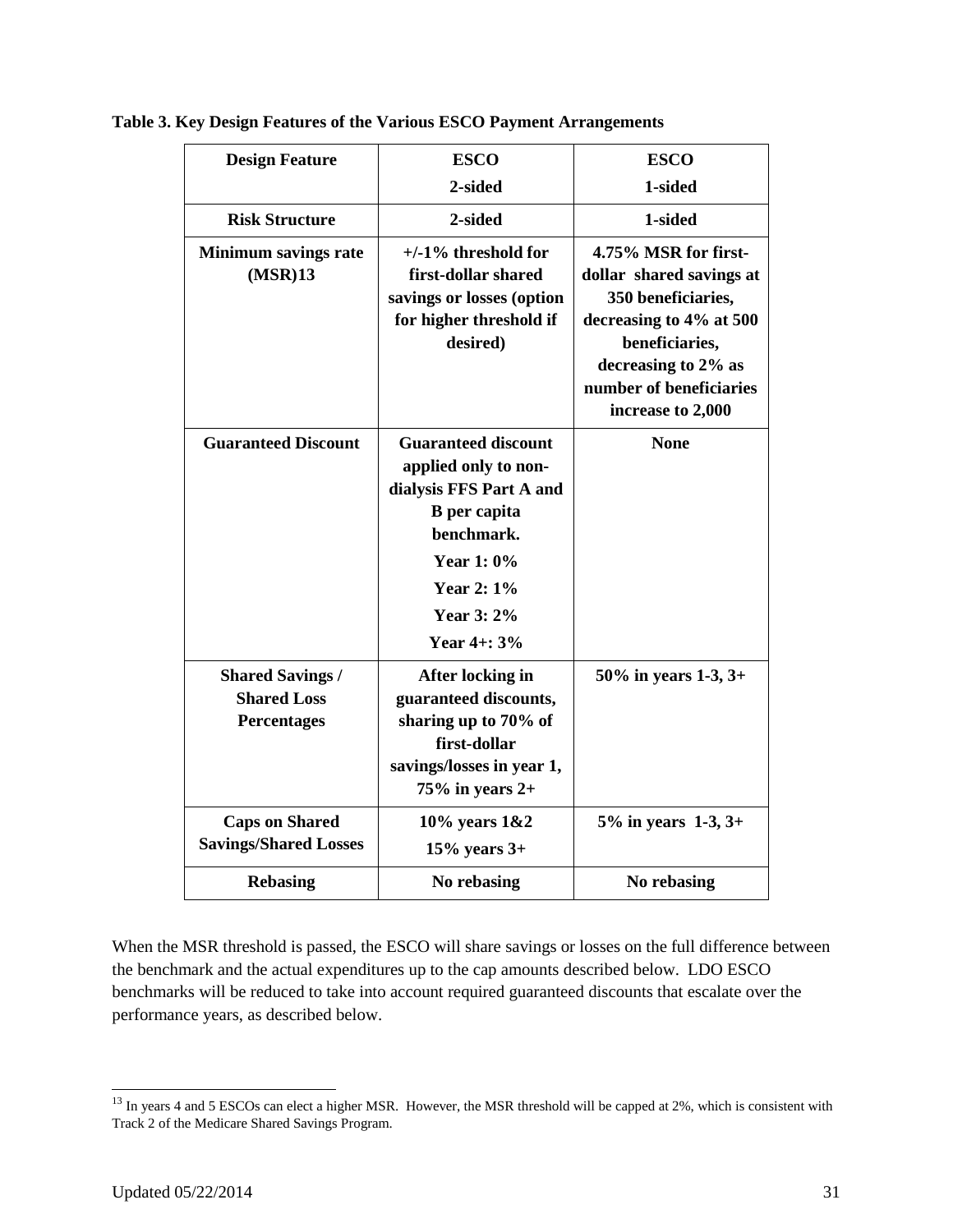**Table 3. Key Design Features of the Various ESCO Payment Arrangements**

| Design Feature | ESCO 2-sided | ESCO 1-sided |
|---|---|---|
| Risk Structure | 2-sided | 1-sided |
| Minimum savings rate (MSR)[13] | +/-1% threshold for first-dollar shared savings or losses (option for higher threshold if desired) | 4.75% MSR for first-dollar shared savings at 350 beneficiaries, decreasing to 4% at 500 beneficiaries, decreasing to 2% as number of beneficiaries increase to 2,000 |
| Guaranteed Discount | Guaranteed discount applied only to non-dialysis FFS Part A and B per capita benchmark. Year 1: 0% Year 2: 1% Year 3: 2% Year 4+: 3% | None |
| Shared Savings / Shared Loss Percentages | After locking in guaranteed discounts, sharing up to 70% of first-dollar savings/losses in year 1, 75% in years 2+ | 50% in years 1-3, 3+ |
| Caps on Shared Savings/Shared Losses | 10% years 1&2 15% years 3+ | 5% in years 1-3, 3+ |
| Rebasing | No rebasing | No rebasing |

When the MSR threshold is passed, the ESCO will share savings or losses on the full difference between the benchmark and the actual expenditures up to the cap amounts described below. LDO ESCO benchmarks will be reduced to take into account required guaranteed discounts that escalate over the performance years, as described below.

[13] In years 4 and 5 ESCOs can elect a higher MSR. However, the MSR threshold will be capped at 2%, which is consistent with Track 2 of the Medicare Shared Savings Program.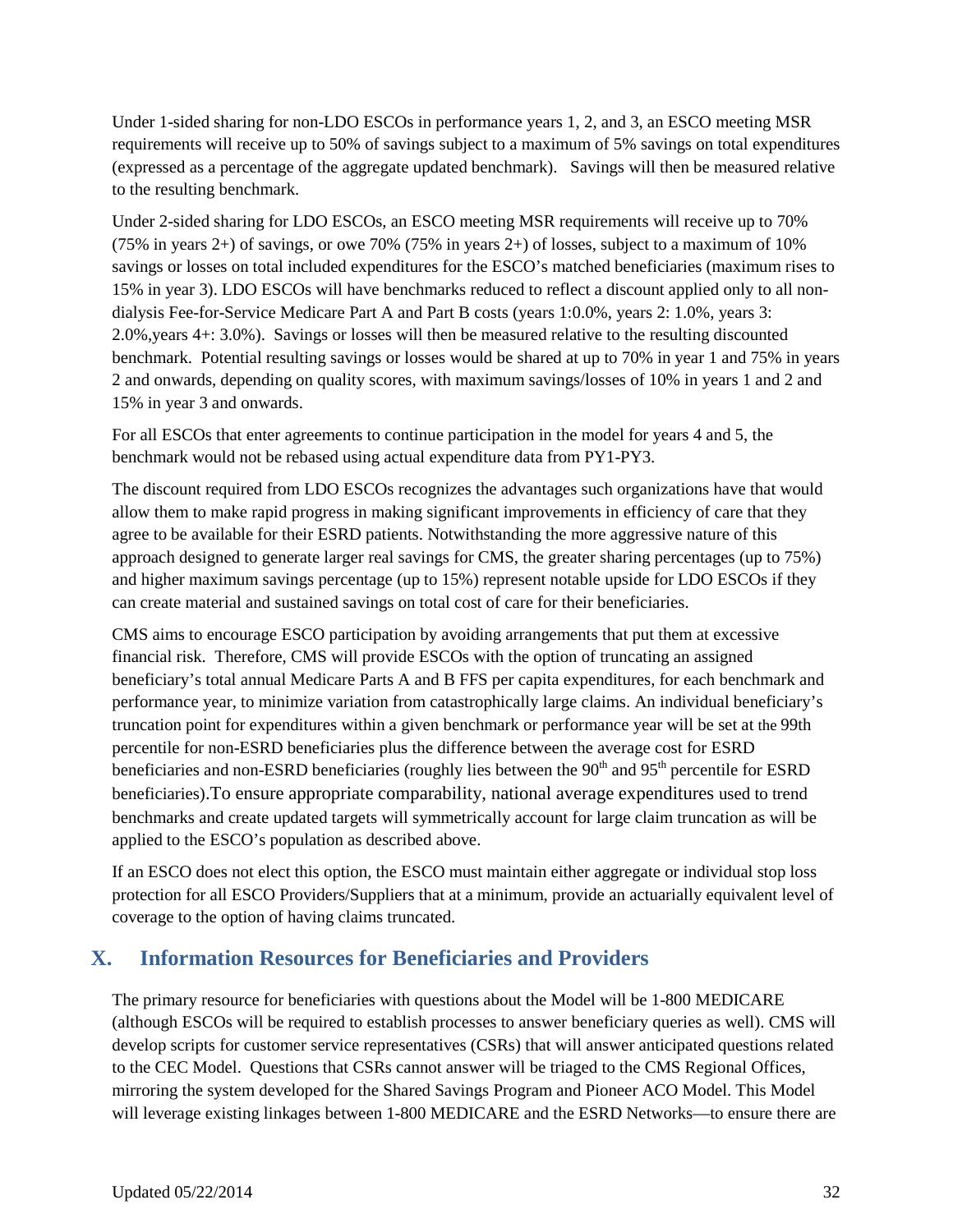Under 1-sided sharing for non-LDO ESCOs in performance years 1, 2, and 3, an ESCO meeting MSR requirements will receive up to 50% of savings subject to a maximum of 5% savings on total expenditures (expressed as a percentage of the aggregate updated benchmark). Savings will then be measured relative to the resulting benchmark.

Under 2-sided sharing for LDO ESCOs, an ESCO meeting MSR requirements will receive up to 70% (75% in years 2+) of savings, or owe 70% (75% in years 2+) of losses, subject to a maximum of 10% savings or losses on total included expenditures for the ESCO's matched beneficiaries (maximum rises to 15% in year 3). LDO ESCOs will have benchmarks reduced to reflect a discount applied only to all non-dialysis Fee-for-Service Medicare Part A and Part B costs (years 1:0.0%, years 2: 1.0%, years 3: 2.0%,years 4+: 3.0%). Savings or losses will then be measured relative to the resulting discounted benchmark. Potential resulting savings or losses would be shared at up to 70% in year 1 and 75% in years 2 and onwards, depending on quality scores, with maximum savings/losses of 10% in years 1 and 2 and 15% in year 3 and onwards.

For all ESCOs that enter agreements to continue participation in the model for years 4 and 5, the benchmark would not be rebased using actual expenditure data from PY1-PY3.

The discount required from LDO ESCOs recognizes the advantages such organizations have that would allow them to make rapid progress in making significant improvements in efficiency of care that they agree to be available for their ESRD patients. Notwithstanding the more aggressive nature of this approach designed to generate larger real savings for CMS, the greater sharing percentages (up to 75%) and higher maximum savings percentage (up to 15%) represent notable upside for LDO ESCOs if they can create material and sustained savings on total cost of care for their beneficiaries.

CMS aims to encourage ESCO participation by avoiding arrangements that put them at excessive financial risk. Therefore, CMS will provide ESCOs with the option of truncating an assigned beneficiary's total annual Medicare Parts A and B FFS per capita expenditures, for each benchmark and performance year, to minimize variation from catastrophically large claims. An individual beneficiary's truncation point for expenditures within a given benchmark or performance year will be set at the 99th percentile for non-ESRD beneficiaries plus the difference between the average cost for ESRD beneficiaries and non-ESRD beneficiaries (roughly lies between the 90th and 95th percentile for ESRD beneficiaries).To ensure appropriate comparability, national average expenditures used to trend benchmarks and create updated targets will symmetrically account for large claim truncation as will be applied to the ESCO's population as described above.

If an ESCO does not elect this option, the ESCO must maintain either aggregate or individual stop loss protection for all ESCO Providers/Suppliers that at a minimum, provide an actuarially equivalent level of coverage to the option of having claims truncated.

## X. Information Resources for Beneficiaries and Providers

The primary resource for beneficiaries with questions about the Model will be 1-800 MEDICARE (although ESCOs will be required to establish processes to answer beneficiary queries as well). CMS will develop scripts for customer service representatives (CSRs) that will answer anticipated questions related to the CEC Model. Questions that CSRs cannot answer will be triaged to the CMS Regional Offices, mirroring the system developed for the Shared Savings Program and Pioneer ACO Model. This Model will leverage existing linkages between 1-800 MEDICARE and the ESRD Networks—to ensure there are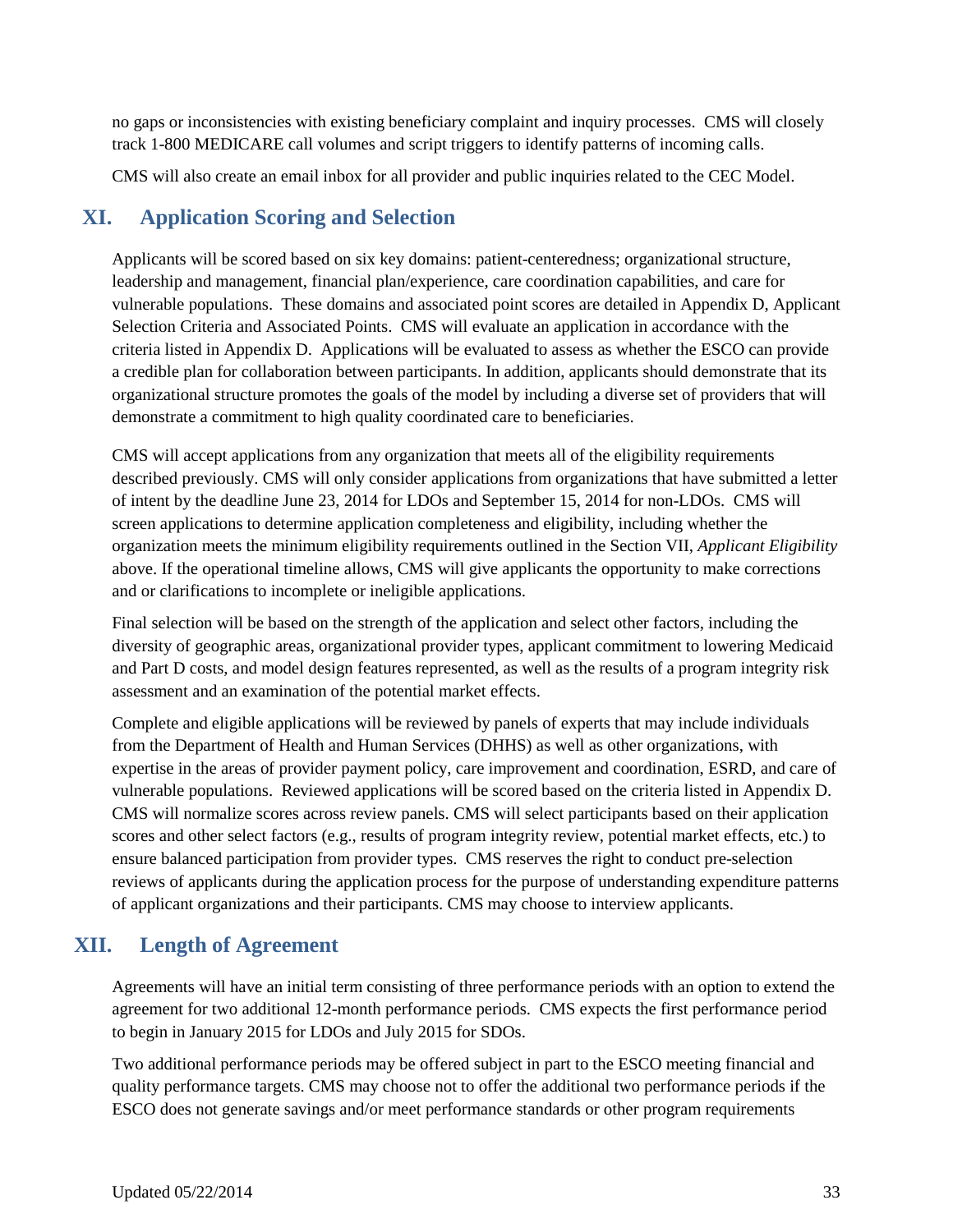no gaps or inconsistencies with existing beneficiary complaint and inquiry processes. CMS will closely track 1-800 MEDICARE call volumes and script triggers to identify patterns of incoming calls.

CMS will also create an email inbox for all provider and public inquiries related to the CEC Model.

## XI. Application Scoring and Selection

Applicants will be scored based on six key domains: patient-centeredness; organizational structure, leadership and management, financial plan/experience, care coordination capabilities, and care for vulnerable populations. These domains and associated point scores are detailed in Appendix D, Applicant Selection Criteria and Associated Points. CMS will evaluate an application in accordance with the criteria listed in Appendix D. Applications will be evaluated to assess as whether the ESCO can provide a credible plan for collaboration between participants. In addition, applicants should demonstrate that its organizational structure promotes the goals of the model by including a diverse set of providers that will demonstrate a commitment to high quality coordinated care to beneficiaries.

CMS will accept applications from any organization that meets all of the eligibility requirements described previously. CMS will only consider applications from organizations that have submitted a letter of intent by the deadline June 23, 2014 for LDOs and September 15, 2014 for non-LDOs. CMS will screen applications to determine application completeness and eligibility, including whether the organization meets the minimum eligibility requirements outlined in the Section VII, *Applicant Eligibility* above. If the operational timeline allows, CMS will give applicants the opportunity to make corrections and or clarifications to incomplete or ineligible applications.

Final selection will be based on the strength of the application and select other factors, including the diversity of geographic areas, organizational provider types, applicant commitment to lowering Medicaid and Part D costs, and model design features represented, as well as the results of a program integrity risk assessment and an examination of the potential market effects.

Complete and eligible applications will be reviewed by panels of experts that may include individuals from the Department of Health and Human Services (DHHS) as well as other organizations, with expertise in the areas of provider payment policy, care improvement and coordination, ESRD, and care of vulnerable populations. Reviewed applications will be scored based on the criteria listed in Appendix D. CMS will normalize scores across review panels. CMS will select participants based on their application scores and other select factors (e.g., results of program integrity review, potential market effects, etc.) to ensure balanced participation from provider types. CMS reserves the right to conduct pre-selection reviews of applicants during the application process for the purpose of understanding expenditure patterns of applicant organizations and their participants. CMS may choose to interview applicants.

## XII. Length of Agreement

Agreements will have an initial term consisting of three performance periods with an option to extend the agreement for two additional 12-month performance periods. CMS expects the first performance period to begin in January 2015 for LDOs and July 2015 for SDOs.

Two additional performance periods may be offered subject in part to the ESCO meeting financial and quality performance targets. CMS may choose not to offer the additional two performance periods if the ESCO does not generate savings and/or meet performance standards or other program requirements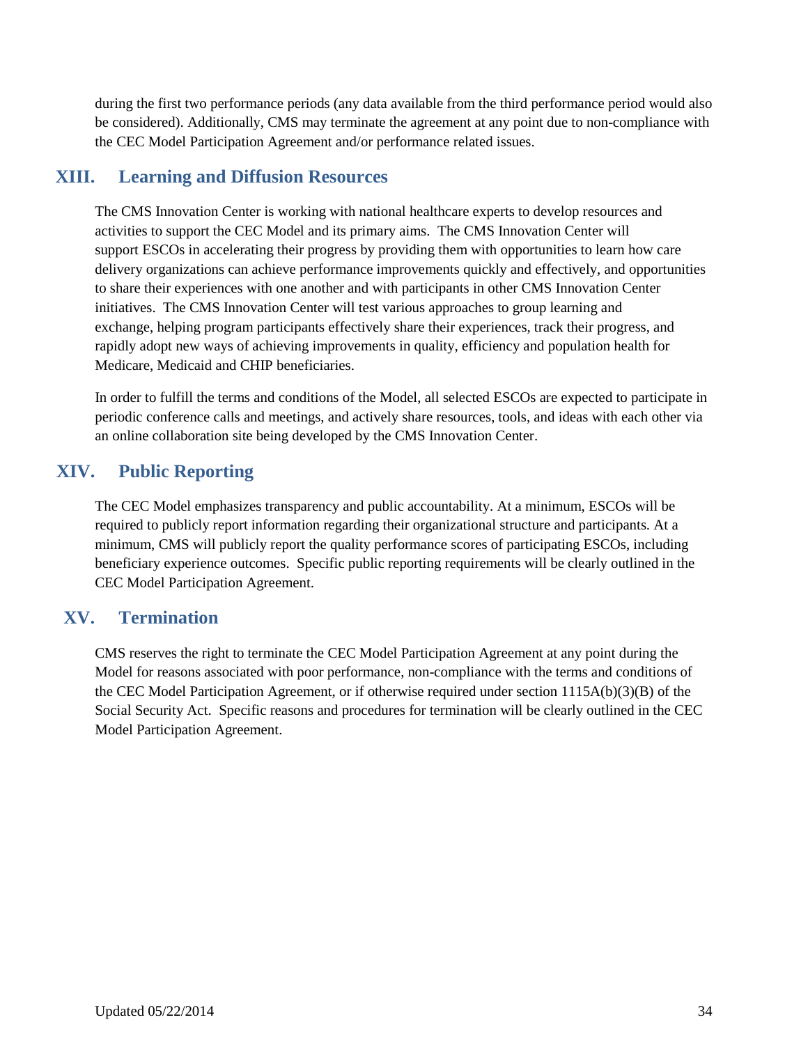during the first two performance periods (any data available from the third performance period would also be considered). Additionally, CMS may terminate the agreement at any point due to non-compliance with the CEC Model Participation Agreement and/or performance related issues.

## XIII. Learning and Diffusion Resources

The CMS Innovation Center is working with national healthcare experts to develop resources and activities to support the CEC Model and its primary aims. The CMS Innovation Center will support ESCOs in accelerating their progress by providing them with opportunities to learn how care delivery organizations can achieve performance improvements quickly and effectively, and opportunities to share their experiences with one another and with participants in other CMS Innovation Center initiatives. The CMS Innovation Center will test various approaches to group learning and exchange, helping program participants effectively share their experiences, track their progress, and rapidly adopt new ways of achieving improvements in quality, efficiency and population health for Medicare, Medicaid and CHIP beneficiaries.

In order to fulfill the terms and conditions of the Model, all selected ESCOs are expected to participate in periodic conference calls and meetings, and actively share resources, tools, and ideas with each other via an online collaboration site being developed by the CMS Innovation Center.

## XIV. Public Reporting

The CEC Model emphasizes transparency and public accountability. At a minimum, ESCOs will be required to publicly report information regarding their organizational structure and participants. At a minimum, CMS will publicly report the quality performance scores of participating ESCOs, including beneficiary experience outcomes. Specific public reporting requirements will be clearly outlined in the CEC Model Participation Agreement.

## XV. Termination

CMS reserves the right to terminate the CEC Model Participation Agreement at any point during the Model for reasons associated with poor performance, non-compliance with the terms and conditions of the CEC Model Participation Agreement, or if otherwise required under section 1115A(b)(3)(B) of the Social Security Act. Specific reasons and procedures for termination will be clearly outlined in the CEC Model Participation Agreement.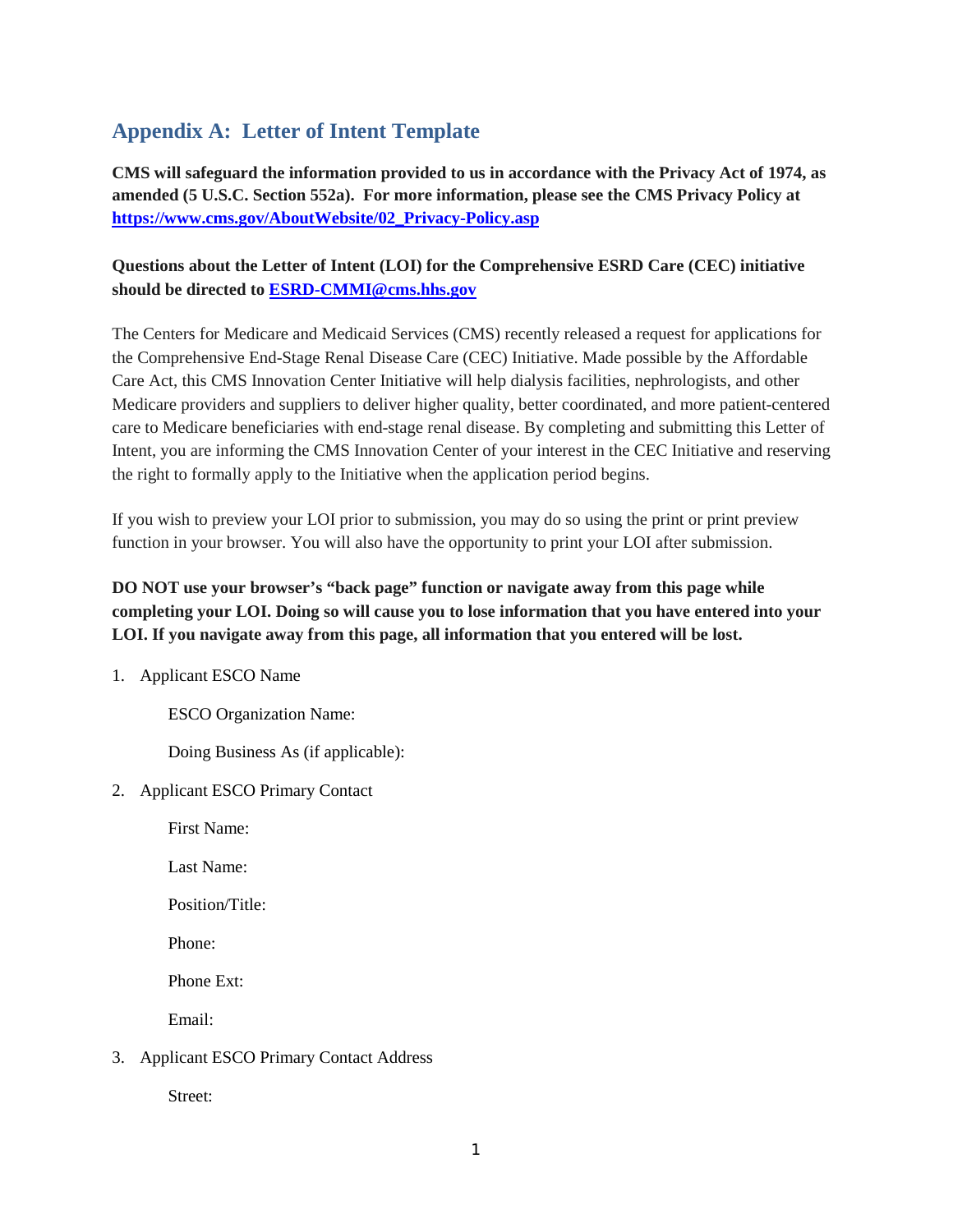## Appendix A: Letter of Intent Template

**CMS will safeguard the information provided to us in accordance with the Privacy Act of 1974, as amended (5 U.S.C. Section 552a). For more information, please see the CMS Privacy Policy at [https://www.cms.gov/AboutWebsite/02_Privacy-Policy.asp](https://www.cms.gov/AboutWebsite/02_Privacy-Policy.asp)**

**Questions about the Letter of Intent (LOI) for the Comprehensive ESRD Care (CEC) initiative should be directed to [ESRD-CMMI@cms.hhs.gov](mailto:ESRD-CMMI@cms.hhs.gov)**

The Centers for Medicare and Medicaid Services (CMS) recently released a request for applications for the Comprehensive End-Stage Renal Disease Care (CEC) Initiative. Made possible by the Affordable Care Act, this CMS Innovation Center Initiative will help dialysis facilities, nephrologists, and other Medicare providers and suppliers to deliver higher quality, better coordinated, and more patient-centered care to Medicare beneficiaries with end-stage renal disease. By completing and submitting this Letter of Intent, you are informing the CMS Innovation Center of your interest in the CEC Initiative and reserving the right to formally apply to the Initiative when the application period begins.

If you wish to preview your LOI prior to submission, you may do so using the print or print preview function in your browser. You will also have the opportunity to print your LOI after submission.

**DO NOT use your browser's "back page" function or navigate away from this page while completing your LOI. Doing so will cause you to lose information that you have entered into your LOI. If you navigate away from this page, all information that you entered will be lost.**

1. Applicant ESCO Name

   ESCO Organization Name:

   Doing Business As (if applicable):

2. Applicant ESCO Primary Contact

   First Name:

   Last Name:

   Position/Title:

   Phone:

   Phone Ext:

   Email:

3. Applicant ESCO Primary Contact Address

   Street: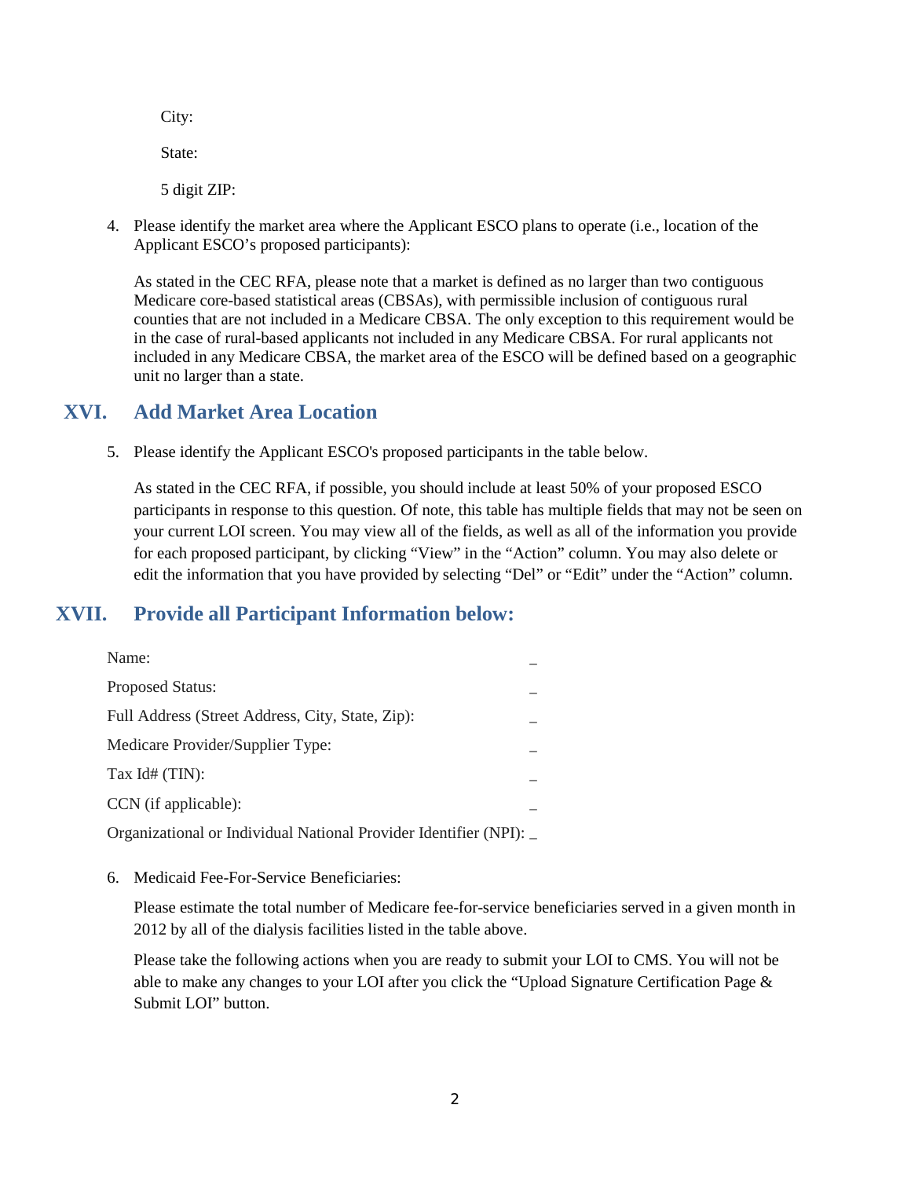City:

State:

5 digit ZIP:

4. Please identify the market area where the Applicant ESCO plans to operate (i.e., location of the Applicant ESCO's proposed participants):

   As stated in the CEC RFA, please note that a market is defined as no larger than two contiguous Medicare core-based statistical areas (CBSAs), with permissible inclusion of contiguous rural counties that are not included in a Medicare CBSA. The only exception to this requirement would be in the case of rural-based applicants not included in any Medicare CBSA. For rural applicants not included in any Medicare CBSA, the market area of the ESCO will be defined based on a geographic unit no larger than a state.

## XVI. Add Market Area Location

5. Please identify the Applicant ESCO's proposed participants in the table below.

   As stated in the CEC RFA, if possible, you should include at least 50% of your proposed ESCO participants in response to this question. Of note, this table has multiple fields that may not be seen on your current LOI screen. You may view all of the fields, as well as all of the information you provide for each proposed participant, by clicking "View" in the "Action" column. You may also delete or edit the information that you have provided by selecting "Del" or "Edit" under the "Action" column.

## XVII. Provide all Participant Information below:

Name: _

Proposed Status: _

Full Address (Street Address, City, State, Zip): _

Medicare Provider/Supplier Type: _

Tax Id# (TIN): _

CCN (if applicable): _

Organizational or Individual National Provider Identifier (NPI): _

6. Medicaid Fee-For-Service Beneficiaries:

   Please estimate the total number of Medicare fee-for-service beneficiaries served in a given month in 2012 by all of the dialysis facilities listed in the table above.

   Please take the following actions when you are ready to submit your LOI to CMS. You will not be able to make any changes to your LOI after you click the "Upload Signature Certification Page & Submit LOI" button.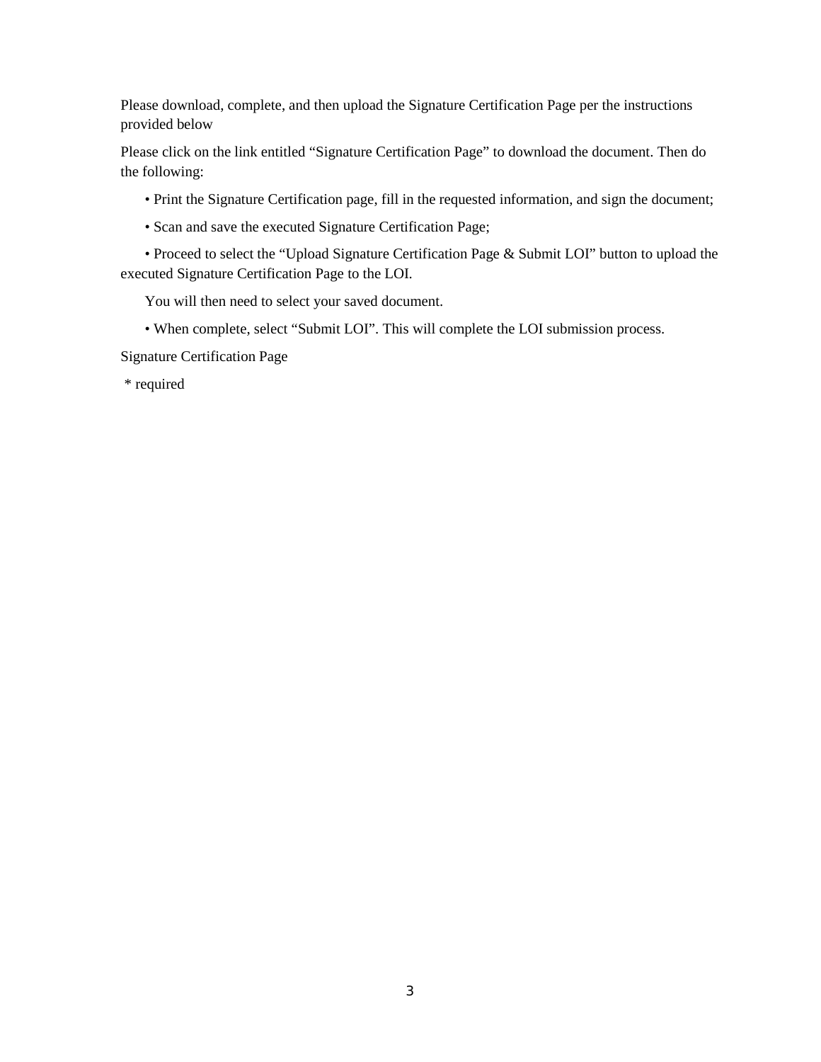Please download, complete, and then upload the Signature Certification Page per the instructions provided below

Please click on the link entitled "Signature Certification Page" to download the document. Then do the following:

- Print the Signature Certification page, fill in the requested information, and sign the document;
- Scan and save the executed Signature Certification Page;
- Proceed to select the "Upload Signature Certification Page & Submit LOI" button to upload the executed Signature Certification Page to the LOI.

  You will then need to select your saved document.

- When complete, select "Submit LOI". This will complete the LOI submission process.

Signature Certification Page

\* required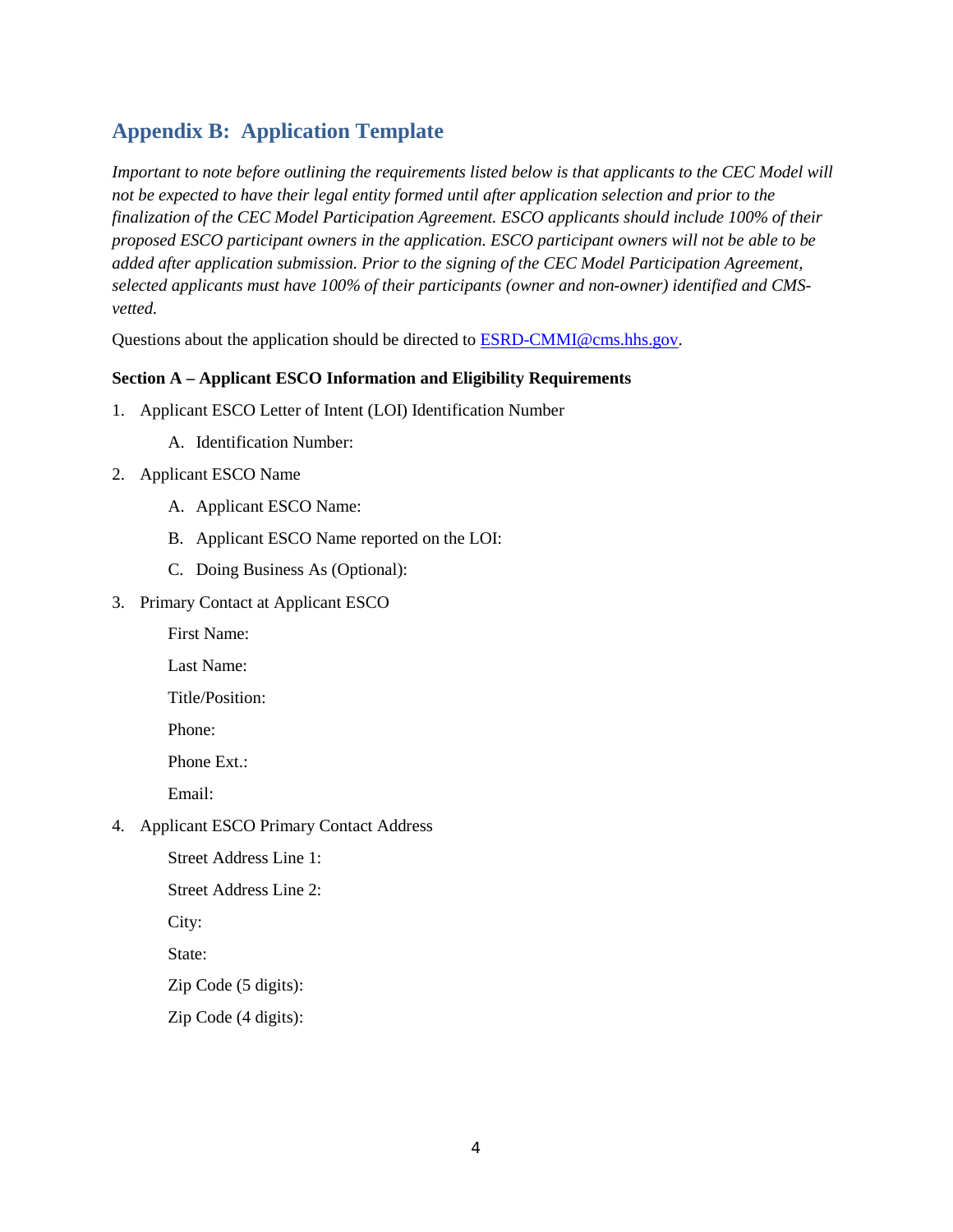## Appendix B: Application Template

*Important to note before outlining the requirements listed below is that applicants to the CEC Model will not be expected to have their legal entity formed until after application selection and prior to the finalization of the CEC Model Participation Agreement. ESCO applicants should include 100% of their proposed ESCO participant owners in the application. ESCO participant owners will not be able to be added after application submission. Prior to the signing of the CEC Model Participation Agreement, selected applicants must have 100% of their participants (owner and non-owner) identified and CMS-vetted.*

Questions about the application should be directed to [ESRD-CMMI@cms.hhs.gov](mailto:ESRD-CMMI@cms.hhs.gov).

**Section A – Applicant ESCO Information and Eligibility Requirements**

1. Applicant ESCO Letter of Intent (LOI) Identification Number

   A. Identification Number:

2. Applicant ESCO Name

   A. Applicant ESCO Name:

   B. Applicant ESCO Name reported on the LOI:

   C. Doing Business As (Optional):

3. Primary Contact at Applicant ESCO

   First Name:

   Last Name:

   Title/Position:

   Phone:

   Phone Ext.:

   Email:

4. Applicant ESCO Primary Contact Address

   Street Address Line 1:

   Street Address Line 2:

   City:

   State:

   Zip Code (5 digits):

   Zip Code (4 digits):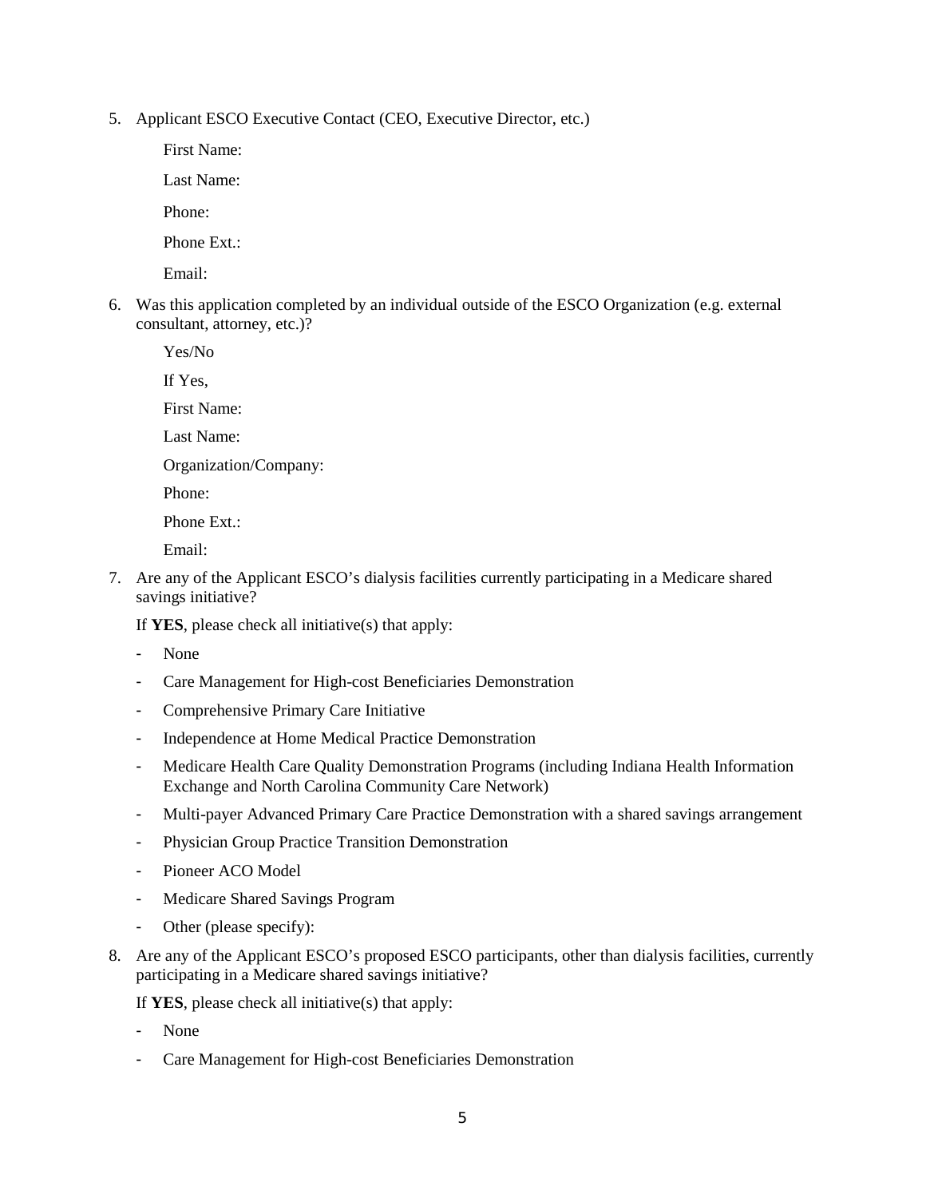5. Applicant ESCO Executive Contact (CEO, Executive Director, etc.)

   First Name:

   Last Name:

   Phone:

   Phone Ext.:

   Email:

6. Was this application completed by an individual outside of the ESCO Organization (e.g. external consultant, attorney, etc.)?

   Yes/No

   If Yes,

   First Name:

   Last Name:

   Organization/Company:

   Phone:

   Phone Ext.:

   Email:

7. Are any of the Applicant ESCO's dialysis facilities currently participating in a Medicare shared savings initiative?

   If **YES**, please check all initiative(s) that apply:

   - None
   - Care Management for High-cost Beneficiaries Demonstration
   - Comprehensive Primary Care Initiative
   - Independence at Home Medical Practice Demonstration
   - Medicare Health Care Quality Demonstration Programs (including Indiana Health Information Exchange and North Carolina Community Care Network)
   - Multi-payer Advanced Primary Care Practice Demonstration with a shared savings arrangement
   - Physician Group Practice Transition Demonstration
   - Pioneer ACO Model
   - Medicare Shared Savings Program
   - Other (please specify):

8. Are any of the Applicant ESCO's proposed ESCO participants, other than dialysis facilities, currently participating in a Medicare shared savings initiative?

   If **YES**, please check all initiative(s) that apply:

   - None
   - Care Management for High-cost Beneficiaries Demonstration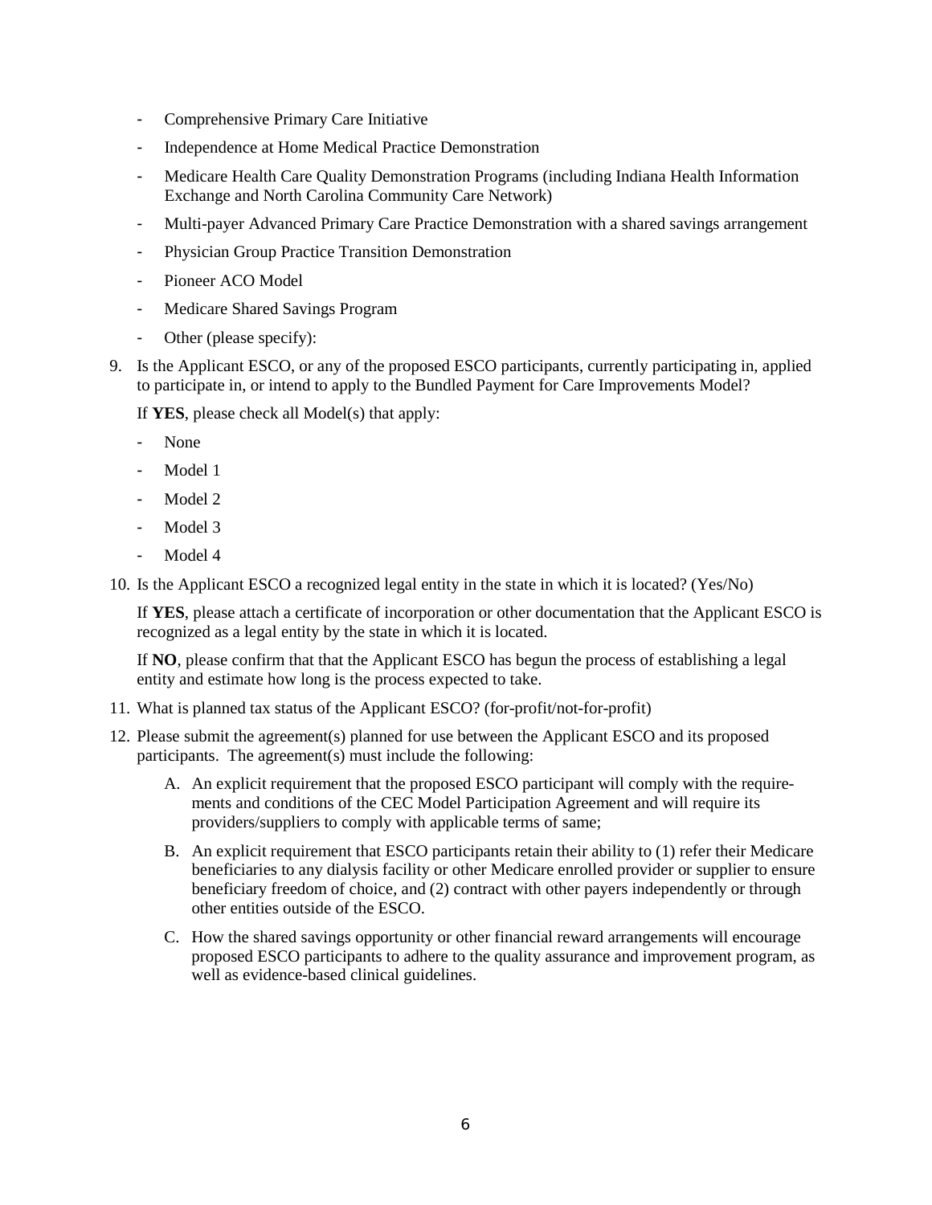- Comprehensive Primary Care Initiative
- Independence at Home Medical Practice Demonstration
- Medicare Health Care Quality Demonstration Programs (including Indiana Health Information Exchange and North Carolina Community Care Network)
- Multi-payer Advanced Primary Care Practice Demonstration with a shared savings arrangement
- Physician Group Practice Transition Demonstration
- Pioneer ACO Model
- Medicare Shared Savings Program
- Other (please specify):

9. Is the Applicant ESCO, or any of the proposed ESCO participants, currently participating in, applied to participate in, or intend to apply to the Bundled Payment for Care Improvements Model?

   If **YES**, please check all Model(s) that apply:

   - None
   - Model 1
   - Model 2
   - Model 3
   - Model 4

10. Is the Applicant ESCO a recognized legal entity in the state in which it is located? (Yes/No)

    If **YES**, please attach a certificate of incorporation or other documentation that the Applicant ESCO is recognized as a legal entity by the state in which it is located.

    If **NO**, please confirm that that the Applicant ESCO has begun the process of establishing a legal entity and estimate how long is the process expected to take.

11. What is planned tax status of the Applicant ESCO? (for-profit/not-for-profit)

12. Please submit the agreement(s) planned for use between the Applicant ESCO and its proposed participants. The agreement(s) must include the following:

    A. An explicit requirement that the proposed ESCO participant will comply with the requirements and conditions of the CEC Model Participation Agreement and will require its providers/suppliers to comply with applicable terms of same;

    B. An explicit requirement that ESCO participants retain their ability to (1) refer their Medicare beneficiaries to any dialysis facility or other Medicare enrolled provider or supplier to ensure beneficiary freedom of choice, and (2) contract with other payers independently or through other entities outside of the ESCO.

    C. How the shared savings opportunity or other financial reward arrangements will encourage proposed ESCO participants to adhere to the quality assurance and improvement program, as well as evidence-based clinical guidelines.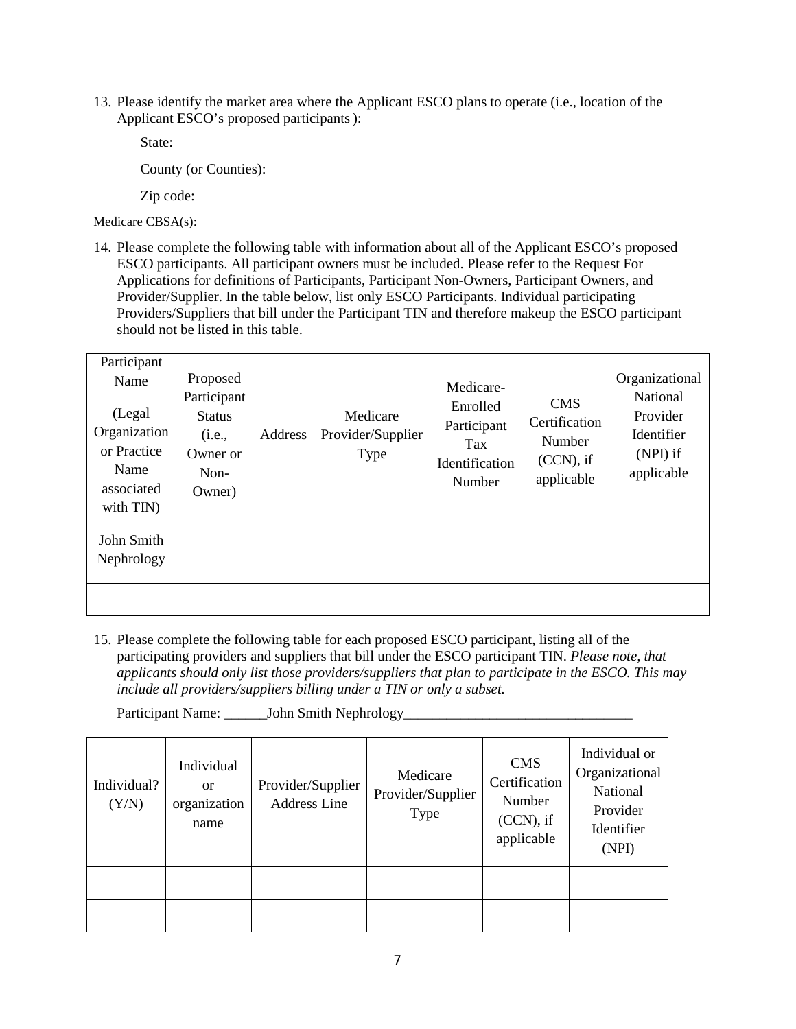13. Please identify the market area where the Applicant ESCO plans to operate (i.e., location of the Applicant ESCO's proposed participants ):

    State:

    County (or Counties):

    Zip code:

Medicare CBSA(s):

14. Please complete the following table with information about all of the Applicant ESCO's proposed ESCO participants. All participant owners must be included. Please refer to the Request For Applications for definitions of Participants, Participant Non-Owners, Participant Owners, and Provider/Supplier. In the table below, list only ESCO Participants. Individual participating Providers/Suppliers that bill under the Participant TIN and therefore makeup the ESCO participant should not be listed in this table.

| Participant Name (Legal Organization or Practice Name associated with TIN) | Proposed Participant Status (i.e., Owner or Non-Owner) | Address | Medicare Provider/Supplier Type | Medicare-Enrolled Participant Tax Identification Number | CMS Certification Number (CCN), if applicable | Organizational National Provider Identifier (NPI) if applicable |
|---|---|---|---|---|---|---|
| John Smith Nephrology | | | | | | |
| | | | | | | |

15. Please complete the following table for each proposed ESCO participant, listing all of the participating providers and suppliers that bill under the ESCO participant TIN. *Please note, that applicants should only list those providers/suppliers that plan to participate in the ESCO. This may include all providers/suppliers billing under a TIN or only a subset.*

    Participant Name: ______John Smith Nephrology________________________________

| Individual? (Y/N) | Individual or organization name | Provider/Supplier Address Line | Medicare Provider/Supplier Type | CMS Certification Number (CCN), if applicable | Individual or Organizational National Provider Identifier (NPI) |
|---|---|---|---|---|---|
| | | | | | |
| | | | | | |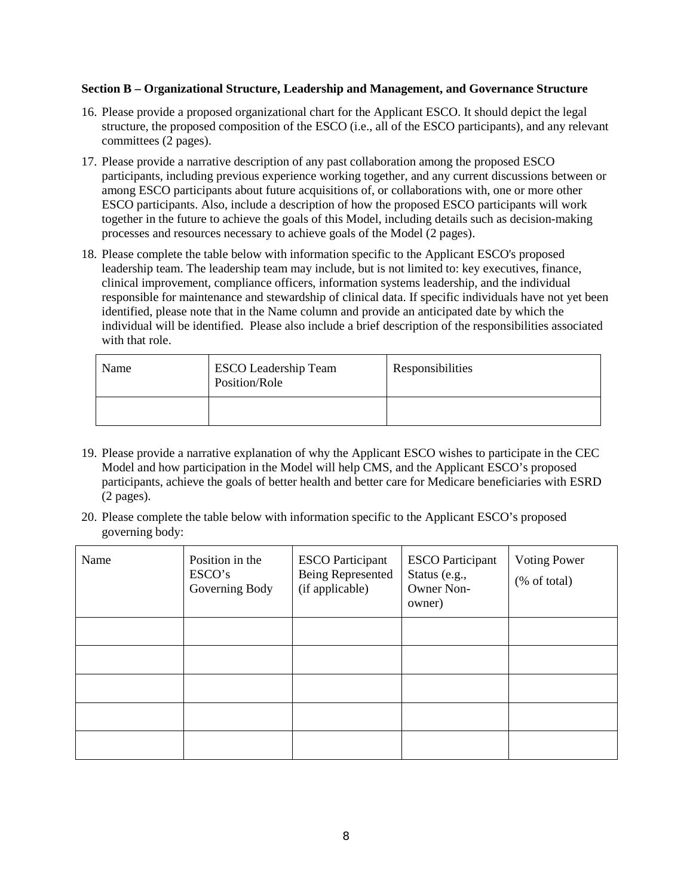**Section B – Organizational Structure, Leadership and Management, and Governance Structure**

16. Please provide a proposed organizational chart for the Applicant ESCO. It should depict the legal structure, the proposed composition of the ESCO (i.e., all of the ESCO participants), and any relevant committees (2 pages).

17. Please provide a narrative description of any past collaboration among the proposed ESCO participants, including previous experience working together, and any current discussions between or among ESCO participants about future acquisitions of, or collaborations with, one or more other ESCO participants. Also, include a description of how the proposed ESCO participants will work together in the future to achieve the goals of this Model, including details such as decision-making processes and resources necessary to achieve goals of the Model (2 pages).

18. Please complete the table below with information specific to the Applicant ESCO's proposed leadership team. The leadership team may include, but is not limited to: key executives, finance, clinical improvement, compliance officers, information systems leadership, and the individual responsible for maintenance and stewardship of clinical data. If specific individuals have not yet been identified, please note that in the Name column and provide an anticipated date by which the individual will be identified. Please also include a brief description of the responsibilities associated with that role.

| Name | ESCO Leadership Team Position/Role | Responsibilities |
|---|---|---|
| | | |

19. Please provide a narrative explanation of why the Applicant ESCO wishes to participate in the CEC Model and how participation in the Model will help CMS, and the Applicant ESCO's proposed participants, achieve the goals of better health and better care for Medicare beneficiaries with ESRD (2 pages).

20. Please complete the table below with information specific to the Applicant ESCO's proposed governing body:

| Name | Position in the ESCO's Governing Body | ESCO Participant Being Represented (if applicable) | ESCO Participant Status (e.g., Owner Non-owner) | Voting Power (% of total) |
|---|---|---|---|---|
| | | | | |
| | | | | |
| | | | | |
| | | | | |
| | | | | |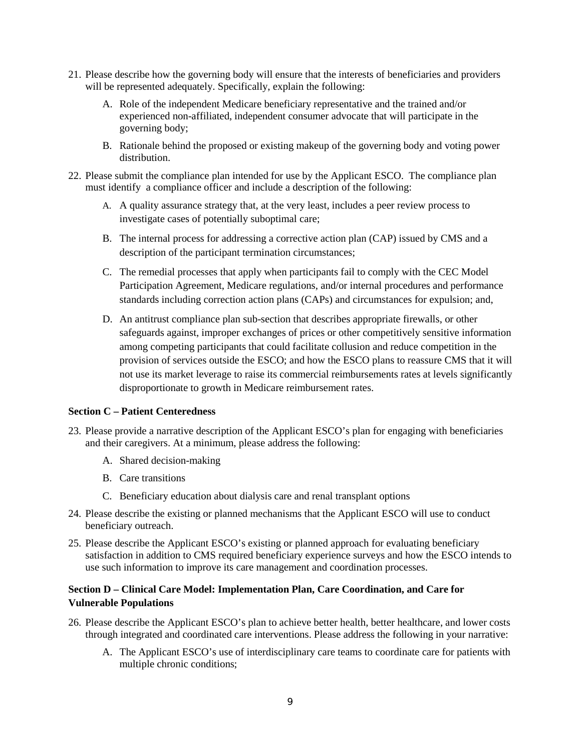21. Please describe how the governing body will ensure that the interests of beneficiaries and providers will be represented adequately. Specifically, explain the following:

    A. Role of the independent Medicare beneficiary representative and the trained and/or experienced non-affiliated, independent consumer advocate that will participate in the governing body;

    B. Rationale behind the proposed or existing makeup of the governing body and voting power distribution.

22. Please submit the compliance plan intended for use by the Applicant ESCO. The compliance plan must identify a compliance officer and include a description of the following:

    A. A quality assurance strategy that, at the very least, includes a peer review process to investigate cases of potentially suboptimal care;

    B. The internal process for addressing a corrective action plan (CAP) issued by CMS and a description of the participant termination circumstances;

    C. The remedial processes that apply when participants fail to comply with the CEC Model Participation Agreement, Medicare regulations, and/or internal procedures and performance standards including correction action plans (CAPs) and circumstances for expulsion; and,

    D. An antitrust compliance plan sub-section that describes appropriate firewalls, or other safeguards against, improper exchanges of prices or other competitively sensitive information among competing participants that could facilitate collusion and reduce competition in the provision of services outside the ESCO; and how the ESCO plans to reassure CMS that it will not use its market leverage to raise its commercial reimbursements rates at levels significantly disproportionate to growth in Medicare reimbursement rates.

**Section C – Patient Centeredness**

23. Please provide a narrative description of the Applicant ESCO's plan for engaging with beneficiaries and their caregivers. At a minimum, please address the following:

    A. Shared decision-making

    B. Care transitions

    C. Beneficiary education about dialysis care and renal transplant options

24. Please describe the existing or planned mechanisms that the Applicant ESCO will use to conduct beneficiary outreach.

25. Please describe the Applicant ESCO's existing or planned approach for evaluating beneficiary satisfaction in addition to CMS required beneficiary experience surveys and how the ESCO intends to use such information to improve its care management and coordination processes.

**Section D – Clinical Care Model: Implementation Plan, Care Coordination, and Care for Vulnerable Populations**

26. Please describe the Applicant ESCO's plan to achieve better health, better healthcare, and lower costs through integrated and coordinated care interventions. Please address the following in your narrative:

    A. The Applicant ESCO's use of interdisciplinary care teams to coordinate care for patients with multiple chronic conditions;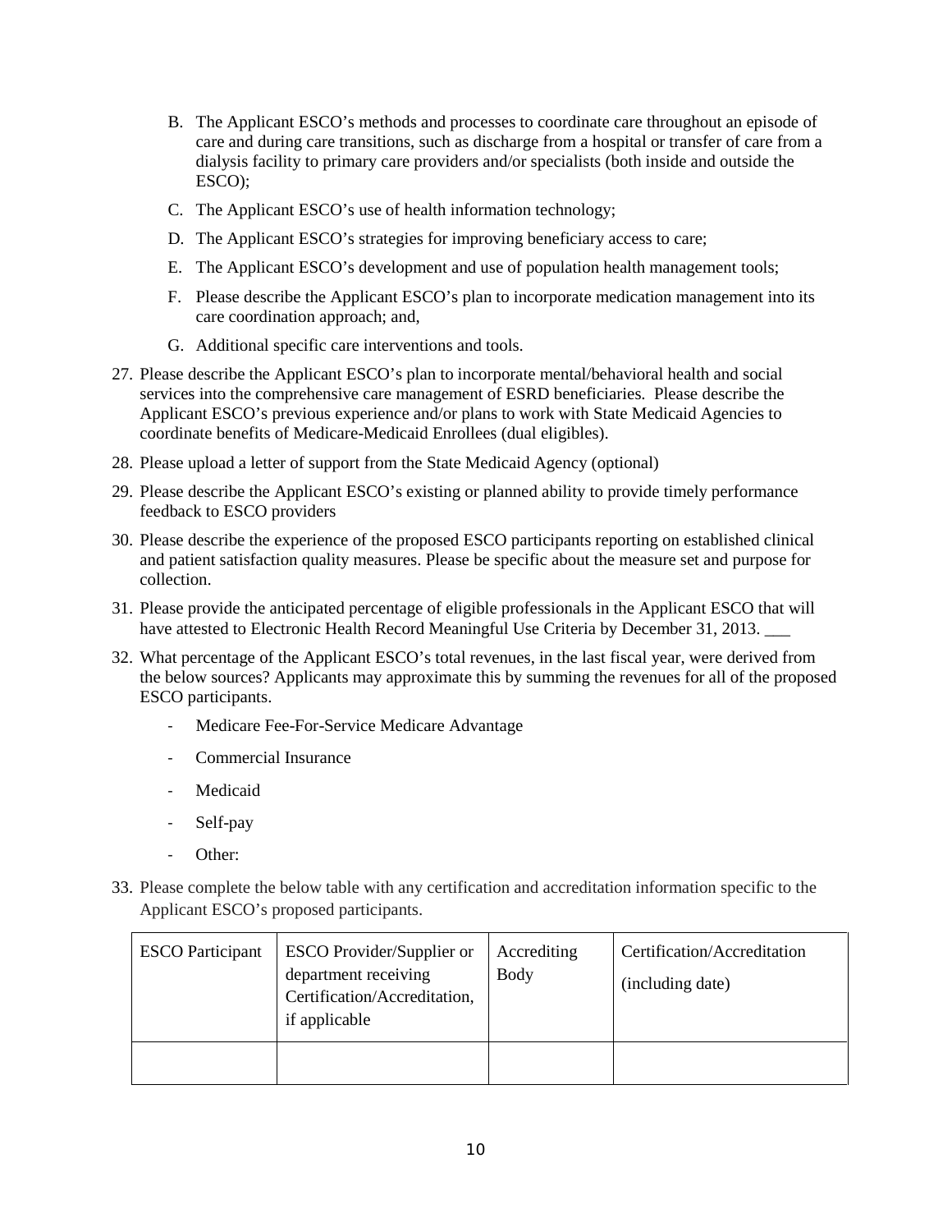B. The Applicant ESCO's methods and processes to coordinate care throughout an episode of care and during care transitions, such as discharge from a hospital or transfer of care from a dialysis facility to primary care providers and/or specialists (both inside and outside the ESCO);

C. The Applicant ESCO's use of health information technology;

D. The Applicant ESCO's strategies for improving beneficiary access to care;

E. The Applicant ESCO's development and use of population health management tools;

F. Please describe the Applicant ESCO's plan to incorporate medication management into its care coordination approach; and,

G. Additional specific care interventions and tools.

27. Please describe the Applicant ESCO's plan to incorporate mental/behavioral health and social services into the comprehensive care management of ESRD beneficiaries. Please describe the Applicant ESCO's previous experience and/or plans to work with State Medicaid Agencies to coordinate benefits of Medicare-Medicaid Enrollees (dual eligibles).

28. Please upload a letter of support from the State Medicaid Agency (optional)

29. Please describe the Applicant ESCO's existing or planned ability to provide timely performance feedback to ESCO providers

30. Please describe the experience of the proposed ESCO participants reporting on established clinical and patient satisfaction quality measures. Please be specific about the measure set and purpose for collection.

31. Please provide the anticipated percentage of eligible professionals in the Applicant ESCO that will have attested to Electronic Health Record Meaningful Use Criteria by December 31, 2013. ___

32. What percentage of the Applicant ESCO's total revenues, in the last fiscal year, were derived from the below sources? Applicants may approximate this by summing the revenues for all of the proposed ESCO participants.

    - Medicare Fee-For-Service Medicare Advantage
    - Commercial Insurance
    - Medicaid
    - Self-pay
    - Other:

33. Please complete the below table with any certification and accreditation information specific to the Applicant ESCO's proposed participants.

| ESCO Participant | ESCO Provider/Supplier or department receiving Certification/Accreditation, if applicable | Accrediting Body | Certification/Accreditation (including date) |
|---|---|---|---|
| | | | |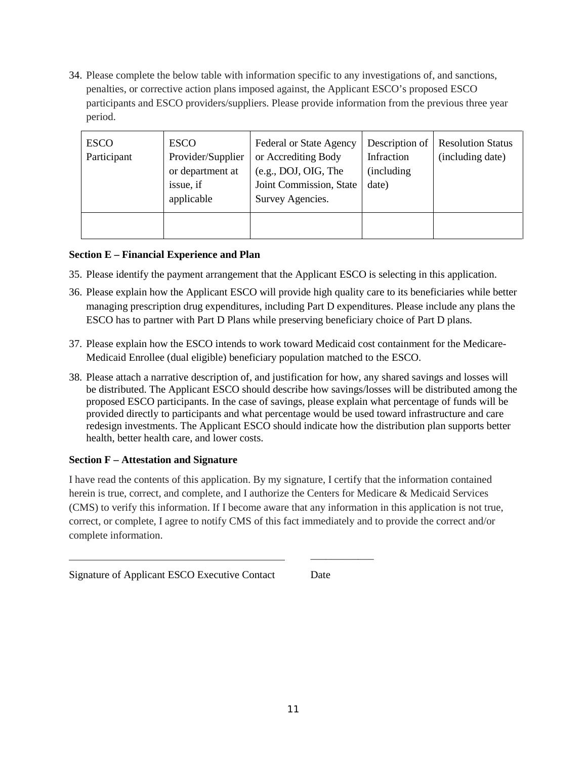34. Please complete the below table with information specific to any investigations of, and sanctions, penalties, or corrective action plans imposed against, the Applicant ESCO's proposed ESCO participants and ESCO providers/suppliers. Please provide information from the previous three year period.

| ESCO Participant | ESCO Provider/Supplier or department at issue, if applicable | Federal or State Agency or Accrediting Body (e.g., DOJ, OIG, The Joint Commission, State Survey Agencies. | Description of Infraction (including date) | Resolution Status (including date) |
|---|---|---|---|---|
| | | | | |

**Section E – Financial Experience and Plan**

35. Please identify the payment arrangement that the Applicant ESCO is selecting in this application.
36. Please explain how the Applicant ESCO will provide high quality care to its beneficiaries while better managing prescription drug expenditures, including Part D expenditures. Please include any plans the ESCO has to partner with Part D Plans while preserving beneficiary choice of Part D plans.
37. Please explain how the ESCO intends to work toward Medicaid cost containment for the Medicare-Medicaid Enrollee (dual eligible) beneficiary population matched to the ESCO.
38. Please attach a narrative description of, and justification for how, any shared savings and losses will be distributed. The Applicant ESCO should describe how savings/losses will be distributed among the proposed ESCO participants. In the case of savings, please explain what percentage of funds will be provided directly to participants and what percentage would be used toward infrastructure and care redesign investments. The Applicant ESCO should indicate how the distribution plan supports better health, better health care, and lower costs.

**Section F – Attestation and Signature**

I have read the contents of this application. By my signature, I certify that the information contained herein is true, correct, and complete, and I authorize the Centers for Medicare & Medicaid Services (CMS) to verify this information. If I become aware that any information in this application is not true, correct, or complete, I agree to notify CMS of this fact immediately and to provide the correct and/or complete information.

\_\_\_\_\_\_\_\_\_\_\_\_\_\_\_\_\_\_\_\_\_\_\_\_\_\_\_\_\_\_\_\_\_\_\_\_\_\_\_\_ \_\_\_\_\_\_\_\_\_\_\_\_

Signature of Applicant ESCO Executive Contact Date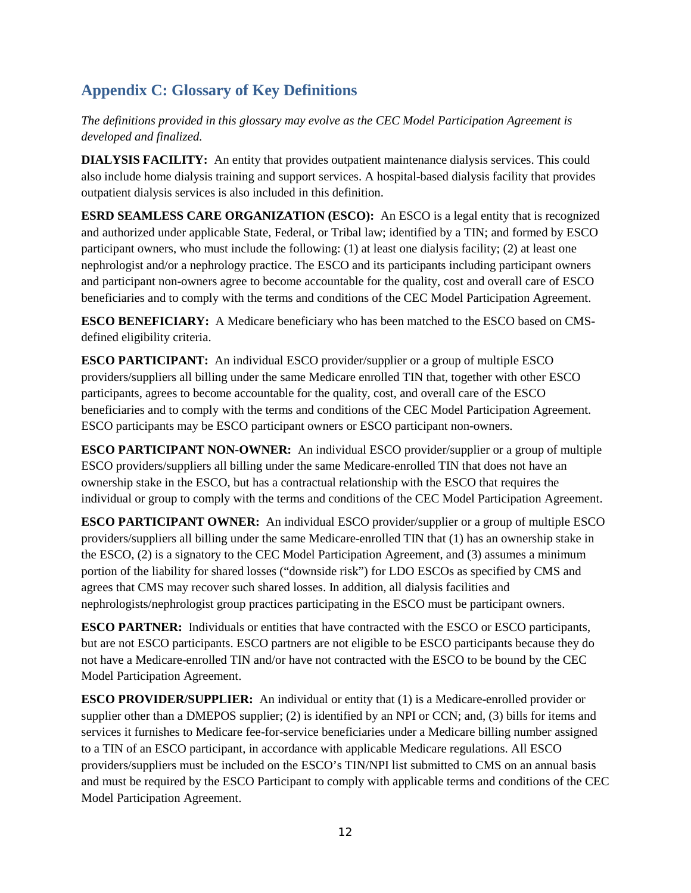## Appendix C: Glossary of Key Definitions

*The definitions provided in this glossary may evolve as the CEC Model Participation Agreement is developed and finalized.*

**DIALYSIS FACILITY:** An entity that provides outpatient maintenance dialysis services. This could also include home dialysis training and support services. A hospital-based dialysis facility that provides outpatient dialysis services is also included in this definition.

**ESRD SEAMLESS CARE ORGANIZATION (ESCO):** An ESCO is a legal entity that is recognized and authorized under applicable State, Federal, or Tribal law; identified by a TIN; and formed by ESCO participant owners, who must include the following: (1) at least one dialysis facility; (2) at least one nephrologist and/or a nephrology practice. The ESCO and its participants including participant owners and participant non-owners agree to become accountable for the quality, cost and overall care of ESCO beneficiaries and to comply with the terms and conditions of the CEC Model Participation Agreement.

**ESCO BENEFICIARY:** A Medicare beneficiary who has been matched to the ESCO based on CMS-defined eligibility criteria.

**ESCO PARTICIPANT:** An individual ESCO provider/supplier or a group of multiple ESCO providers/suppliers all billing under the same Medicare enrolled TIN that, together with other ESCO participants, agrees to become accountable for the quality, cost, and overall care of the ESCO beneficiaries and to comply with the terms and conditions of the CEC Model Participation Agreement. ESCO participants may be ESCO participant owners or ESCO participant non-owners.

**ESCO PARTICIPANT NON-OWNER:** An individual ESCO provider/supplier or a group of multiple ESCO providers/suppliers all billing under the same Medicare-enrolled TIN that does not have an ownership stake in the ESCO, but has a contractual relationship with the ESCO that requires the individual or group to comply with the terms and conditions of the CEC Model Participation Agreement.

**ESCO PARTICIPANT OWNER:** An individual ESCO provider/supplier or a group of multiple ESCO providers/suppliers all billing under the same Medicare-enrolled TIN that (1) has an ownership stake in the ESCO, (2) is a signatory to the CEC Model Participation Agreement, and (3) assumes a minimum portion of the liability for shared losses ("downside risk") for LDO ESCOs as specified by CMS and agrees that CMS may recover such shared losses. In addition, all dialysis facilities and nephrologists/nephrologist group practices participating in the ESCO must be participant owners.

**ESCO PARTNER:** Individuals or entities that have contracted with the ESCO or ESCO participants, but are not ESCO participants. ESCO partners are not eligible to be ESCO participants because they do not have a Medicare-enrolled TIN and/or have not contracted with the ESCO to be bound by the CEC Model Participation Agreement.

**ESCO PROVIDER/SUPPLIER:** An individual or entity that (1) is a Medicare-enrolled provider or supplier other than a DMEPOS supplier; (2) is identified by an NPI or CCN; and, (3) bills for items and services it furnishes to Medicare fee-for-service beneficiaries under a Medicare billing number assigned to a TIN of an ESCO participant, in accordance with applicable Medicare regulations. All ESCO providers/suppliers must be included on the ESCO's TIN/NPI list submitted to CMS on an annual basis and must be required by the ESCO Participant to comply with applicable terms and conditions of the CEC Model Participation Agreement.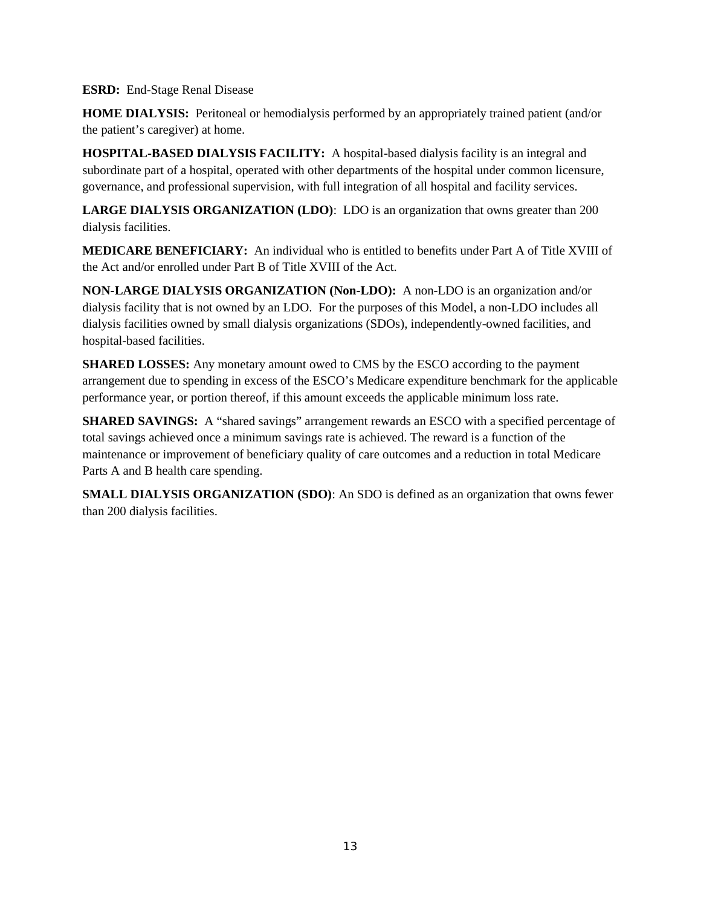**ESRD:** End-Stage Renal Disease

**HOME DIALYSIS:** Peritoneal or hemodialysis performed by an appropriately trained patient (and/or the patient's caregiver) at home.

**HOSPITAL-BASED DIALYSIS FACILITY:** A hospital-based dialysis facility is an integral and subordinate part of a hospital, operated with other departments of the hospital under common licensure, governance, and professional supervision, with full integration of all hospital and facility services.

**LARGE DIALYSIS ORGANIZATION (LDO)**: LDO is an organization that owns greater than 200 dialysis facilities.

**MEDICARE BENEFICIARY:** An individual who is entitled to benefits under Part A of Title XVIII of the Act and/or enrolled under Part B of Title XVIII of the Act.

**NON-LARGE DIALYSIS ORGANIZATION (Non-LDO):** A non-LDO is an organization and/or dialysis facility that is not owned by an LDO. For the purposes of this Model, a non-LDO includes all dialysis facilities owned by small dialysis organizations (SDOs), independently-owned facilities, and hospital-based facilities.

**SHARED LOSSES:** Any monetary amount owed to CMS by the ESCO according to the payment arrangement due to spending in excess of the ESCO's Medicare expenditure benchmark for the applicable performance year, or portion thereof, if this amount exceeds the applicable minimum loss rate.

**SHARED SAVINGS:** A "shared savings" arrangement rewards an ESCO with a specified percentage of total savings achieved once a minimum savings rate is achieved. The reward is a function of the maintenance or improvement of beneficiary quality of care outcomes and a reduction in total Medicare Parts A and B health care spending.

**SMALL DIALYSIS ORGANIZATION (SDO)**: An SDO is defined as an organization that owns fewer than 200 dialysis facilities.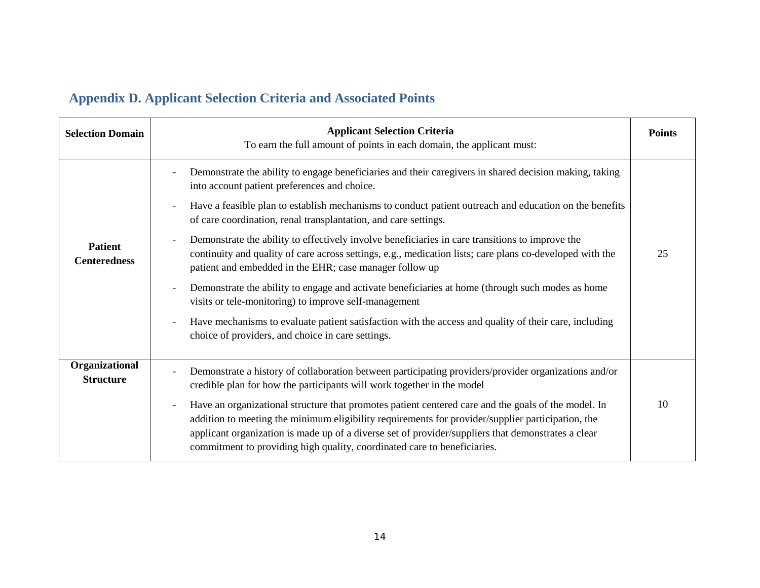## Appendix D. Applicant Selection Criteria and Associated Points

| **Selection Domain** | **Applicant Selection Criteria**<br>To earn the full amount of points in each domain, the applicant must: | **Points** |
|---|---|---|
| **Patient Centeredness** | - Demonstrate the ability to engage beneficiaries and their caregivers in shared decision making, taking into account patient preferences and choice.<br>- Have a feasible plan to establish mechanisms to conduct patient outreach and education on the benefits of care coordination, renal transplantation, and care settings.<br>- Demonstrate the ability to effectively involve beneficiaries in care transitions to improve the continuity and quality of care across settings, e.g., medication lists; care plans co-developed with the patient and embedded in the EHR; case manager follow up<br>- Demonstrate the ability to engage and activate beneficiaries at home (through such modes as home visits or tele-monitoring) to improve self-management<br>- Have mechanisms to evaluate patient satisfaction with the access and quality of their care, including choice of providers, and choice in care settings. | 25 |
| **Organizational Structure** | - Demonstrate a history of collaboration between participating providers/provider organizations and/or credible plan for how the participants will work together in the model<br>- Have an organizational structure that promotes patient centered care and the goals of the model. In addition to meeting the minimum eligibility requirements for provider/supplier participation, the applicant organization is made up of a diverse set of provider/suppliers that demonstrates a clear commitment to providing high quality, coordinated care to beneficiaries. | 10 |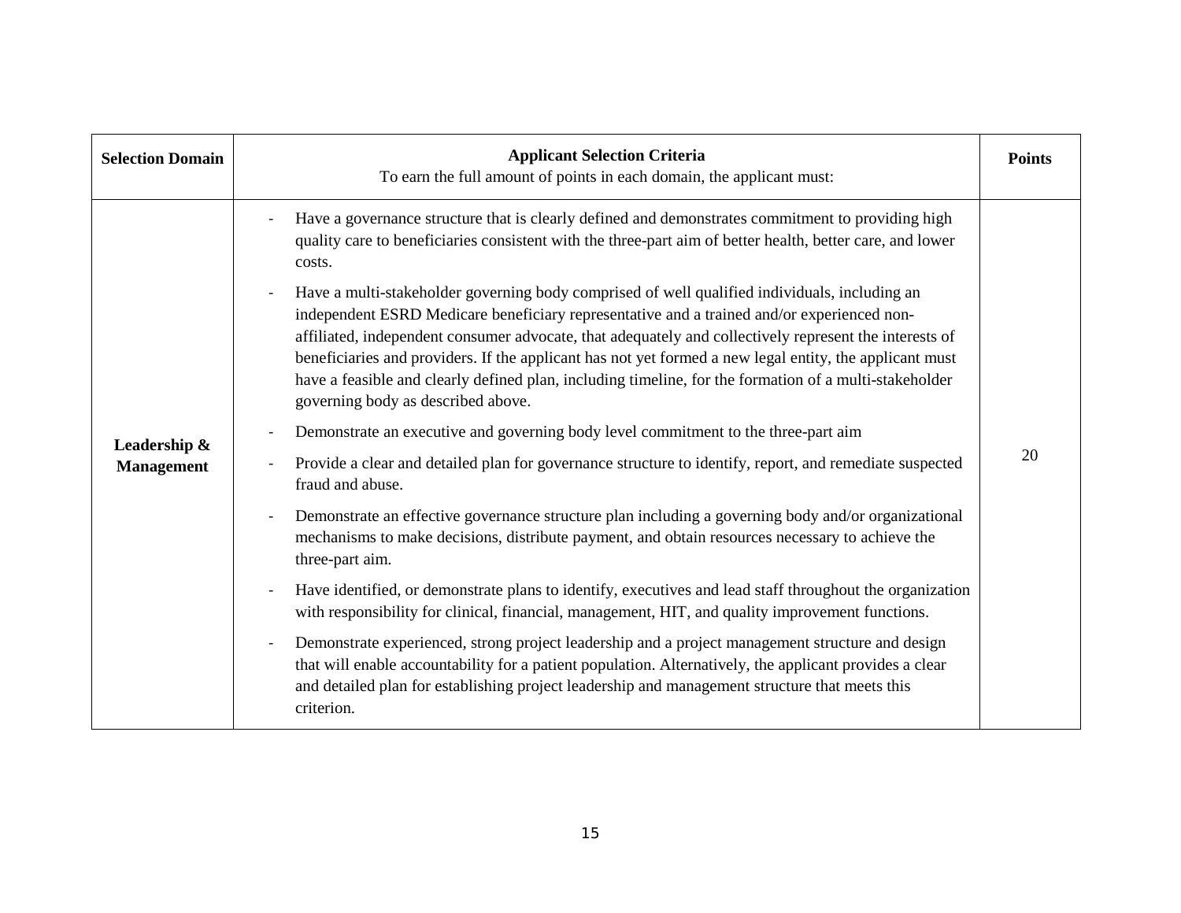| Selection Domain | Applicant Selection Criteria<br>To earn the full amount of points in each domain, the applicant must: | Points |
|---|---|---|
| **Leadership & Management** | - Have a governance structure that is clearly defined and demonstrates commitment to providing high quality care to beneficiaries consistent with the three-part aim of better health, better care, and lower costs.<br>- Have a multi-stakeholder governing body comprised of well qualified individuals, including an independent ESRD Medicare beneficiary representative and a trained and/or experienced non-affiliated, independent consumer advocate, that adequately and collectively represent the interests of beneficiaries and providers. If the applicant has not yet formed a new legal entity, the applicant must have a feasible and clearly defined plan, including timeline, for the formation of a multi-stakeholder governing body as described above.<br>- Demonstrate an executive and governing body level commitment to the three-part aim<br>- Provide a clear and detailed plan for governance structure to identify, report, and remediate suspected fraud and abuse.<br>- Demonstrate an effective governance structure plan including a governing body and/or organizational mechanisms to make decisions, distribute payment, and obtain resources necessary to achieve the three-part aim.<br>- Have identified, or demonstrate plans to identify, executives and lead staff throughout the organization with responsibility for clinical, financial, management, HIT, and quality improvement functions.<br>- Demonstrate experienced, strong project leadership and a project management structure and design that will enable accountability for a patient population. Alternatively, the applicant provides a clear and detailed plan for establishing project leadership and management structure that meets this criterion. | 20 |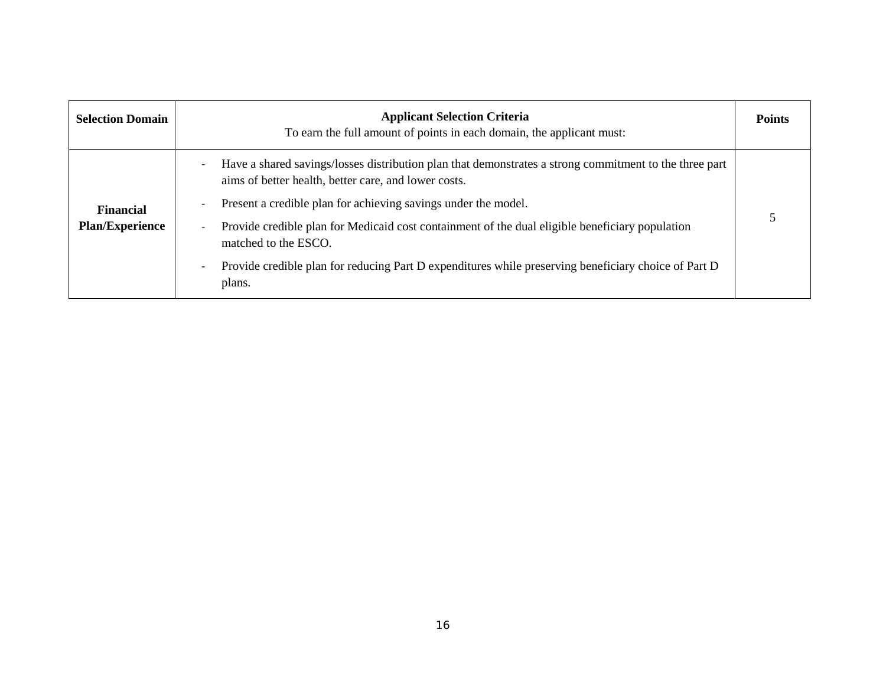| Selection Domain | Applicant Selection Criteria<br>To earn the full amount of points in each domain, the applicant must: | Points |
|---|---|---|
| **Financial Plan/Experience** | - Have a shared savings/losses distribution plan that demonstrates a strong commitment to the three part aims of better health, better care, and lower costs.<br>- Present a credible plan for achieving savings under the model.<br>- Provide credible plan for Medicaid cost containment of the dual eligible beneficiary population matched to the ESCO.<br>- Provide credible plan for reducing Part D expenditures while preserving beneficiary choice of Part D plans. | 5 |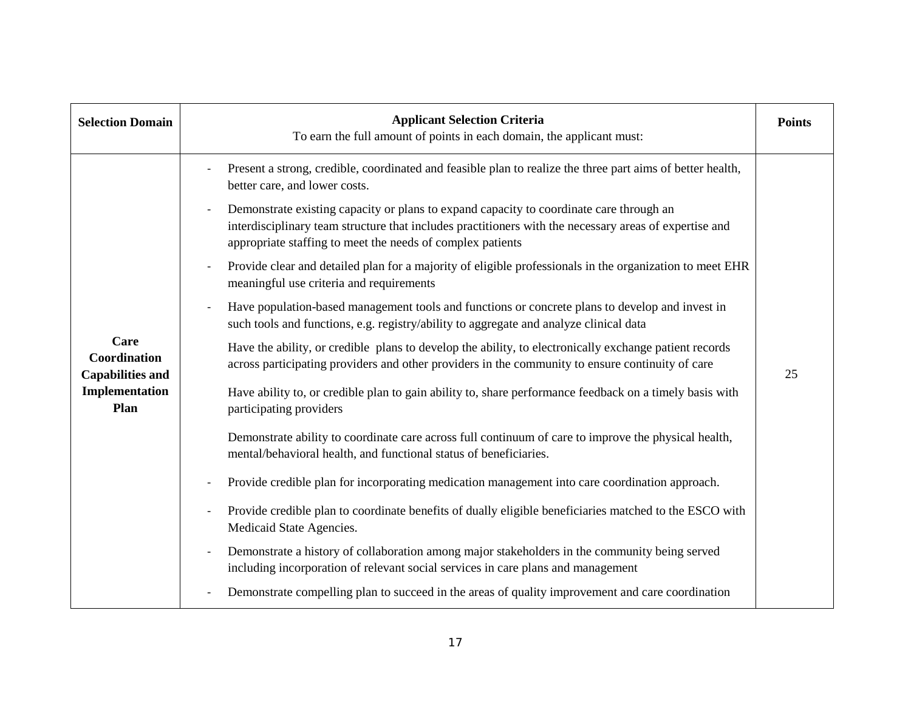| Selection Domain | Applicant Selection Criteria<br>To earn the full amount of points in each domain, the applicant must: | Points |
|---|---|---|
| **Care Coordination Capabilities and Implementation Plan** | - Present a strong, credible, coordinated and feasible plan to realize the three part aims of better health, better care, and lower costs.<br>- Demonstrate existing capacity or plans to expand capacity to coordinate care through an interdisciplinary team structure that includes practitioners with the necessary areas of expertise and appropriate staffing to meet the needs of complex patients<br>- Provide clear and detailed plan for a majority of eligible professionals in the organization to meet EHR meaningful use criteria and requirements<br>- Have population-based management tools and functions or concrete plans to develop and invest in such tools and functions, e.g. registry/ability to aggregate and analyze clinical data<br>Have the ability, or credible plans to develop the ability, to electronically exchange patient records across participating providers and other providers in the community to ensure continuity of care<br>Have ability to, or credible plan to gain ability to, share performance feedback on a timely basis with participating providers<br>Demonstrate ability to coordinate care across full continuum of care to improve the physical health, mental/behavioral health, and functional status of beneficiaries.<br>- Provide credible plan for incorporating medication management into care coordination approach.<br>- Provide credible plan to coordinate benefits of dually eligible beneficiaries matched to the ESCO with Medicaid State Agencies.<br>- Demonstrate a history of collaboration among major stakeholders in the community being served including incorporation of relevant social services in care plans and management<br>- Demonstrate compelling plan to succeed in the areas of quality improvement and care coordination | 25 |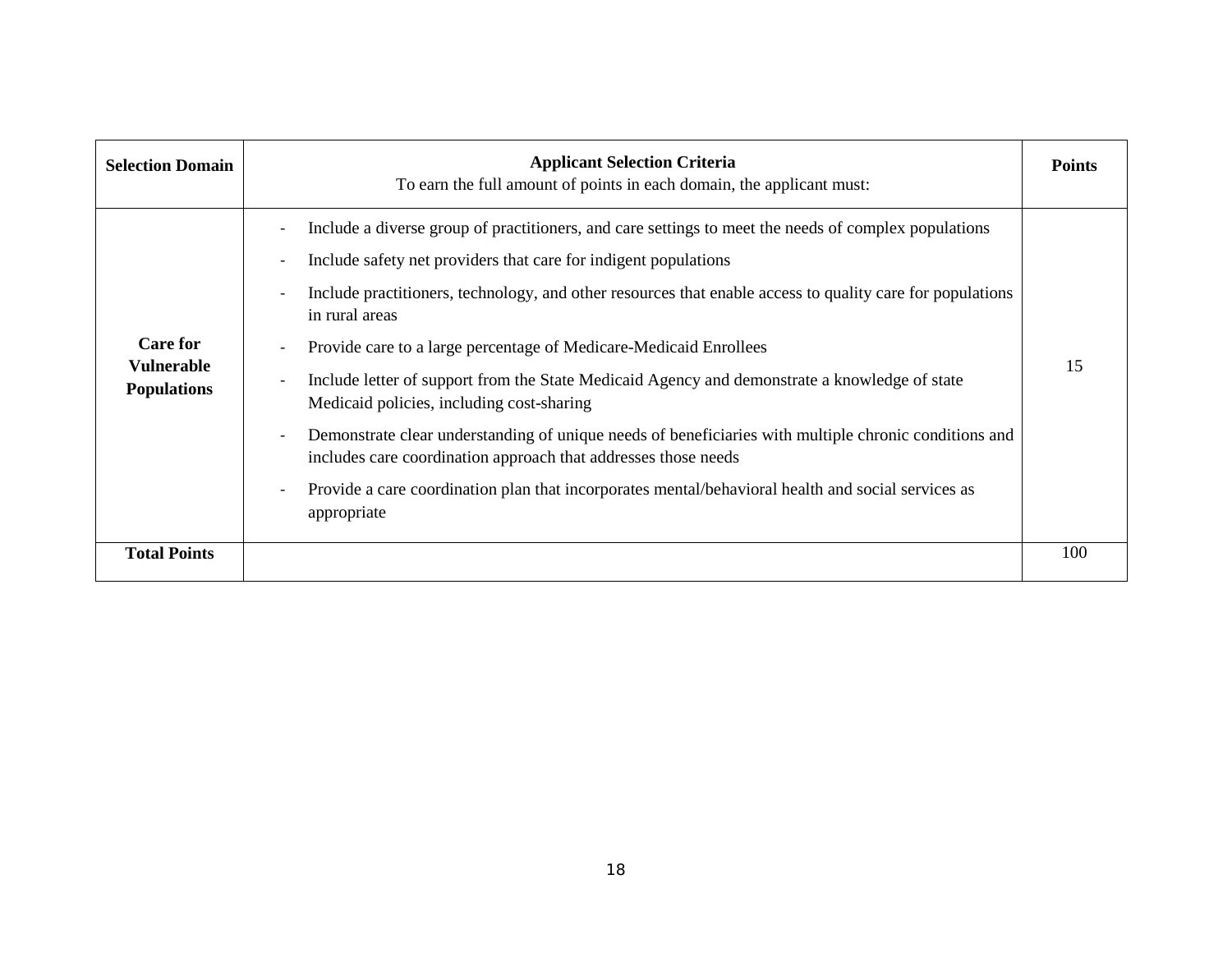| **Selection Domain** | **Applicant Selection Criteria**<br>To earn the full amount of points in each domain, the applicant must: | **Points** |
|---|---|---|
| **Care for Vulnerable Populations** | - Include a diverse group of practitioners, and care settings to meet the needs of complex populations<br>- Include safety net providers that care for indigent populations<br>- Include practitioners, technology, and other resources that enable access to quality care for populations in rural areas<br>- Provide care to a large percentage of Medicare-Medicaid Enrollees<br>- Include letter of support from the State Medicaid Agency and demonstrate a knowledge of state Medicaid policies, including cost-sharing<br>- Demonstrate clear understanding of unique needs of beneficiaries with multiple chronic conditions and includes care coordination approach that addresses those needs<br>- Provide a care coordination plan that incorporates mental/behavioral health and social services as appropriate | 15 |
| **Total Points** | | 100 |